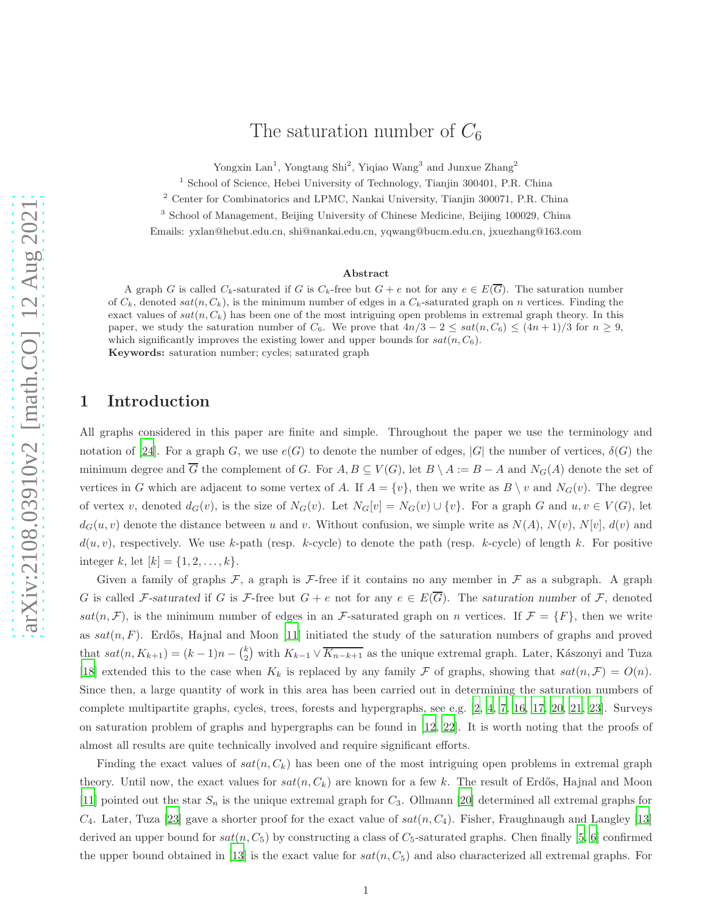# The saturation number of $C_6$

Yongxin Lan[1], Yongtang Shi[2], Yiqiao Wang[3] and Junxue Zhang[2]

[1] School of Science, Hebei University of Technology, Tianjin 300401, P.R. China

[2] Center for Combinatorics and LPMC, Nankai University, Tianjin 300071, P.R. China

[3] School of Management, Beijing University of Chinese Medicine, Beijing 100029, China

Emails: yxlan@hebut.edu.cn, shi@nankai.edu.cn, yqwang@bucm.edu.cn, jxuezhang@163.com

### Abstract

A graph $G$ is called $C_k$-saturated if $G$ is $C_k$-free but $G + e$ not for any $e \in E(\overline{G})$. The saturation number of $C_k$, denoted $sat(n, C_k)$, is the minimum number of edges in a $C_k$-saturated graph on $n$ vertices. Finding the exact values of $sat(n, C_k)$ has been one of the most intriguing open problems in extremal graph theory. In this paper, we study the saturation number of $C_6$. We prove that $4n/3 - 2 \leq sat(n, C_6) \leq (4n + 1)/3$ for $n \geq 9$, which significantly improves the existing lower and upper bounds for $sat(n, C_6)$.

**Keywords:** saturation number; cycles; saturated graph

## 1 Introduction

All graphs considered in this paper are finite and simple. Throughout the paper we use the terminology and notation of [24]. For a graph $G$, we use $e(G)$ to denote the number of edges, $|G|$ the number of vertices, $\delta(G)$ the minimum degree and $\overline{G}$ the complement of $G$. For $A, B \subseteq V(G)$, let $B \setminus A := B - A$ and $N_G(A)$ denote the set of vertices in $G$ which are adjacent to some vertex of $A$. If $A = \{v\}$, then we write as $B \setminus v$ and $N_G(v)$. The degree of vertex $v$, denoted $d_G(v)$, is the size of $N_G(v)$. Let $N_G[v] = N_G(v) \cup \{v\}$. For a graph $G$ and $u, v \in V(G)$, let $d_G(u, v)$ denote the distance between $u$ and $v$. Without confusion, we simple write as $N(A)$, $N(v)$, $N[v]$, $d(v)$ and $d(u, v)$, respectively. We use $k$-path (resp. $k$-cycle) to denote the path (resp. $k$-cycle) of length $k$. For positive integer $k$, let $[k] = \{1, 2, \ldots, k\}$.

Given a family of graphs $\mathcal{F}$, a graph is $\mathcal{F}$-free if it contains no any member in $\mathcal{F}$ as a subgraph. A graph $G$ is called *$\mathcal{F}$-saturated* if $G$ is $\mathcal{F}$-free but $G + e$ not for any $e \in E(\overline{G})$. The *saturation number* of $\mathcal{F}$, denoted $sat(n, \mathcal{F})$, is the minimum number of edges in an $\mathcal{F}$-saturated graph on $n$ vertices. If $\mathcal{F} = \{F\}$, then we write as $sat(n, F)$. Erdős, Hajnal and Moon [11] initiated the study of the saturation numbers of graphs and proved that $sat(n, K_{k+1}) = (k-1)n - \binom{k}{2}$ with $K_{k-1} \vee \overline{K_{n-k+1}}$ as the unique extremal graph. Later, Kászonyi and Tuza [18] extended this to the case when $K_k$ is replaced by any family $\mathcal{F}$ of graphs, showing that $sat(n, \mathcal{F}) = O(n)$. Since then, a large quantity of work in this area has been carried out in determining the saturation numbers of complete multipartite graphs, cycles, trees, forests and hypergraphs, see e.g. [2, 4, 7, 16, 17, 20, 21, 23]. Surveys on saturation problem of graphs and hypergraphs can be found in [12, 22]. It is worth noting that the proofs of almost all results are quite technically involved and require significant efforts.

Finding the exact values of $sat(n, C_k)$ has been one of the most intriguing open problems in extremal graph theory. Until now, the exact values for $sat(n, C_k)$ are known for a few $k$. The result of Erdős, Hajnal and Moon [11] pointed out the star $S_n$ is the unique extremal graph for $C_3$. Ollmann [20] determined all extremal graphs for $C_4$. Later, Tuza [23] gave a shorter proof for the exact value of $sat(n, C_4)$. Fisher, Fraughnaugh and Langley [13] derived an upper bound for $sat(n, C_5)$ by constructing a class of $C_5$-saturated graphs. Chen finally [5, 6] confirmed the upper bound obtained in [13] is the exact value for $sat(n, C_5)$ and also characterized all extremal graphs. For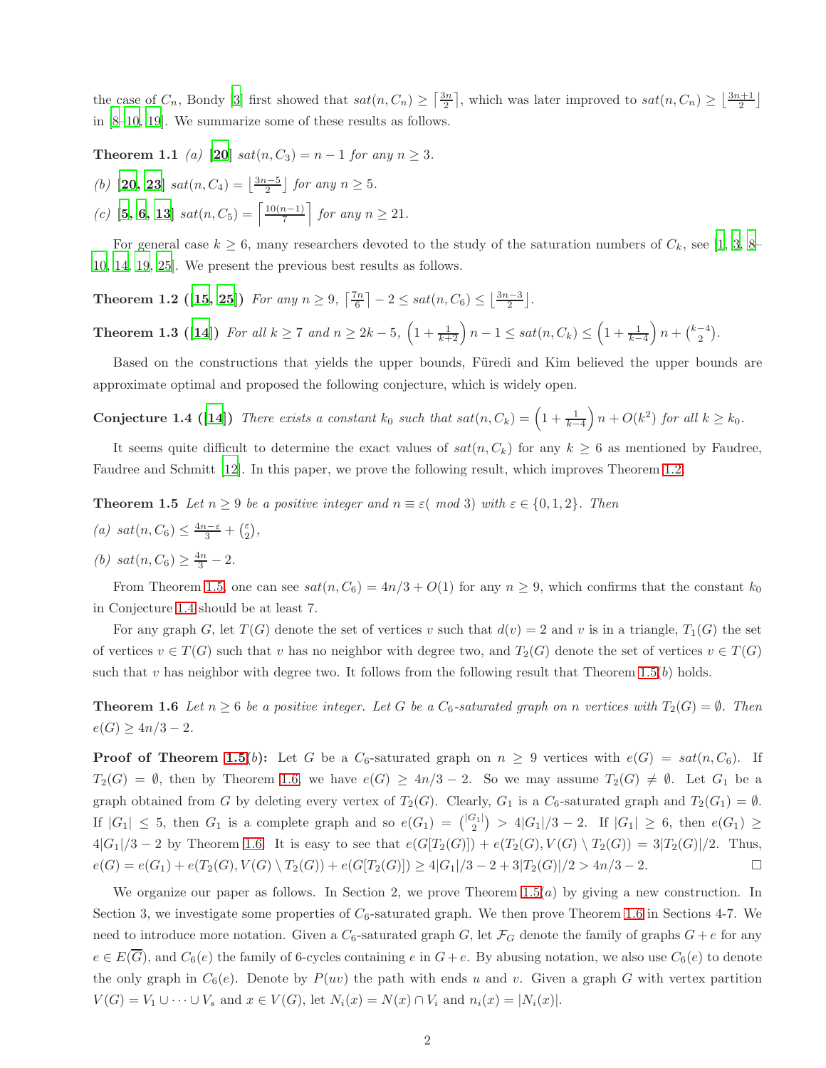the case of $C_n$, Bondy [3] first showed that $sat(n, C_n) \geq \lceil \frac{3n}{2} \rceil$, which was later improved to $sat(n, C_n) \geq \lfloor \frac{3n+1}{2} \rfloor$ in [8–10, 19]. We summarize some of these results as follows.

**Theorem 1.1** *(a)* **[20]** *$sat(n, C_3) = n - 1$ for any $n \geq 3$.*

*(b)* **[20, 23]** *$sat(n, C_4) = \lfloor \frac{3n-5}{2} \rfloor$ for any $n \geq 5$.*

*(c)* **[5, 6, 13]** *$sat(n, C_5) = \left\lceil \frac{10(n-1)}{7} \right\rceil$ for any $n \geq 21$.*

For general case $k \geq 6$, many researchers devoted to the study of the saturation numbers of $C_k$, see [1, 3, 8–10, 14, 19, 25]. We present the previous best results as follows.

**Theorem 1.2 ([15, 25])** *For any $n \geq 9$, $\lceil \frac{7n}{6} \rceil - 2 \leq sat(n, C_6) \leq \lfloor \frac{3n-3}{2} \rfloor$.*

**Theorem 1.3 ([14])** *For all $k \geq 7$ and $n \geq 2k - 5$, $\left(1 + \frac{1}{k+2}\right) n - 1 \leq sat(n, C_k) \leq \left(1 + \frac{1}{k-4}\right) n + \binom{k-4}{2}$.*

Based on the constructions that yields the upper bounds, Füredi and Kim believed the upper bounds are approximate optimal and proposed the following conjecture, which is widely open.

**Conjecture 1.4 ([14])** *There exists a constant $k_0$ such that $sat(n, C_k) = \left(1 + \frac{1}{k-4}\right) n + O(k^2)$ for all $k \geq k_0$.*

It seems quite difficult to determine the exact values of $sat(n, C_k)$ for any $k \geq 6$ as mentioned by Faudree, Faudree and Schmitt [12]. In this paper, we prove the following result, which improves Theorem 1.2.

**Theorem 1.5** *Let $n \geq 9$ be a positive integer and $n \equiv \varepsilon (\bmod 3)$ with $\varepsilon \in \{0, 1, 2\}$. Then*

*(a) $sat(n, C_6) \leq \frac{4n-\varepsilon}{3} + \binom{\varepsilon}{2}$,*

*(b) $sat(n, C_6) \geq \frac{4n}{3} - 2$.*

From Theorem 1.5, one can see $sat(n, C_6) = 4n/3 + O(1)$ for any $n \geq 9$, which confirms that the constant $k_0$ in Conjecture 1.4 should be at least 7.

For any graph $G$, let $T(G)$ denote the set of vertices $v$ such that $d(v) = 2$ and $v$ is in a triangle, $T_1(G)$ the set of vertices $v \in T(G)$ such that $v$ has no neighbor with degree two, and $T_2(G)$ denote the set of vertices $v \in T(G)$ such that $v$ has neighbor with degree two. It follows from the following result that Theorem 1.5$(b)$ holds.

**Theorem 1.6** *Let $n \geq 6$ be a positive integer. Let $G$ be a $C_6$-saturated graph on $n$ vertices with $T_2(G) = \emptyset$. Then $e(G) \geq 4n/3 - 2$.*

**Proof of Theorem 1.5$(b)$:** Let $G$ be a $C_6$-saturated graph on $n \geq 9$ vertices with $e(G) = sat(n, C_6)$. If $T_2(G) = \emptyset$, then by Theorem 1.6, we have $e(G) \geq 4n/3 - 2$. So we may assume $T_2(G) \neq \emptyset$. Let $G_1$ be a graph obtained from $G$ by deleting every vertex of $T_2(G)$. Clearly, $G_1$ is a $C_6$-saturated graph and $T_2(G_1) = \emptyset$. If $|G_1| \leq 5$, then $G_1$ is a complete graph and so $e(G_1) = \binom{|G_1|}{2} > 4|G_1|/3 - 2$. If $|G_1| \geq 6$, then $e(G_1) \geq 4|G_1|/3 - 2$ by Theorem 1.6. It is easy to see that $e(G[T_2(G)]) + e(T_2(G), V(G) \setminus T_2(G)) = 3|T_2(G)|/2$. Thus, $e(G) = e(G_1) + e(T_2(G), V(G) \setminus T_2(G)) + e(G[T_2(G)]) \geq 4|G_1|/3 - 2 + 3|T_2(G)|/2 > 4n/3 - 2$. $\square$

We organize our paper as follows. In Section 2, we prove Theorem 1.5$(a)$ by giving a new construction. In Section 3, we investigate some properties of $C_6$-saturated graph. We then prove Theorem 1.6 in Sections 4-7. We need to introduce more notation. Given a $C_6$-saturated graph $G$, let $\mathcal{F}_G$ denote the family of graphs $G + e$ for any $e \in E(\overline{G})$, and $C_6(e)$ the family of 6-cycles containing $e$ in $G + e$. By abusing notation, we also use $C_6(e)$ to denote the only graph in $C_6(e)$. Denote by $P(uv)$ the path with ends $u$ and $v$. Given a graph $G$ with vertex partition $V(G) = V_1 \cup \cdots \cup V_s$ and $x \in V(G)$, let $N_i(x) = N(x) \cap V_i$ and $n_i(x) = |N_i(x)|$.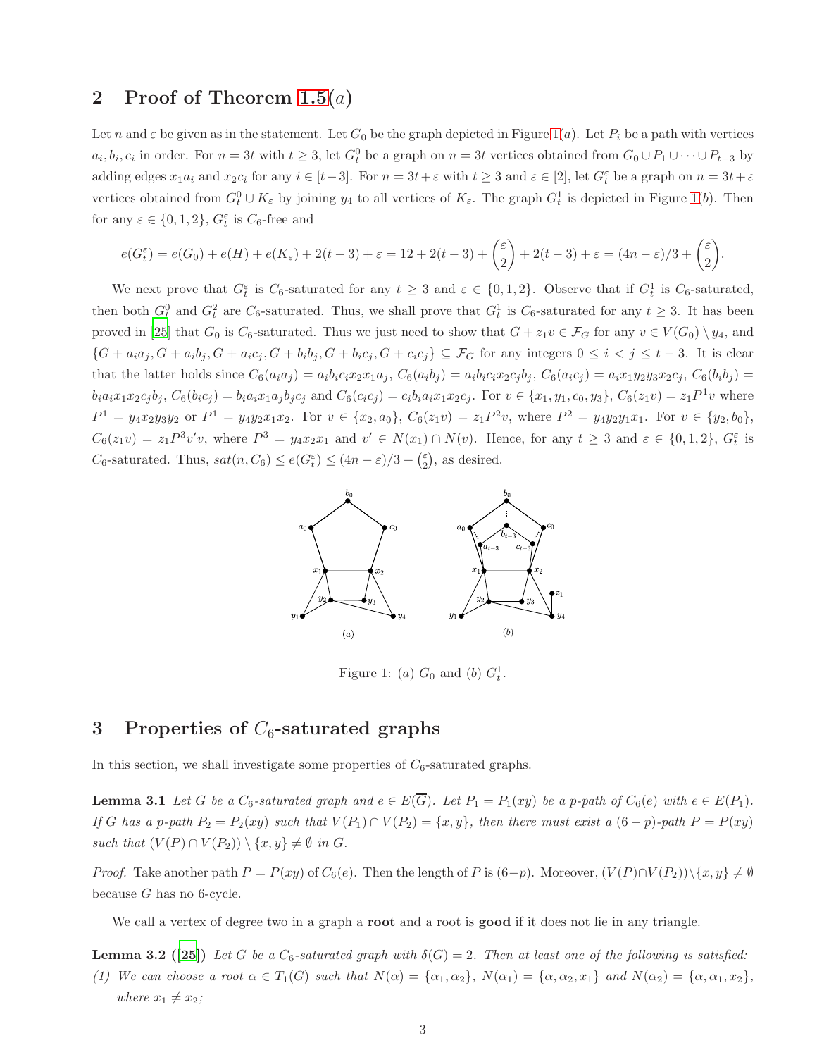## 2 Proof of Theorem 1.5(a)

Let $n$ and $\varepsilon$ be given as in the statement. Let $G_0$ be the graph depicted in Figure 1(a). Let $P_i$ be a path with vertices $a_i, b_i, c_i$ in order. For $n = 3t$ with $t \geq 3$, let $G_t^0$ be a graph on $n = 3t$ vertices obtained from $G_0 \cup P_1 \cup \cdots \cup P_{t-3}$ by adding edges $x_1a_i$ and $x_2c_i$ for any $i \in [t-3]$. For $n = 3t + \varepsilon$ with $t \geq 3$ and $\varepsilon \in [2]$, let $G_t^\varepsilon$ be a graph on $n = 3t+\varepsilon$ vertices obtained from $G_t^0 \cup K_\varepsilon$ by joining $y_4$ to all vertices of $K_\varepsilon$. The graph $G_t^1$ is depicted in Figure 1(b). Then for any $\varepsilon \in \{0, 1, 2\}$, $G_t^\varepsilon$ is $C_6$-free and

$$e(G_t^\varepsilon) = e(G_0) + e(H) + e(K_\varepsilon) + 2(t-3) + \varepsilon = 12 + 2(t-3) + \binom{\varepsilon}{2} + 2(t-3) + \varepsilon = (4n-\varepsilon)/3 + \binom{\varepsilon}{2}.$$

We next prove that $G_t^\varepsilon$ is $C_6$-saturated for any $t \geq 3$ and $\varepsilon \in \{0, 1, 2\}$. Observe that if $G_t^1$ is $C_6$-saturated, then both $G_t^0$ and $G_t^2$ are $C_6$-saturated. Thus, we shall prove that $G_t^1$ is $C_6$-saturated for any $t \geq 3$. It has been proved in [25] that $G_0$ is $C_6$-saturated. Thus we just need to show that $G + z_1v \in \mathcal{F}_G$ for any $v \in V(G_0) \setminus y_4$, and $\{G + a_ia_j, G + a_ib_j, G + a_ic_j, G + b_ib_j, G + b_ic_j, G + c_ic_j\} \subseteq \mathcal{F}_G$ for any integers $0 \leq i < j \leq t-3$. It is clear that the latter holds since $C_6(a_ia_j) = a_ib_ic_ix_2x_1a_j$, $C_6(a_ib_j) = a_ib_ic_ix_2c_jb_j$, $C_6(a_ic_j) = a_ix_1y_2y_3x_2c_j$, $C_6(b_ib_j) = b_ia_ix_1x_2c_jb_j$, $C_6(b_ic_j) = b_ia_ix_1a_jb_jc_j$ and $C_6(c_ic_j) = c_ib_ia_ix_1x_2c_j$. For $v \in \{x_1, y_1, c_0, y_3\}$, $C_6(z_1v) = z_1P^1v$ where $P^1 = y_4x_2y_3y_2$ or $P^1 = y_4y_2x_1x_2$. For $v \in \{x_2, a_0\}$, $C_6(z_1v) = z_1P^2v$, where $P^2 = y_4y_2y_1x_1$. For $v \in \{y_2, b_0\}$, $C_6(z_1v) = z_1P^3v'v$, where $P^3 = y_4x_2x_1$ and $v' \in N(x_1) \cap N(v)$. Hence, for any $t \geq 3$ and $\varepsilon \in \{0, 1, 2\}$, $G_t^\varepsilon$ is $C_6$-saturated. Thus, $sat(n, C_6) \leq e(G_t^\varepsilon) \leq (4n-\varepsilon)/3 + \binom{\varepsilon}{2}$, as desired.

Figure 1: $(a)$ $G_0$ and $(b)$ $G_t^1$.

## 3 Properties of $C_6$-saturated graphs

In this section, we shall investigate some properties of $C_6$-saturated graphs.

**Lemma 3.1** *Let $G$ be a $C_6$-saturated graph and $e \in E(\overline{G})$. Let $P_1 = P_1(xy)$ be a $p$-path of $C_6(e)$ with $e \in E(P_1)$. If $G$ has a $p$-path $P_2 = P_2(xy)$ such that $V(P_1) \cap V(P_2) = \{x, y\}$, then there must exist a $(6-p)$-path $P = P(xy)$ such that $(V(P) \cap V(P_2)) \setminus \{x, y\} \neq \emptyset$ in $G$.*

*Proof.* Take another path $P = P(xy)$ of $C_6(e)$. Then the length of $P$ is $(6-p)$. Moreover, $(V(P) \cap V(P_2)) \setminus \{x, y\} \neq \emptyset$ because $G$ has no 6-cycle.

We call a vertex of degree two in a graph a **root** and a root is **good** if it does not lie in any triangle.

**Lemma 3.2 ([25])** *Let $G$ be a $C_6$-saturated graph with $\delta(G) = 2$. Then at least one of the following is satisfied:*

*(1) We can choose a root $\alpha \in T_1(G)$ such that $N(\alpha) = \{\alpha_1, \alpha_2\}$, $N(\alpha_1) = \{\alpha, \alpha_2, x_1\}$ and $N(\alpha_2) = \{\alpha, \alpha_1, x_2\}$, where $x_1 \neq x_2$;*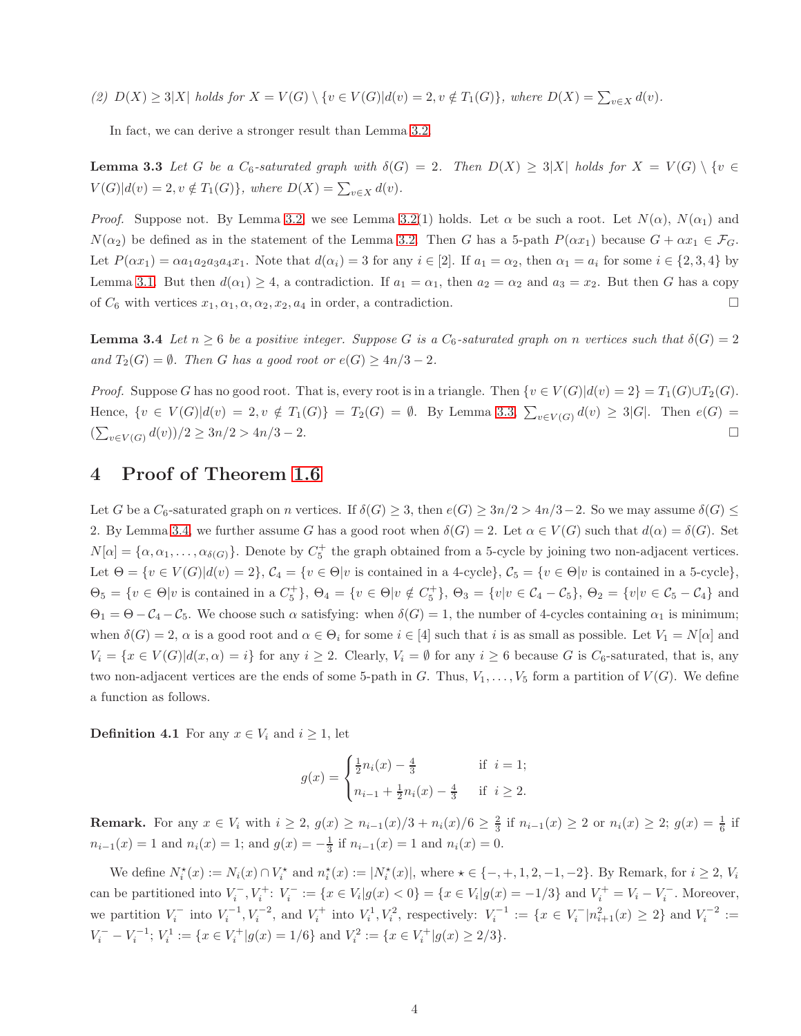*(2) $D(X) \geq 3|X|$ holds for $X = V(G) \setminus \{v \in V(G)|d(v) = 2, v \notin T_1(G)\}$, where $D(X) = \sum_{v \in X} d(v)$.*

In fact, we can derive a stronger result than Lemma 3.2.

**Lemma 3.3** *Let $G$ be a $C_6$-saturated graph with $\delta(G) = 2$. Then $D(X) \geq 3|X|$ holds for $X = V(G) \setminus \{v \in V(G)|d(v) = 2, v \notin T_1(G)\}$, where $D(X) = \sum_{v \in X} d(v)$.*

*Proof.* Suppose not. By Lemma 3.2, we see Lemma 3.2(1) holds. Let $\alpha$ be such a root. Let $N(\alpha)$, $N(\alpha_1)$ and $N(\alpha_2)$ be defined as in the statement of the Lemma 3.2. Then $G$ has a 5-path $P(\alpha x_1)$ because $G + \alpha x_1 \in \mathcal{F}_G$. Let $P(\alpha x_1) = \alpha a_1 a_2 a_3 a_4 x_1$. Note that $d(\alpha_i) = 3$ for any $i \in [2]$. If $a_1 = \alpha_2$, then $\alpha_1 = a_i$ for some $i \in \{2, 3, 4\}$ by Lemma 3.1. But then $d(\alpha_1) \geq 4$, a contradiction. If $a_1 = \alpha_1$, then $a_2 = \alpha_2$ and $a_3 = x_2$. But then $G$ has a copy of $C_6$ with vertices $x_1, \alpha_1, \alpha, \alpha_2, x_2, a_4$ in order, a contradiction. □

**Lemma 3.4** *Let $n \geq 6$ be a positive integer. Suppose $G$ is a $C_6$-saturated graph on $n$ vertices such that $\delta(G) = 2$ and $T_2(G) = \emptyset$. Then $G$ has a good root or $e(G) \geq 4n/3 - 2$.*

*Proof.* Suppose $G$ has no good root. That is, every root is in a triangle. Then $\{v \in V(G)|d(v) = 2\} = T_1(G) \cup T_2(G)$. Hence, $\{v \in V(G)|d(v) = 2, v \notin T_1(G)\} = T_2(G) = \emptyset$. By Lemma 3.3, $\sum_{v \in V(G)} d(v) \geq 3|G|$. Then $e(G) = (\sum_{v \in V(G)} d(v))/2 \geq 3n/2 > 4n/3 - 2$. □

## 4 Proof of Theorem 1.6

Let $G$ be a $C_6$-saturated graph on $n$ vertices. If $\delta(G) \geq 3$, then $e(G) \geq 3n/2 > 4n/3 - 2$. So we may assume $\delta(G) \leq 2$. By Lemma 3.4, we further assume $G$ has a good root when $\delta(G) = 2$. Let $\alpha \in V(G)$ such that $d(\alpha) = \delta(G)$. Set $N[\alpha] = \{\alpha, \alpha_1, \ldots, \alpha_{\delta(G)}\}$. Denote by $C_5^+$ the graph obtained from a 5-cycle by joining two non-adjacent vertices. Let $\Theta = \{v \in V(G)|d(v) = 2\}$, $\mathcal{C}_4 = \{v \in \Theta | v \text{ is contained in a 4-cycle}\}$, $\mathcal{C}_5 = \{v \in \Theta | v \text{ is contained in a 5-cycle}\}$, $\Theta_5 = \{v \in \Theta | v \text{ is contained in a } C_5^+\}$, $\Theta_4 = \{v \in \Theta | v \notin C_5^+\}$, $\Theta_3 = \{v | v \in \mathcal{C}_4 - \mathcal{C}_5\}$, $\Theta_2 = \{v | v \in \mathcal{C}_5 - \mathcal{C}_4\}$ and $\Theta_1 = \Theta - \mathcal{C}_4 - \mathcal{C}_5$. We choose such $\alpha$ satisfying: when $\delta(G) = 1$, the number of 4-cycles containing $\alpha_1$ is minimum; when $\delta(G) = 2$, $\alpha$ is a good root and $\alpha \in \Theta_i$ for some $i \in [4]$ such that $i$ is as small as possible. Let $V_1 = N[\alpha]$ and $V_i = \{x \in V(G)|d(x, \alpha) = i\}$ for any $i \geq 2$. Clearly, $V_i = \emptyset$ for any $i \geq 6$ because $G$ is $C_6$-saturated, that is, any two non-adjacent vertices are the ends of some 5-path in $G$. Thus, $V_1, \ldots, V_5$ form a partition of $V(G)$. We define a function as follows.

**Definition 4.1** For any $x \in V_i$ and $i \geq 1$, let

$$g(x) = \begin{cases} \frac{1}{2}n_i(x) - \frac{4}{3} & \text{if } \ i = 1; \\ n_{i-1} + \frac{1}{2}n_i(x) - \frac{4}{3} & \text{if } \ i \geq 2. \end{cases}$$

**Remark.** For any $x \in V_i$ with $i \geq 2$, $g(x) \geq n_{i-1}(x)/3 + n_i(x)/6 \geq \frac{2}{3}$ if $n_{i-1}(x) \geq 2$ or $n_i(x) \geq 2$; $g(x) = \frac{1}{6}$ if $n_{i-1}(x) = 1$ and $n_i(x) = 1$; and $g(x) = -\frac{1}{3}$ if $n_{i-1}(x) = 1$ and $n_i(x) = 0$.

We define $N_i^\star(x) := N_i(x) \cap V_i^\star$ and $n_i^\star(x) := |N_i^\star(x)|$, where $\star \in \{-, +, 1, 2, -1, -2\}$. By Remark, for $i \geq 2$, $V_i$ can be partitioned into $V_i^-, V_i^+$: $V_i^- := \{x \in V_i | g(x) < 0\} = \{x \in V_i | g(x) = -1/3\}$ and $V_i^+ = V_i - V_i^-$. Moreover, we partition $V_i^-$ into $V_i^{-1}, V_i^{-2}$, and $V_i^+$ into $V_i^1, V_i^2$, respectively: $V_i^{-1} := \{x \in V_i^- | n_{i+1}^2(x) \geq 2\}$ and $V_i^{-2} := V_i^- - V_i^{-1}$; $V_i^1 := \{x \in V_i^+ | g(x) = 1/6\}$ and $V_i^2 := \{x \in V_i^+ | g(x) \geq 2/3\}$.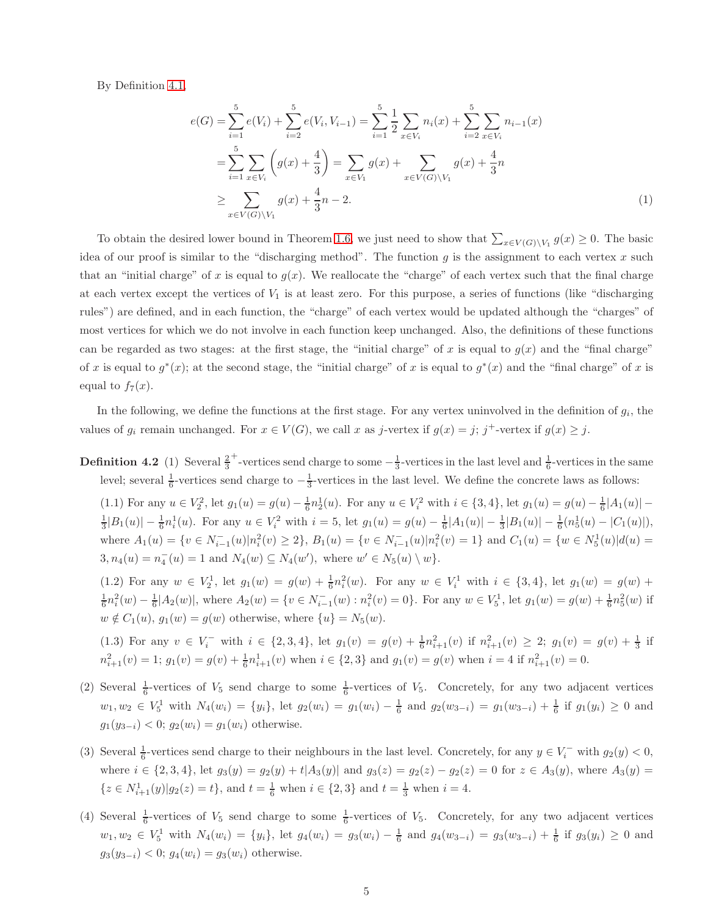By Definition 4.1,

$$
\begin{aligned}
e(G) &= \sum_{i=1}^{5} e(V_i) + \sum_{i=2}^{5} e(V_i, V_{i-1}) = \sum_{i=1}^{5} \frac{1}{2} \sum_{x \in V_i} n_i(x) + \sum_{i=2}^{5} \sum_{x \in V_i} n_{i-1}(x) \\
&= \sum_{i=1}^{5} \sum_{x \in V_i} \left( g(x) + \frac{4}{3} \right) = \sum_{x \in V_1} g(x) + \sum_{x \in V(G) \setminus V_1} g(x) + \frac{4}{3} n \\
&\geq \sum_{x \in V(G) \setminus V_1} g(x) + \frac{4}{3} n - 2. \qquad (1)
\end{aligned}
$$

To obtain the desired lower bound in Theorem 1.6, we just need to show that $\sum_{x \in V(G) \setminus V_1} g(x) \geq 0$. The basic idea of our proof is similar to the "discharging method". The function $g$ is the assignment to each vertex $x$ such that an "initial charge" of $x$ is equal to $g(x)$. We reallocate the "charge" of each vertex such that the final charge at each vertex except the vertices of $V_1$ is at least zero. For this purpose, a series of functions (like "discharging rules") are defined, and in each function, the "charge" of each vertex would be updated although the "charges" of most vertices for which we do not involve in each function keep unchanged. Also, the definitions of these functions can be regarded as two stages: at the first stage, the "initial charge" of $x$ is equal to $g(x)$ and the "final charge" of $x$ is equal to $g^*(x)$; at the second stage, the "initial charge" of $x$ is equal to $g^*(x)$ and the "final charge" of $x$ is equal to $f_7(x)$.

In the following, we define the functions at the first stage. For any vertex uninvolved in the definition of $g_i$, the values of $g_i$ remain unchanged. For $x \in V(G)$, we call $x$ as $j$-vertex if $g(x) = j$; $j^+$-vertex if $g(x) \geq j$.

**Definition 4.2** (1) Several $\frac{2}{3}^+$-vertices send charge to some $-\frac{1}{3}$-vertices in the last level and $\frac{1}{6}$-vertices in the same level; several $\frac{1}{6}$-vertices send charge to $-\frac{1}{3}$-vertices in the last level. We define the concrete laws as follows:

(1.1) For any $u \in V_2^2$, let $g_1(u) = g(u) - \frac{1}{6} n_2^1(u)$. For any $u \in V_i^2$ with $i \in \{3, 4\}$, let $g_1(u) = g(u) - \frac{1}{6}|A_1(u)| - \frac{1}{3}|B_1(u)| - \frac{1}{6} n_i^1(u)$. For any $u \in V_i^2$ with $i = 5$, let $g_1(u) = g(u) - \frac{1}{6}|A_1(u)| - \frac{1}{3}|B_1(u)| - \frac{1}{6}(n_5^1(u) - |C_1(u)|)$, where $A_1(u) = \{v \in N_{i-1}^-(u) | n_i^2(v) \geq 2\}$, $B_1(u) = \{v \in N_{i-1}^-(u) | n_i^2(v) = 1\}$ and $C_1(u) = \{w \in N_5^1(u) | d(u) = 3, n_4(u) = n_4^-(u) = 1$ and $N_4(w) \subseteq N_4(w')$, where $w' \in N_5(u) \setminus w\}$.

(1.2) For any $w \in V_2^1$, let $g_1(w) = g(w) + \frac{1}{6} n_2^2(w)$. For any $w \in V_i^1$ with $i \in \{3, 4\}$, let $g_1(w) = g(w) + \frac{1}{6} n_i^2(w) - \frac{1}{6}|A_2(w)|$, where $A_2(w) = \{v \in N_{i-1}^-(w) : n_i^2(v) = 0\}$. For any $w \in V_5^1$, let $g_1(w) = g(w) + \frac{1}{6} n_5^2(w)$ if $w \notin C_1(u)$, $g_1(w) = g(w)$ otherwise, where $\{u\} = N_5(w)$.

(1.3) For any $v \in V_i^-$ with $i \in \{2, 3, 4\}$, let $g_1(v) = g(v) + \frac{1}{6} n_{i+1}^2(v)$ if $n_{i+1}^2(v) \geq 2$; $g_1(v) = g(v) + \frac{1}{3}$ if $n_{i+1}^2(v) = 1$; $g_1(v) = g(v) + \frac{1}{6} n_{i+1}^1(v)$ when $i \in \{2, 3\}$ and $g_1(v) = g(v)$ when $i = 4$ if $n_{i+1}^2(v) = 0$.

(2) Several $\frac{1}{6}$-vertices of $V_5$ send charge to some $\frac{1}{6}$-vertices of $V_5$. Concretely, for any two adjacent vertices $w_1, w_2 \in V_5^1$ with $N_4(w_i) = \{y_i\}$, let $g_2(w_i) = g_1(w_i) - \frac{1}{6}$ and $g_2(w_{3-i}) = g_1(w_{3-i}) + \frac{1}{6}$ if $g_1(y_i) \geq 0$ and $g_1(y_{3-i}) < 0$; $g_2(w_i) = g_1(w_i)$ otherwise.

(3) Several $\frac{1}{6}$-vertices send charge to their neighbours in the last level. Concretely, for any $y \in V_i^-$ with $g_2(y) < 0$, where $i \in \{2, 3, 4\}$, let $g_3(y) = g_2(y) + t|A_3(y)|$ and $g_3(z) = g_2(z) - g_2(z) = 0$ for $z \in A_3(y)$, where $A_3(y) = \{z \in N_{i+1}^1(y) | g_2(z) = t\}$, and $t = \frac{1}{6}$ when $i \in \{2, 3\}$ and $t = \frac{1}{3}$ when $i = 4$.

(4) Several $\frac{1}{6}$-vertices of $V_5$ send charge to some $\frac{1}{6}$-vertices of $V_5$. Concretely, for any two adjacent vertices $w_1, w_2 \in V_5^1$ with $N_4(w_i) = \{y_i\}$, let $g_4(w_i) = g_3(w_i) - \frac{1}{6}$ and $g_4(w_{3-i}) = g_3(w_{3-i}) + \frac{1}{6}$ if $g_3(y_i) \geq 0$ and $g_3(y_{3-i}) < 0$; $g_4(w_i) = g_3(w_i)$ otherwise.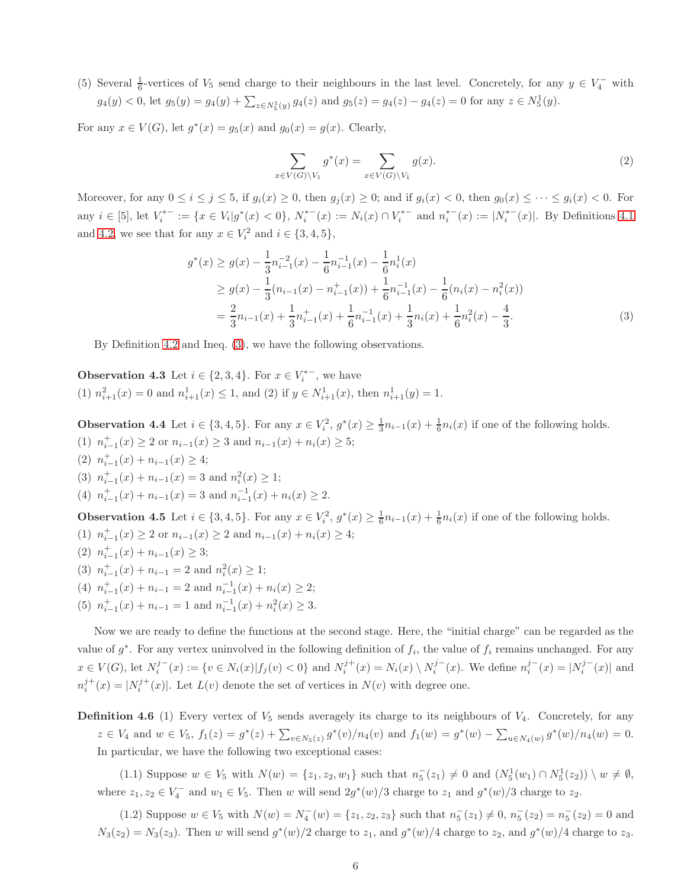(5) Several $\frac{1}{6}$-vertices of $V_5$ send charge to their neighbours in the last level. Concretely, for any $y \in V_4^-$ with $g_4(y) < 0$, let $g_5(y) = g_4(y) + \sum_{z \in N_5^1(y)} g_4(z)$ and $g_5(z) = g_4(z) - g_4(z) = 0$ for any $z \in N_5^1(y)$.

For any $x \in V(G)$, let $g^*(x) = g_5(x)$ and $g_0(x) = g(x)$. Clearly,

$$\sum_{x \in V(G) \setminus V_1} g^*(x) = \sum_{x \in V(G) \setminus V_1} g(x). \tag{2}$$

Moreover, for any $0 \le i \le j \le 5$, if $g_i(x) \ge 0$, then $g_j(x) \ge 0$; and if $g_i(x) < 0$, then $g_0(x) \le \cdots \le g_i(x) < 0$. For any $i \in [5]$, let $V_i^{*-} := \{x \in V_i | g^*(x) < 0\}$, $N_i^{*-}(x) := N_i(x) \cap V_i^{*-}$ and $n_i^{*-}(x) := |N_i^{*-}(x)|$. By Definitions 4.1 and 4.2, we see that for any $x \in V_i^2$ and $i \in \{3, 4, 5\}$,

$$\begin{aligned} g^*(x) &\ge g(x) - \frac{1}{3} n_{i-1}^{-2}(x) - \frac{1}{6} n_{i-1}^{-1}(x) - \frac{1}{6} n_i^1(x) \\ &\ge g(x) - \frac{1}{3}(n_{i-1}(x) - n_{i-1}^+(x)) + \frac{1}{6} n_{i-1}^{-1}(x) - \frac{1}{6}(n_i(x) - n_i^2(x)) \\ &= \frac{2}{3} n_{i-1}(x) + \frac{1}{3} n_{i-1}^+(x) + \frac{1}{6} n_{i-1}^{-1}(x) + \frac{1}{3} n_i(x) + \frac{1}{6} n_i^2(x) - \frac{4}{3}. \end{aligned} \tag{3}$$

By Definition 4.2 and Ineq. (3), we have the following observations.

**Observation 4.3** Let $i \in \{2, 3, 4\}$. For $x \in V_i^{*-}$, we have
(1) $n_{i+1}^2(x) = 0$ and $n_{i+1}^1(x) \le 1$, and (2) if $y \in N_{i+1}^1(x)$, then $n_{i+1}^1(y) = 1$.

**Observation 4.4** Let $i \in \{3, 4, 5\}$. For any $x \in V_i^2$, $g^*(x) \ge \frac{1}{3} n_{i-1}(x) + \frac{1}{6} n_i(x)$ if one of the following holds.
(1) $n_{i-1}^+(x) \ge 2$ or $n_{i-1}(x) \ge 3$ and $n_{i-1}(x) + n_i(x) \ge 5$;
(2) $n_{i-1}^+(x) + n_{i-1}(x) \ge 4$;
(3) $n_{i-1}^+(x) + n_{i-1}(x) = 3$ and $n_i^2(x) \ge 1$;
(4) $n_{i-1}^+(x) + n_{i-1}(x) = 3$ and $n_{i-1}^{-1}(x) + n_i(x) \ge 2$.

**Observation 4.5** Let $i \in \{3, 4, 5\}$. For any $x \in V_i^2$, $g^*(x) \ge \frac{1}{6} n_{i-1}(x) + \frac{1}{6} n_i(x)$ if one of the following holds.
(1) $n_{i-1}^+(x) \ge 2$ or $n_{i-1}(x) \ge 2$ and $n_{i-1}(x) + n_i(x) \ge 4$;
(2) $n_{i-1}^+(x) + n_{i-1}(x) \ge 3$;
(3) $n_{i-1}^+(x) + n_{i-1} = 2$ and $n_i^2(x) \ge 1$;
(4) $n_{i-1}^+(x) + n_{i-1} = 2$ and $n_{i-1}^{-1}(x) + n_i(x) \ge 2$;
(5) $n_{i-1}^+(x) + n_{i-1} = 1$ and $n_{i-1}^{-1}(x) + n_i^2(x) \ge 3$.

Now we are ready to define the functions at the second stage. Here, the "initial charge" can be regarded as the value of $g^*$. For any vertex uninvolved in the following definition of $f_i$, the value of $f_i$ remains unchanged. For any $x \in V(G)$, let $N_i^{j-}(x) := \{v \in N_i(x) | f_j(v) < 0\}$ and $N_i^{j+}(x) = N_i(x) \setminus N_i^{j-}(x)$. We define $n_i^{j-}(x) = |N_i^{j-}(x)|$ and $n_i^{j+}(x) = |N_i^{j+}(x)|$. Let $L(v)$ denote the set of vertices in $N(v)$ with degree one.

**Definition 4.6** (1) Every vertex of $V_5$ sends averagely its charge to its neighbours of $V_4$. Concretely, for any $z \in V_4$ and $w \in V_5$, $f_1(z) = g^*(z) + \sum_{v \in N_5(z)} g^*(v)/n_4(v)$ and $f_1(w) = g^*(w) - \sum_{u \in N_4(w)} g^*(w)/n_4(w) = 0$. In particular, we have the following two exceptional cases:

(1.1) Suppose $w \in V_5$ with $N(w) = \{z_1, z_2, w_1\}$ such that $n_5^-(z_1) \ne 0$ and $(N_5^1(w_1) \cap N_5^1(z_2)) \setminus w \ne \emptyset$, where $z_1, z_2 \in V_4^-$ and $w_1 \in V_5$. Then $w$ will send $2g^*(w)/3$ charge to $z_1$ and $g^*(w)/3$ charge to $z_2$.

(1.2) Suppose $w \in V_5$ with $N(w) = N_4^-(w) = \{z_1, z_2, z_3\}$ such that $n_5^-(z_1) \ne 0$, $n_5^-(z_2) = n_5^-(z_2) = 0$ and $N_3(z_2) = N_3(z_3)$. Then $w$ will send $g^*(w)/2$ charge to $z_1$, and $g^*(w)/4$ charge to $z_2$, and $g^*(w)/4$ charge to $z_3$.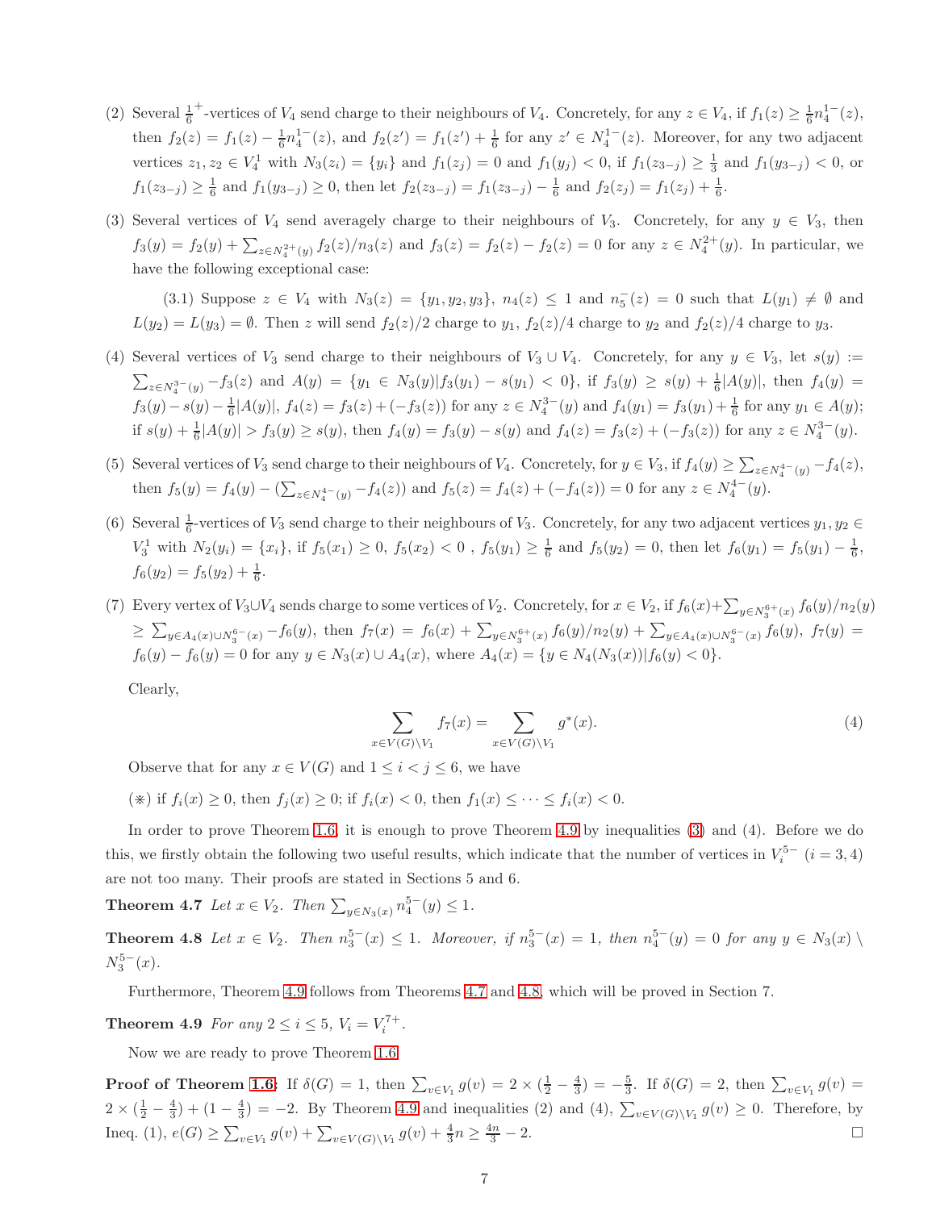(2) Several $\frac{1}{6}^+$-vertices of $V_4$ send charge to their neighbours of $V_4$. Concretely, for any $z \in V_4$, if $f_1(z) \geq \frac{1}{6} n_4^{1-}(z)$, then $f_2(z) = f_1(z) - \frac{1}{6} n_4^{1-}(z)$, and $f_2(z') = f_1(z') + \frac{1}{6}$ for any $z' \in N_4^{1-}(z)$. Moreover, for any two adjacent vertices $z_1, z_2 \in V_4^1$ with $N_3(z_i) = \{y_i\}$ and $f_1(z_j) = 0$ and $f_1(y_j) < 0$, if $f_1(z_{3-j}) \geq \frac{1}{3}$ and $f_1(y_{3-j}) < 0$, or $f_1(z_{3-j}) \geq \frac{1}{6}$ and $f_1(y_{3-j}) \geq 0$, then let $f_2(z_{3-j}) = f_1(z_{3-j}) - \frac{1}{6}$ and $f_2(z_j) = f_1(z_j) + \frac{1}{6}$.

(3) Several vertices of $V_4$ send averagely charge to their neighbours of $V_3$. Concretely, for any $y \in V_3$, then $f_3(y) = f_2(y) + \sum_{z \in N_4^{2+}(y)} f_2(z)/n_3(z)$ and $f_3(z) = f_2(z) - f_2(z) = 0$ for any $z \in N_4^{2+}(y)$. In particular, we have the following exceptional case:

(3.1) Suppose $z \in V_4$ with $N_3(z) = \{y_1, y_2, y_3\}$, $n_4(z) \leq 1$ and $n_5^-(z) = 0$ such that $L(y_1) \neq \emptyset$ and $L(y_2) = L(y_3) = \emptyset$. Then $z$ will send $f_2(z)/2$ charge to $y_1$, $f_2(z)/4$ charge to $y_2$ and $f_2(z)/4$ charge to $y_3$.

(4) Several vertices of $V_3$ send charge to their neighbours of $V_3 \cup V_4$. Concretely, for any $y \in V_3$, let $s(y) := \sum_{z \in N_4^{3-}(y)} -f_3(z)$ and $A(y) = \{y_1 \in N_3(y) | f_3(y_1) - s(y_1) < 0\}$, if $f_3(y) \geq s(y) + \frac{1}{6}|A(y)|$, then $f_4(y) = f_3(y) - s(y) - \frac{1}{6}|A(y)|$, $f_4(z) = f_3(z) + (-f_3(z))$ for any $z \in N_4^{3-}(y)$ and $f_4(y_1) = f_3(y_1) + \frac{1}{6}$ for any $y_1 \in A(y)$; if $s(y) + \frac{1}{6}|A(y)| > f_3(y) \geq s(y)$, then $f_4(y) = f_3(y) - s(y)$ and $f_4(z) = f_3(z) + (-f_3(z))$ for any $z \in N_4^{3-}(y)$.

(5) Several vertices of $V_3$ send charge to their neighbours of $V_4$. Concretely, for $y \in V_3$, if $f_4(y) \geq \sum_{z \in N_4^{4-}(y)} -f_4(z)$, then $f_5(y) = f_4(y) - (\sum_{z \in N_4^{4-}(y)} -f_4(z))$ and $f_5(z) = f_4(z) + (-f_4(z)) = 0$ for any $z \in N_4^{4-}(y)$.

(6) Several $\frac{1}{6}$-vertices of $V_3$ send charge to their neighbours of $V_3$. Concretely, for any two adjacent vertices $y_1, y_2 \in V_3^1$ with $N_2(y_i) = \{x_i\}$, if $f_5(x_1) \geq 0$, $f_5(x_2) < 0$ , $f_5(y_1) \geq \frac{1}{6}$ and $f_5(y_2) = 0$, then let $f_6(y_1) = f_5(y_1) - \frac{1}{6}$, $f_6(y_2) = f_5(y_2) + \frac{1}{6}$.

(7) Every vertex of $V_3 \cup V_4$ sends charge to some vertices of $V_2$. Concretely, for $x \in V_2$, if $f_6(x) + \sum_{y \in N_3^{6+}(x)} f_6(y)/n_2(y) \geq \sum_{y \in A_4(x) \cup N_3^{6-}(x)} -f_6(y)$, then $f_7(x) = f_6(x) + \sum_{y \in N_3^{6+}(x)} f_6(y)/n_2(y) + \sum_{y \in A_4(x) \cup N_3^{6-}(x)} f_6(y)$, $f_7(y) = f_6(y) - f_6(y) = 0$ for any $y \in N_3(x) \cup A_4(x)$, where $A_4(x) = \{y \in N_4(N_3(x)) | f_6(y) < 0\}$.

Clearly,

$$\sum_{x \in V(G) \setminus V_1} f_7(x) = \sum_{x \in V(G) \setminus V_1} g^*(x). \tag{4}$$

Observe that for any $x \in V(G)$ and $1 \leq i < j \leq 6$, we have

($*$) if $f_i(x) \geq 0$, then $f_j(x) \geq 0$; if $f_i(x) < 0$, then $f_1(x) \leq \cdots \leq f_i(x) < 0$.

In order to prove Theorem 1.6, it is enough to prove Theorem 4.9 by inequalities (3) and (4). Before we do this, we firstly obtain the following two useful results, which indicate that the number of vertices in $V_i^{5-}$ $(i = 3, 4)$ are not too many. Their proofs are stated in Sections 5 and 6.

**Theorem 4.7** *Let $x \in V_2$. Then $\sum_{y \in N_3(x)} n_4^{5-}(y) \leq 1$.*

**Theorem 4.8** *Let $x \in V_2$. Then $n_3^{5-}(x) \leq 1$. Moreover, if $n_3^{5-}(x) = 1$, then $n_4^{5-}(y) = 0$ for any $y \in N_3(x) \setminus N_3^{5-}(x)$.*

Furthermore, Theorem 4.9 follows from Theorems 4.7 and 4.8, which will be proved in Section 7.

**Theorem 4.9** *For any $2 \leq i \leq 5$, $V_i = V_i^{7+}$.*

Now we are ready to prove Theorem 1.6.

**Proof of Theorem 1.6:** If $\delta(G) = 1$, then $\sum_{v \in V_1} g(v) = 2 \times (\frac{1}{2} - \frac{4}{3}) = -\frac{5}{3}$. If $\delta(G) = 2$, then $\sum_{v \in V_1} g(v) = 2 \times (\frac{1}{2} - \frac{4}{3}) + (1 - \frac{4}{3}) = -2$. By Theorem 4.9 and inequalities (2) and (4), $\sum_{v \in V(G) \setminus V_1} g(v) \geq 0$. Therefore, by Ineq. (1), $e(G) \geq \sum_{v \in V_1} g(v) + \sum_{v \in V(G) \setminus V_1} g(v) + \frac{4}{3} n \geq \frac{4n}{3} - 2$. $\square$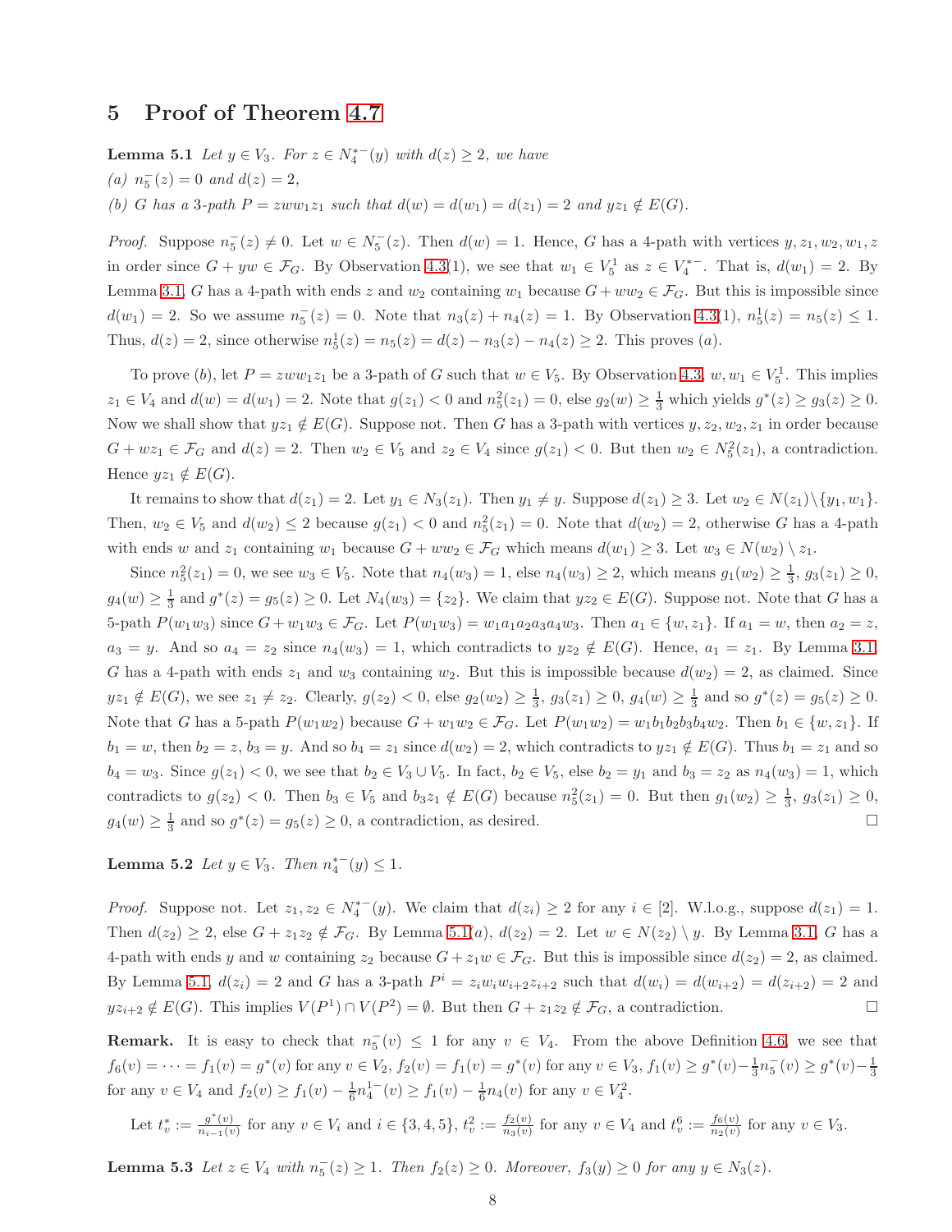## 5 Proof of Theorem 4.7

**Lemma 5.1** *Let $y \in V_3$. For $z \in N_4^{*-}(y)$ with $d(z) \geq 2$, we have*
*(a) $n_5^-(z) = 0$ and $d(z) = 2$,*
*(b) $G$ has a 3-path $P = zww_1z_1$ such that $d(w) = d(w_1) = d(z_1) = 2$ and $yz_1 \notin E(G)$.*

*Proof.* Suppose $n_5^-(z) \neq 0$. Let $w \in N_5^-(z)$. Then $d(w) = 1$. Hence, $G$ has a 4-path with vertices $y, z_1, w_2, w_1, z$ in order since $G + yw \in \mathcal{F}_G$. By Observation 4.3(1), we see that $w_1 \in V_5^1$ as $z \in V_4^{*-}$. That is, $d(w_1) = 2$. By Lemma 3.1, $G$ has a 4-path with ends $z$ and $w_2$ containing $w_1$ because $G + ww_2 \in \mathcal{F}_G$. But this is impossible since $d(w_1) = 2$. So we assume $n_5^-(z) = 0$. Note that $n_3(z) + n_4(z) = 1$. By Observation 4.3(1), $n_5^1(z) = n_5(z) \leq 1$. Thus, $d(z) = 2$, since otherwise $n_5^1(z) = n_5(z) = d(z) - n_3(z) - n_4(z) \geq 2$. This proves (a).

To prove (b), let $P = zww_1z_1$ be a 3-path of $G$ such that $w \in V_5$. By Observation 4.3, $w, w_1 \in V_5^1$. This implies $z_1 \in V_4$ and $d(w) = d(w_1) = 2$. Note that $g(z_1) < 0$ and $n_5^2(z_1) = 0$, else $g_2(w) \geq \frac{1}{3}$ which yields $g^*(z) \geq g_3(z) \geq 0$. Now we shall show that $yz_1 \notin E(G)$. Suppose not. Then $G$ has a 3-path with vertices $y, z_2, w_2, z_1$ in order because $G + wz_1 \in \mathcal{F}_G$ and $d(z) = 2$. Then $w_2 \in V_5$ and $z_2 \in V_4$ since $g(z_1) < 0$. But then $w_2 \in N_5^2(z_1)$, a contradiction. Hence $yz_1 \notin E(G)$.

It remains to show that $d(z_1) = 2$. Let $y_1 \in N_3(z_1)$. Then $y_1 \neq y$. Suppose $d(z_1) \geq 3$. Let $w_2 \in N(z_1) \backslash \{y_1, w_1\}$. Then, $w_2 \in V_5$ and $d(w_2) \leq 2$ because $g(z_1) < 0$ and $n_5^2(z_1) = 0$. Note that $d(w_2) = 2$, otherwise $G$ has a 4-path with ends $w$ and $z_1$ containing $w_1$ because $G + ww_2 \in \mathcal{F}_G$ which means $d(w_1) \geq 3$. Let $w_3 \in N(w_2) \setminus z_1$.

Since $n_5^2(z_1) = 0$, we see $w_3 \in V_5$. Note that $n_4(w_3) = 1$, else $n_4(w_3) \geq 2$, which means $g_1(w_2) \geq \frac{1}{3}$, $g_3(z_1) \geq 0$, $g_4(w) \geq \frac{1}{3}$ and $g^*(z) = g_5(z) \geq 0$. Let $N_4(w_3) = \{z_2\}$. We claim that $yz_2 \in E(G)$. Suppose not. Note that $G$ has a 5-path $P(w_1w_3)$ since $G + w_1w_3 \in \mathcal{F}_G$. Let $P(w_1w_3) = w_1a_1a_2a_3a_4w_3$. Then $a_1 \in \{w, z_1\}$. If $a_1 = w$, then $a_2 = z$, $a_3 = y$. And so $a_4 = z_2$ since $n_4(w_3) = 1$, which contradicts to $yz_2 \notin E(G)$. Hence, $a_1 = z_1$. By Lemma 3.1, $G$ has a 4-path with ends $z_1$ and $w_3$ containing $w_2$. But this is impossible because $d(w_2) = 2$, as claimed. Since $yz_1 \notin E(G)$, we see $z_1 \neq z_2$. Clearly, $g(z_2) < 0$, else $g_2(w_2) \geq \frac{1}{3}$, $g_3(z_1) \geq 0$, $g_4(w) \geq \frac{1}{3}$ and so $g^*(z) = g_5(z) \geq 0$. Note that $G$ has a 5-path $P(w_1w_2)$ because $G + w_1w_2 \in \mathcal{F}_G$. Let $P(w_1w_2) = w_1b_1b_2b_3b_4w_2$. Then $b_1 \in \{w, z_1\}$. If $b_1 = w$, then $b_2 = z$, $b_3 = y$. And so $b_4 = z_1$ since $d(w_2) = 2$, which contradicts to $yz_1 \notin E(G)$. Thus $b_1 = z_1$ and so $b_4 = w_3$. Since $g(z_1) < 0$, we see that $b_2 \in V_3 \cup V_5$. In fact, $b_2 \in V_5$, else $b_2 = y_1$ and $b_3 = z_2$ as $n_4(w_3) = 1$, which contradicts to $g(z_2) < 0$. Then $b_3 \in V_5$ and $b_3z_1 \notin E(G)$ because $n_5^2(z_1) = 0$. But then $g_1(w_2) \geq \frac{1}{3}$, $g_3(z_1) \geq 0$, $g_4(w) \geq \frac{1}{3}$ and so $g^*(z) = g_5(z) \geq 0$, a contradiction, as desired. $\square$

**Lemma 5.2** *Let $y \in V_3$. Then $n_4^{*-}(y) \leq 1$.*

*Proof.* Suppose not. Let $z_1, z_2 \in N_4^{*-}(y)$. We claim that $d(z_i) \geq 2$ for any $i \in [2]$. W.l.o.g., suppose $d(z_1) = 1$. Then $d(z_2) \geq 2$, else $G + z_1z_2 \notin \mathcal{F}_G$. By Lemma 5.1(a), $d(z_2) = 2$. Let $w \in N(z_2) \setminus y$. By Lemma 3.1, $G$ has a 4-path with ends $y$ and $w$ containing $z_2$ because $G + z_1w \in \mathcal{F}_G$. But this is impossible since $d(z_2) = 2$, as claimed. By Lemma 5.1, $d(z_i) = 2$ and $G$ has a 3-path $P^i = z_iw_iw_{i+2}z_{i+2}$ such that $d(w_i) = d(w_{i+2}) = d(z_{i+2}) = 2$ and $yz_{i+2} \notin E(G)$. This implies $V(P^1) \cap V(P^2) = \emptyset$. But then $G + z_1z_2 \notin \mathcal{F}_G$, a contradiction. $\square$

**Remark.** It is easy to check that $n_5^-(v) \leq 1$ for any $v \in V_4$. From the above Definition 4.6, we see that $f_6(v) = \cdots = f_1(v) = g^*(v)$ for any $v \in V_2$, $f_2(v) = f_1(v) = g^*(v)$ for any $v \in V_3$, $f_1(v) \geq g^*(v) - \frac{1}{3}n_5^-(v) \geq g^*(v) - \frac{1}{3}$ for any $v \in V_4$ and $f_2(v) \geq f_1(v) - \frac{1}{6}n_4^{1-}(v) \geq f_1(v) - \frac{1}{6}n_4(v)$ for any $v \in V_4^2$.

Let $t_v^* := \frac{g^*(v)}{n_{i-1}(v)}$ for any $v \in V_i$ and $i \in \{3, 4, 5\}$, $t_v^2 := \frac{f_2(v)}{n_3(v)}$ for any $v \in V_4$ and $t_v^6 := \frac{f_6(v)}{n_2(v)}$ for any $v \in V_3$.

**Lemma 5.3** *Let $z \in V_4$ with $n_5^-(z) \geq 1$. Then $f_2(z) \geq 0$. Moreover, $f_3(y) \geq 0$ for any $y \in N_3(z)$.*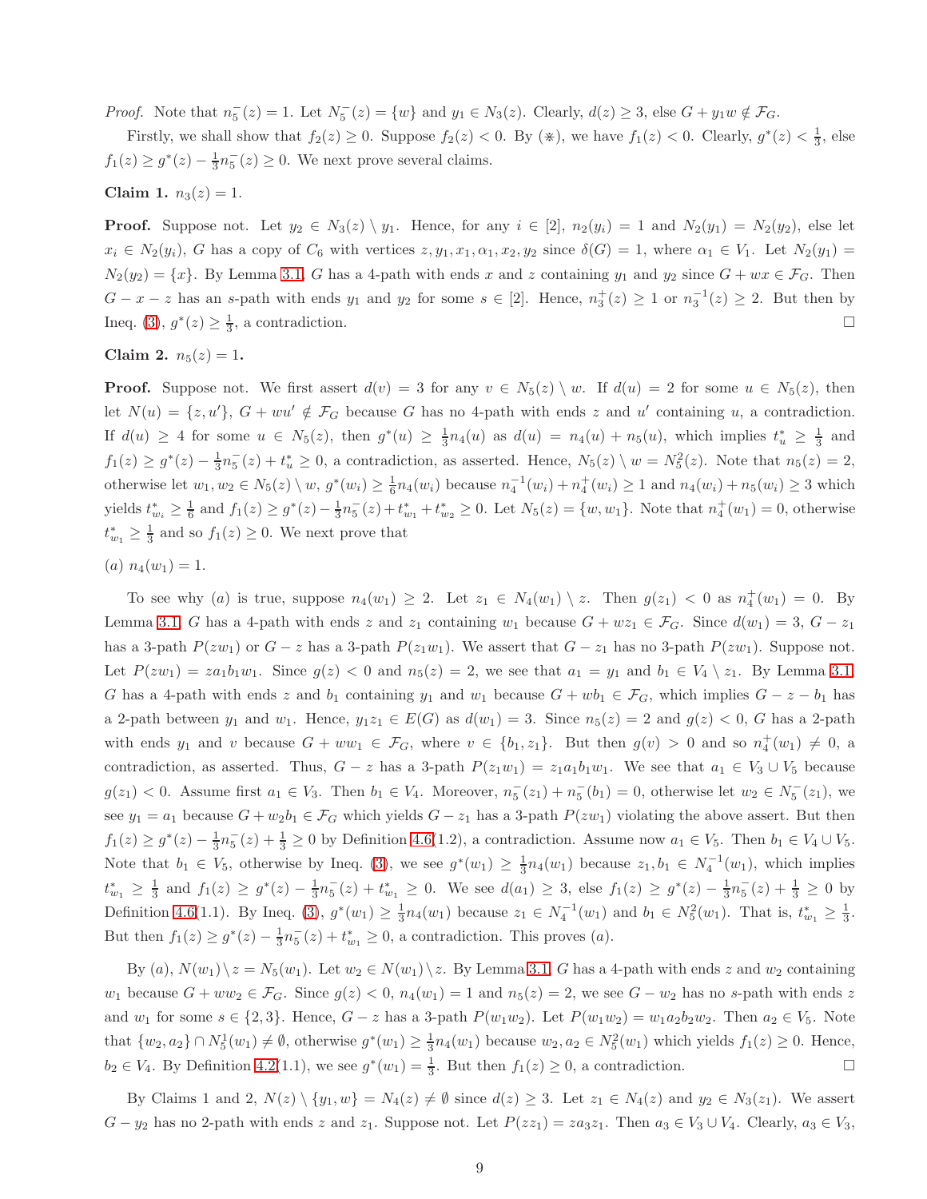*Proof.* Note that $n_5^-(z) = 1$. Let $N_5^-(z) = \{w\}$ and $y_1 \in N_3(z)$. Clearly, $d(z) \geq 3$, else $G + y_1 w \notin \mathcal{F}_G$.

Firstly, we shall show that $f_2(z) \geq 0$. Suppose $f_2(z) < 0$. By (⋇), we have $f_1(z) < 0$. Clearly, $g^*(z) < \frac{1}{3}$, else $f_1(z) \geq g^*(z) - \frac{1}{3}n_5^-(z) \geq 0$. We next prove several claims.

**Claim 1.** $n_3(z) = 1$.

**Proof.** Suppose not. Let $y_2 \in N_3(z) \setminus y_1$. Hence, for any $i \in [2]$, $n_2(y_i) = 1$ and $N_2(y_1) = N_2(y_2)$, else let $x_i \in N_2(y_i)$, $G$ has a copy of $C_6$ with vertices $z, y_1, x_1, \alpha_1, x_2, y_2$ since $\delta(G) = 1$, where $\alpha_1 \in V_1$. Let $N_2(y_1) = N_2(y_2) = \{x\}$. By Lemma 3.1, $G$ has a 4-path with ends $x$ and $z$ containing $y_1$ and $y_2$ since $G + wx \in \mathcal{F}_G$. Then $G - x - z$ has an $s$-path with ends $y_1$ and $y_2$ for some $s \in [2]$. Hence, $n_3^+(z) \geq 1$ or $n_3^{-1}(z) \geq 2$. But then by Ineq. (3), $g^*(z) \geq \frac{1}{3}$, a contradiction. □

**Claim 2.** $n_5(z) = 1$.

**Proof.** Suppose not. We first assert $d(v) = 3$ for any $v \in N_5(z) \setminus w$. If $d(u) = 2$ for some $u \in N_5(z)$, then let $N(u) = \{z, u'\}$, $G + wu' \notin \mathcal{F}_G$ because $G$ has no 4-path with ends $z$ and $u'$ containing $u$, a contradiction. If $d(u) \geq 4$ for some $u \in N_5(z)$, then $g^*(u) \geq \frac{1}{3}n_4(u)$ as $d(u) = n_4(u) + n_5(u)$, which implies $t_u^* \geq \frac{1}{3}$ and $f_1(z) \geq g^*(z) - \frac{1}{3}n_5^-(z) + t_u^* \geq 0$, a contradiction, as asserted. Hence, $N_5(z) \setminus w = N_5^2(z)$. Note that $n_5(z) = 2$, otherwise let $w_1, w_2 \in N_5(z) \setminus w$, $g^*(w_i) \geq \frac{1}{6}n_4(w_i)$ because $n_4^{-1}(w_i) + n_4^+(w_i) \geq 1$ and $n_4(w_i) + n_5(w_i) \geq 3$ which yields $t_{w_i}^* \geq \frac{1}{6}$ and $f_1(z) \geq g^*(z) - \frac{1}{3}n_5^-(z) + t_{w_1}^* + t_{w_2}^* \geq 0$. Let $N_5(z) = \{w, w_1\}$. Note that $n_4^+(w_1) = 0$, otherwise $t_{w_1}^* \geq \frac{1}{3}$ and so $f_1(z) \geq 0$. We next prove that

(a) $n_4(w_1) = 1$.

To see why (a) is true, suppose $n_4(w_1) \geq 2$. Let $z_1 \in N_4(w_1) \setminus z$. Then $g(z_1) < 0$ as $n_4^+(w_1) = 0$. By Lemma 3.1, $G$ has a 4-path with ends $z$ and $z_1$ containing $w_1$ because $G + wz_1 \in \mathcal{F}_G$. Since $d(w_1) = 3$, $G - z_1$ has a 3-path $P(zw_1)$ or $G - z$ has a 3-path $P(z_1w_1)$. We assert that $G - z_1$ has no 3-path $P(zw_1)$. Suppose not. Let $P(zw_1) = za_1b_1w_1$. Since $g(z) < 0$ and $n_5(z) = 2$, we see that $a_1 = y_1$ and $b_1 \in V_4 \setminus z_1$. By Lemma 3.1, $G$ has a 4-path with ends $z$ and $b_1$ containing $y_1$ and $w_1$ because $G + wb_1 \in \mathcal{F}_G$, which implies $G - z - b_1$ has a 2-path between $y_1$ and $w_1$. Hence, $y_1z_1 \in E(G)$ as $d(w_1) = 3$. Since $n_5(z) = 2$ and $g(z) < 0$, $G$ has a 2-path with ends $y_1$ and $v$ because $G + ww_1 \in \mathcal{F}_G$, where $v \in \{b_1, z_1\}$. But then $g(v) > 0$ and so $n_4^+(w_1) \neq 0$, a contradiction, as asserted. Thus, $G - z$ has a 3-path $P(z_1w_1) = z_1a_1b_1w_1$. We see that $a_1 \in V_3 \cup V_5$ because $g(z_1) < 0$. Assume first $a_1 \in V_3$. Then $b_1 \in V_4$. Moreover, $n_5^-(z_1) + n_5^-(b_1) = 0$, otherwise let $w_2 \in N_5^-(z_1)$, we see $y_1 = a_1$ because $G + w_2b_1 \in \mathcal{F}_G$ which yields $G - z_1$ has a 3-path $P(zw_1)$ violating the above assert. But then $f_1(z) \geq g^*(z) - \frac{1}{3}n_5^-(z) + \frac{1}{3} \geq 0$ by Definition 4.6(1.2), a contradiction. Assume now $a_1 \in V_5$. Then $b_1 \in V_4 \cup V_5$. Note that $b_1 \in V_5$, otherwise by Ineq. (3), we see $g^*(w_1) \geq \frac{1}{3}n_4(w_1)$ because $z_1, b_1 \in N_4^{-1}(w_1)$, which implies $t_{w_1}^* \geq \frac{1}{3}$ and $f_1(z) \geq g^*(z) - \frac{1}{3}n_5^-(z) + t_{w_1}^* \geq 0$. We see $d(a_1) \geq 3$, else $f_1(z) \geq g^*(z) - \frac{1}{3}n_5^-(z) + \frac{1}{3} \geq 0$ by Definition 4.6(1.1). By Ineq. (3), $g^*(w_1) \geq \frac{1}{3}n_4(w_1)$ because $z_1 \in N_4^{-1}(w_1)$ and $b_1 \in N_5^2(w_1)$. That is, $t_{w_1}^* \geq \frac{1}{3}$. But then $f_1(z) \geq g^*(z) - \frac{1}{3}n_5^-(z) + t_{w_1}^* \geq 0$, a contradiction. This proves (a).

By (a), $N(w_1) \setminus z = N_5(w_1)$. Let $w_2 \in N(w_1) \setminus z$. By Lemma 3.1, $G$ has a 4-path with ends $z$ and $w_2$ containing $w_1$ because $G + ww_2 \in \mathcal{F}_G$. Since $g(z) < 0$, $n_4(w_1) = 1$ and $n_5(z) = 2$, we see $G - w_2$ has no $s$-path with ends $z$ and $w_1$ for some $s \in \{2, 3\}$. Hence, $G - z$ has a 3-path $P(w_1w_2)$. Let $P(w_1w_2) = w_1a_2b_2w_2$. Then $a_2 \in V_5$. Note that $\{w_2, a_2\} \cap N_5^1(w_1) \neq \emptyset$, otherwise $g^*(w_1) \geq \frac{1}{3}n_4(w_1)$ because $w_2, a_2 \in N_5^2(w_1)$ which yields $f_1(z) \geq 0$. Hence, $b_2 \in V_4$. By Definition 4.2(1.1), we see $g^*(w_1) = \frac{1}{3}$. But then $f_1(z) \geq 0$, a contradiction. □

By Claims 1 and 2, $N(z) \setminus \{y_1, w\} = N_4(z) \neq \emptyset$ since $d(z) \geq 3$. Let $z_1 \in N_4(z)$ and $y_2 \in N_3(z_1)$. We assert $G - y_2$ has no 2-path with ends $z$ and $z_1$. Suppose not. Let $P(zz_1) = za_3z_1$. Then $a_3 \in V_3 \cup V_4$. Clearly, $a_3 \in V_3$,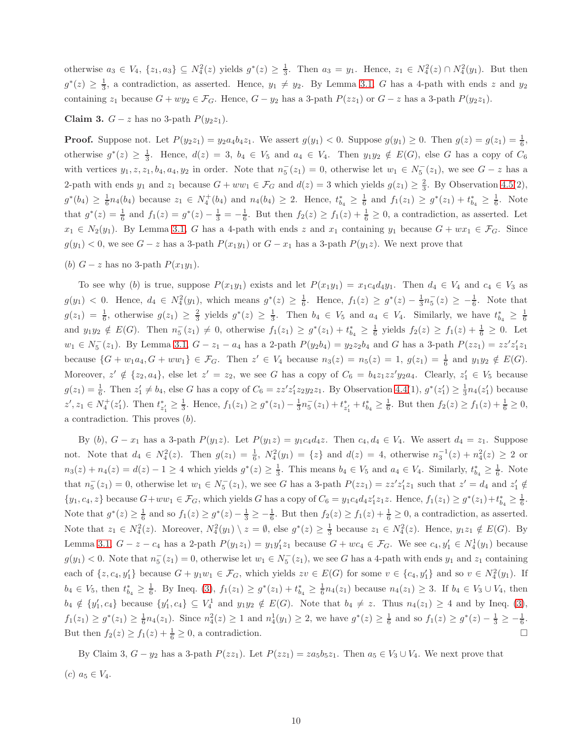otherwise $a_3 \in V_4$, $\{z_1, a_3\} \subseteq N_4^2(z)$ yields $g^*(z) \geq \frac{1}{3}$. Then $a_3 = y_1$. Hence, $z_1 \in N_4^2(z) \cap N_4^2(y_1)$. But then $g^*(z) \geq \frac{1}{3}$, a contradiction, as asserted. Hence, $y_1 \neq y_2$. By Lemma 3.1, $G$ has a 4-path with ends $z$ and $y_2$ containing $z_1$ because $G + wy_2 \in \mathcal{F}_G$. Hence, $G - y_2$ has a 3-path $P(zz_1)$ or $G - z$ has a 3-path $P(y_2 z_1)$.

**Claim 3.** $G - z$ has no 3-path $P(y_2 z_1)$.

**Proof.** Suppose not. Let $P(y_2 z_1) = y_2 a_4 b_4 z_1$. We assert $g(y_1) < 0$. Suppose $g(y_1) \geq 0$. Then $g(z) = g(z_1) = \frac{1}{6}$, otherwise $g^*(z) \geq \frac{1}{3}$. Hence, $d(z) = 3$, $b_4 \in V_5$ and $a_4 \in V_4$. Then $y_1 y_2 \notin E(G)$, else $G$ has a copy of $C_6$ with vertices $y_1, z, z_1, b_4, a_4, y_2$ in order. Note that $n_5^-(z_1) = 0$, otherwise let $w_1 \in N_5^-(z_1)$, we see $G - z$ has a 2-path with ends $y_1$ and $z_1$ because $G + ww_1 \in \mathcal{F}_G$ and $d(z) = 3$ which yields $g(z_1) \geq \frac{2}{3}$. By Observation 4.5(2), $g^*(b_4) \geq \frac{1}{6} n_4(b_4)$ because $z_1 \in N_4^+(b_4)$ and $n_4(b_4) \geq 2$. Hence, $t^*_{b_4} \geq \frac{1}{6}$ and $f_1(z_1) \geq g^*(z_1) + t^*_{b_4} \geq \frac{1}{6}$. Note that $g^*(z) = \frac{1}{6}$ and $f_1(z) = g^*(z) - \frac{1}{3} = -\frac{1}{6}$. But then $f_2(z) \geq f_1(z) + \frac{1}{6} \geq 0$, a contradiction, as asserted. Let $x_1 \in N_2(y_1)$. By Lemma 3.1, $G$ has a 4-path with ends $z$ and $x_1$ containing $y_1$ because $G + wx_1 \in \mathcal{F}_G$. Since $g(y_1) < 0$, we see $G - z$ has a 3-path $P(x_1 y_1)$ or $G - x_1$ has a 3-path $P(y_1 z)$. We next prove that

(*b*) $G - z$ has no 3-path $P(x_1 y_1)$.

To see why (*b*) is true, suppose $P(x_1 y_1)$ exists and let $P(x_1 y_1) = x_1 c_4 d_4 y_1$. Then $d_4 \in V_4$ and $c_4 \in V_3$ as $g(y_1) < 0$. Hence, $d_4 \in N_4^2(y_1)$, which means $g^*(z) \geq \frac{1}{6}$. Hence, $f_1(z) \geq g^*(z) - \frac{1}{3} n_5^-(z) \geq -\frac{1}{6}$. Note that $g(z_1) = \frac{1}{6}$, otherwise $g(z_1) \geq \frac{2}{3}$ yields $g^*(z) \geq \frac{1}{3}$. Then $b_4 \in V_5$ and $a_4 \in V_4$. Similarly, we have $t^*_{b_4} \geq \frac{1}{6}$ and $y_1 y_2 \notin E(G)$. Then $n_5^-(z_1) \neq 0$, otherwise $f_1(z_1) \geq g^*(z_1) + t^*_{b_4} \geq \frac{1}{6}$ yields $f_2(z) \geq f_1(z) + \frac{1}{6} \geq 0$. Let $w_1 \in N_5^-(z_1)$. By Lemma 3.1, $G - z_1 - a_4$ has a 2-path $P(y_2 b_4) = y_2 z_2 b_4$ and $G$ has a 3-path $P(zz_1) = zz'z'_1 z_1$ because $\{G + w_1 a_4, G + ww_1\} \in \mathcal{F}_G$. Then $z' \in V_4$ because $n_3(z) = n_5(z) = 1$, $g(z_1) = \frac{1}{6}$ and $y_1 y_2 \notin E(G)$. Moreover, $z' \notin \{z_2, a_4\}$, else let $z' = z_2$, we see $G$ has a copy of $C_6 = b_4 z_1 zz'y_2 a_4$. Clearly, $z'_1 \in V_5$ because $g(z_1) = \frac{1}{6}$. Then $z'_1 \neq b_4$, else $G$ has a copy of $C_6 = zz'z'_1 z_2 y_2 z_1$. By Observation 4.4(1), $g^*(z'_1) \geq \frac{1}{3} n_4(z'_1)$ because $z', z_1 \in N_4^+(z'_1)$. Then $t^*_{z'_1} \geq \frac{1}{3}$. Hence, $f_1(z_1) \geq g^*(z_1) - \frac{1}{3} n_5^-(z_1) + t^*_{z'_1} + t^*_{b_4} \geq \frac{1}{6}$. But then $f_2(z) \geq f_1(z) + \frac{1}{6} \geq 0$, a contradiction. This proves (*b*).

By (*b*), $G - x_1$ has a 3-path $P(y_1 z)$. Let $P(y_1 z) = y_1 c_4 d_4 z$. Then $c_4, d_4 \in V_4$. We assert $d_4 = z_1$. Suppose not. Note that $d_4 \in N_4^2(z)$. Then $g(z_1) = \frac{1}{6}$, $N_4^2(y_1) = \{z\}$ and $d(z) = 4$, otherwise $n_3^{-1}(z) + n_4^2(z) \geq 2$ or $n_3(z) + n_4(z) = d(z) - 1 \geq 4$ which yields $g^*(z) \geq \frac{1}{3}$. This means $b_4 \in V_5$ and $a_4 \in V_4$. Similarly, $t^*_{b_4} \geq \frac{1}{6}$. Note that $n_5^-(z_1) = 0$, otherwise let $w_1 \in N_5^-(z_1)$, we see $G$ has a 3-path $P(zz_1) = zz'z'_1 z_1$ such that $z' = d_4$ and $z'_1 \notin \{y_1, c_4, z\}$ because $G + ww_1 \in \mathcal{F}_G$, which yields $G$ has a copy of $C_6 = y_1 c_4 d_4 z'_1 z_1 z$. Hence, $f_1(z_1) \geq g^*(z_1) + t^*_{b_4} \geq \frac{1}{6}$. Note that $g^*(z) \geq \frac{1}{6}$ and so $f_1(z) \geq g^*(z) - \frac{1}{3} \geq -\frac{1}{6}$. But then $f_2(z) \geq f_1(z) + \frac{1}{6} \geq 0$, a contradiction, as asserted. Note that $z_1 \in N_4^2(z)$. Moreover, $N_4^2(y_1) \setminus z = \emptyset$, else $g^*(z) \geq \frac{1}{3}$ because $z_1 \in N_4^2(z)$. Hence, $y_1 z_1 \notin E(G)$. By Lemma 3.1, $G - z - c_4$ has a 2-path $P(y_1 z_1) = y_1 y'_1 z_1$ because $G + wc_4 \in \mathcal{F}_G$. We see $c_4, y'_1 \in N_4^1(y_1)$ because $g(y_1) < 0$. Note that $n_5^-(z_1) = 0$, otherwise let $w_1 \in N_5^-(z_1)$, we see $G$ has a 4-path with ends $y_1$ and $z_1$ containing each of $\{z, c_4, y'_1\}$ because $G + y_1 w_1 \in \mathcal{F}_G$, which yields $zv \in E(G)$ for some $v \in \{c_4, y'_1\}$ and so $v \in N_4^2(y_1)$. If $b_4 \in V_5$, then $t^*_{b_4} \geq \frac{1}{6}$. By Ineq. (3), $f_1(z_1) \geq g^*(z_1) + t^*_{b_4} \geq \frac{1}{6} n_4(z_1)$ because $n_4(z_1) \geq 3$. If $b_4 \in V_3 \cup V_4$, then $b_4 \notin \{y'_1, c_4\}$ because $\{y'_1, c_4\} \subseteq V_4^1$ and $y_1 y_2 \notin E(G)$. Note that $b_4 \neq z$. Thus $n_4(z_1) \geq 4$ and by Ineq. (3), $f_1(z_1) \geq g^*(z_1) \geq \frac{1}{6} n_4(z_1)$. Since $n_4^2(z) \geq 1$ and $n_4^1(y_1) \geq 2$, we have $g^*(z) \geq \frac{1}{6}$ and so $f_1(z) \geq g^*(z) - \frac{1}{3} \geq -\frac{1}{6}$. But then $f_2(z) \geq f_1(z) + \frac{1}{6} \geq 0$, a contradiction. $\square$

By Claim 3, $G - y_2$ has a 3-path $P(zz_1)$. Let $P(zz_1) = za_5 b_5 z_1$. Then $a_5 \in V_3 \cup V_4$. We next prove that

(*c*) $a_5 \in V_4$.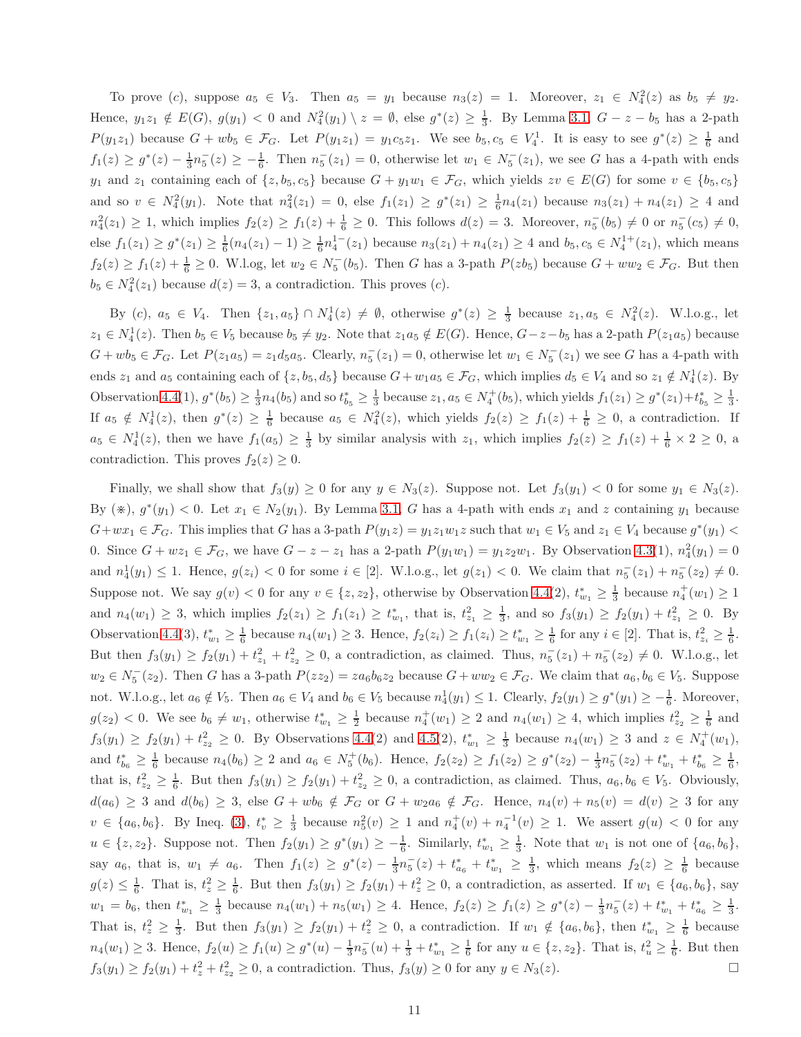To prove (*c*), suppose $a_5 \in V_3$. Then $a_5 = y_1$ because $n_3(z) = 1$. Moreover, $z_1 \in N_4^2(z)$ as $b_5 \neq y_2$. Hence, $y_1z_1 \notin E(G)$, $g(y_1) < 0$ and $N_4^2(y_1) \setminus z = \emptyset$, else $g^*(z) \geq \frac{1}{3}$. By Lemma 3.1, $G - z - b_5$ has a 2-path $P(y_1z_1)$ because $G + wb_5 \in \mathcal{F}_G$. Let $P(y_1z_1) = y_1c_5z_1$. We see $b_5, c_5 \in V_4^1$. It is easy to see $g^*(z) \geq \frac{1}{6}$ and $f_1(z) \geq g^*(z) - \frac{1}{3}n_5^-(z) \geq -\frac{1}{6}$. Then $n_5^-(z_1) = 0$, otherwise let $w_1 \in N_5^-(z_1)$, we see $G$ has a 4-path with ends $y_1$ and $z_1$ containing each of $\{z, b_5, c_5\}$ because $G + y_1w_1 \in \mathcal{F}_G$, which yields $zv \in E(G)$ for some $v \in \{b_5, c_5\}$ and so $v \in N_4^2(y_1)$. Note that $n_4^2(z_1) = 0$, else $f_1(z_1) \geq g^*(z) \geq \frac{1}{6}n_4(z_1)$ because $n_3(z_1) + n_4(z_1) \geq 4$ and $n_4^2(z_1) \geq 1$, which implies $f_2(z) \geq f_1(z) + \frac{1}{6} \geq 0$. This follows $d(z) = 3$. Moreover, $n_5^-(b_5) \neq 0$ or $n_5^-(c_5) \neq 0$, else $f_1(z_1) \geq g^*(z_1) \geq \frac{1}{6}(n_4(z_1) - 1) \geq \frac{1}{6}n_4^{1-}(z_1)$ because $n_3(z_1) + n_4(z_1) \geq 4$ and $b_5, c_5 \in N_4^{1+}(z_1)$, which means $f_2(z) \geq f_1(z) + \frac{1}{6} \geq 0$. W.l.og., let $w_2 \in N_5^-(b_5)$. Then $G$ has a 3-path $P(zb_5)$ because $G + ww_2 \in \mathcal{F}_G$. But then $b_5 \in N_4^2(z_1)$ because $d(z) = 3$, a contradiction. This proves (*c*).

By (*c*), $a_5 \in V_4$. Then $\{z_1, a_5\} \cap N_4^1(z) \neq \emptyset$, otherwise $g^*(z) \geq \frac{1}{3}$ because $z_1, a_5 \in N_4^2(z)$. W.l.o.g., let $z_1 \in N_4^1(z)$. Then $b_5 \in V_5$ because $b_5 \neq y_2$. Note that $z_1a_5 \notin E(G)$. Hence, $G - z - b_5$ has a 2-path $P(z_1a_5)$ because $G + wb_5 \in \mathcal{F}_G$. Let $P(z_1a_5) = z_1d_5a_5$. Clearly, $n_5^-(z_1) = 0$, otherwise let $w_1 \in N_5^-(z_1)$ we see $G$ has a 4-path with ends $z_1$ and $a_5$ containing each of $\{z, b_5, d_5\}$ because $G + w_1a_5 \in \mathcal{F}_G$, which implies $d_5 \in V_4$ and so $z_1 \notin N_4^1(z)$. By Observation 4.4(1), $g^*(b_5) \geq \frac{1}{3}n_4(b_5)$ and so $t_{b_5}^* \geq \frac{1}{3}$ because $z_1, a_5 \in N_4^+(b_5)$, which yields $f_1(z_1) \geq g^*(z_1) + t_{b_5}^* \geq \frac{1}{3}$. If $a_5 \notin N_4^1(z)$, then $g^*(z) \geq \frac{1}{6}$ because $a_5 \in N_4^2(z)$, which yields $f_2(z) \geq f_1(z) + \frac{1}{6} \geq 0$, a contradiction. If $a_5 \in N_4^1(z)$, then we have $f_1(a_5) \geq \frac{1}{3}$ by similar analysis with $z_1$, which implies $f_2(z) \geq f_1(z) + \frac{1}{6} \times 2 \geq 0$, a contradiction. This proves $f_2(z) \geq 0$.

Finally, we shall show that $f_3(y) \geq 0$ for any $y \in N_3(z)$. Suppose not. Let $f_3(y_1) < 0$ for some $y_1 \in N_3(z)$. By (⋇), $g^*(y_1) < 0$. Let $x_1 \in N_2(y_1)$. By Lemma 3.1, $G$ has a 4-path with ends $x_1$ and $z$ containing $y_1$ because $G + wx_1 \in \mathcal{F}_G$. This implies that $G$ has a 3-path $P(y_1z) = y_1z_1w_1z$ such that $w_1 \in V_5$ and $z_1 \in V_4$ because $g^*(y_1) < 0$. Since $G + wz_1 \in \mathcal{F}_G$, we have $G - z - z_1$ has a 2-path $P(y_1w_1) = y_1z_2w_1$. By Observation 4.3(1), $n_4^2(y_1) = 0$ and $n_4^1(y_1) \leq 1$. Hence, $g(z_i) < 0$ for some $i \in [2]$. W.l.o.g., let $g(z_1) < 0$. We claim that $n_5^-(z_1) + n_5^-(z_2) \neq 0$. Suppose not. We say $g(v) < 0$ for any $v \in \{z, z_2\}$, otherwise by Observation 4.4(2), $t_{w_1}^* \geq \frac{1}{3}$ because $n_4^+(w_1) \geq 1$ and $n_4(w_1) \geq 3$, which implies $f_2(z_1) \geq f_1(z_1) \geq t_{w_1}^*$, that is, $t_{z_1}^2 \geq \frac{1}{3}$, and so $f_3(y_1) \geq f_2(y_1) + t_{z_1}^2 \geq 0$. By Observation 4.4(3), $t_{w_1}^* \geq \frac{1}{6}$ because $n_4(w_1) \geq 3$. Hence, $f_2(z_i) \geq f_1(z_i) \geq t_{w_1}^* \geq \frac{1}{6}$ for any $i \in [2]$. That is, $t_{z_i}^2 \geq \frac{1}{6}$. But then $f_3(y_1) \geq f_2(y_1) + t_{z_1}^2 + t_{z_2}^2 \geq 0$, a contradiction, as claimed. Thus, $n_5^-(z_1) + n_5^-(z_2) \neq 0$. W.l.o.g., let $w_2 \in N_5^-(z_2)$. Then $G$ has a 3-path $P(zz_2) = za_6b_6z_2$ because $G + ww_2 \in \mathcal{F}_G$. We claim that $a_6, b_6 \in V_5$. Suppose not. W.l.o.g., let $a_6 \notin V_5$. Then $a_6 \in V_4$ and $b_6 \in V_5$ because $n_4^1(y_1) \leq 1$. Clearly, $f_2(y_1) \geq g^*(y_1) \geq -\frac{1}{6}$. Moreover, $g(z_2) < 0$. We see $b_6 \neq w_1$, otherwise $t_{w_1}^* \geq \frac{1}{2}$ because $n_4^+(w_1) \geq 2$ and $n_4(w_1) \geq 4$, which implies $t_{z_2}^2 \geq \frac{1}{6}$ and $f_3(y_1) \geq f_2(y_1) + t_{z_2}^2 \geq 0$. By Observations 4.4(2) and 4.5(2), $t_{w_1}^* \geq \frac{1}{3}$ because $n_4(w_1) \geq 3$ and $z \in N_4^+(w_1)$, and $t_{b_6}^* \geq \frac{1}{6}$ because $n_4(b_6) \geq 2$ and $a_6 \in N_5^+(b_6)$. Hence, $f_2(z_2) \geq f_1(z_2) \geq g^*(z_2) - \frac{1}{3}n_5^-(z_2) + t_{w_1}^* + t_{b_6}^* \geq \frac{1}{6}$, that is, $t_{z_2}^2 \geq \frac{1}{6}$. But then $f_3(y_1) \geq f_2(y_1) + t_{z_2}^2 \geq 0$, a contradiction, as claimed. Thus, $a_6, b_6 \in V_5$. Obviously, $d(a_6) \geq 3$ and $d(b_6) \geq 3$, else $G + wb_6 \notin \mathcal{F}_G$ or $G + w_2a_6 \notin \mathcal{F}_G$. Hence, $n_4(v) + n_5(v) = d(v) \geq 3$ for any $v \in \{a_6, b_6\}$. By Ineq. (3), $t_v^* \geq \frac{1}{3}$ because $n_5^2(v) \geq 1$ and $n_4^+(v) + n_4^{-1}(v) \geq 1$. We assert $g(u) < 0$ for any $u \in \{z, z_2\}$. Suppose not. Then $f_2(y_1) \geq g^*(y_1) \geq -\frac{1}{6}$. Similarly, $t_{w_1}^* \geq \frac{1}{3}$. Note that $w_1$ is not one of $\{a_6, b_6\}$, say $a_6$, that is, $w_1 \neq a_6$. Then $f_1(z) \geq g^*(z) - \frac{1}{3}n_5^-(z) + t_{a_6}^* + t_{w_1}^* \geq \frac{1}{3}$, which means $f_2(z) \geq \frac{1}{6}$ because $g(z) \leq \frac{1}{6}$. That is, $t_z^2 \geq \frac{1}{6}$. But then $f_3(y_1) \geq f_2(y_1) + t_z^2 \geq 0$, a contradiction, as asserted. If $w_1 \in \{a_6, b_6\}$, say $w_1 = b_6$, then $t_{w_1}^* \geq \frac{1}{3}$ because $n_4(w_1) + n_5(w_1) \geq 4$. Hence, $f_2(z) \geq f_1(z) \geq g^*(z) - \frac{1}{3}n_5^-(z) + t_{w_1}^* + t_{a_6}^* \geq \frac{1}{3}$. That is, $t_z^2 \geq \frac{1}{3}$. But then $f_3(y_1) \geq f_2(y_1) + t_z^2 \geq 0$, a contradiction. If $w_1 \notin \{a_6, b_6\}$, then $t_{w_1}^* \geq \frac{1}{6}$ because $n_4(w_1) \geq 3$. Hence, $f_2(u) \geq f_1(u) \geq g^*(u) - \frac{1}{3}n_5^-(u) + \frac{1}{3} + t_{w_1}^* \geq \frac{1}{6}$ for any $u \in \{z, z_2\}$. That is, $t_u^2 \geq \frac{1}{6}$. But then $f_3(y_1) \geq f_2(y_1) + t_z^2 + t_{z_2}^2 \geq 0$, a contradiction. Thus, $f_3(y) \geq 0$ for any $y \in N_3(z)$. □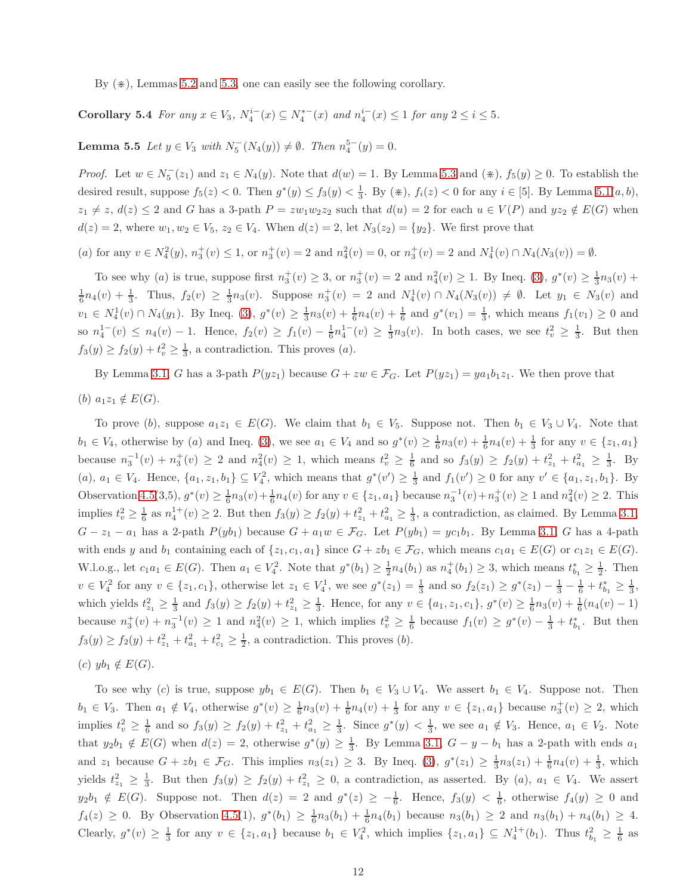By (⋇), Lemmas 5.2 and 5.3, one can easily see the following corollary.

**Corollary 5.4** *For any $x \in V_3$, $N_4^{i-}(x) \subseteq N_4^{*-}(x)$ and $n_4^{i-}(x) \leq 1$ for any $2 \leq i \leq 5$.*

**Lemma 5.5** *Let $y \in V_3$ with $N_5^-(N_4(y)) \neq \emptyset$. Then $n_4^{5-}(y) = 0$.*

*Proof.* Let $w \in N_5^-(z_1)$ and $z_1 \in N_4(y)$. Note that $d(w) = 1$. By Lemma 5.3 and (⋇), $f_5(y) \geq 0$. To establish the desired result, suppose $f_5(z) < 0$. Then $g^*(y) \leq f_3(y) < \frac{1}{3}$. By (⋇), $f_i(z) < 0$ for any $i \in [5]$. By Lemma 5.1(a, b), $z_1 \neq z$, $d(z) \leq 2$ and $G$ has a 3-path $P = zw_1w_2z_2$ such that $d(u) = 2$ for each $u \in V(P)$ and $yz_2 \notin E(G)$ when $d(z) = 2$, where $w_1, w_2 \in V_5$, $z_2 \in V_4$. When $d(z) = 2$, let $N_3(z_2) = \{y_2\}$. We first prove that

(*a*) for any $v \in N_4^2(y)$, $n_3^+(v) \leq 1$, or $n_3^+(v) = 2$ and $n_4^2(v) = 0$, or $n_3^+(v) = 2$ and $N_4^1(v) \cap N_4(N_3(v)) = \emptyset$.

To see why (*a*) is true, suppose first $n_3^+(v) \geq 3$, or $n_3^+(v) = 2$ and $n_4^2(v) \geq 1$. By Ineq. (3), $g^*(v) \geq \frac{1}{3}n_3(v) + \frac{1}{6}n_4(v) + \frac{1}{3}$. Thus, $f_2(v) \geq \frac{1}{3}n_3(v)$. Suppose $n_3^+(v) = 2$ and $N_4^1(v) \cap N_4(N_3(v)) \neq \emptyset$. Let $y_1 \in N_3(v)$ and $v_1 \in N_4^1(v) \cap N_4(y_1)$. By Ineq. (3), $g^*(v) \geq \frac{1}{3}n_3(v) + \frac{1}{6}n_4(v) + \frac{1}{6}$ and $g^*(v_1) = \frac{1}{3}$, which means $f_1(v_1) \geq 0$ and so $n_4^{1-}(v) \leq n_4(v) - 1$. Hence, $f_2(v) \geq f_1(v) - \frac{1}{6}n_4^{1-}(v) \geq \frac{1}{3}n_3(v)$. In both cases, we see $t_v^2 \geq \frac{1}{3}$. But then $f_3(y) \geq f_2(y) + t_v^2 \geq \frac{1}{3}$, a contradiction. This proves (*a*).

By Lemma 3.1, $G$ has a 3-path $P(yz_1)$ because $G + zw \in \mathcal{F}_G$. Let $P(yz_1) = ya_1b_1z_1$. We then prove that

(*b*) $a_1z_1 \notin E(G)$.

To prove (*b*), suppose $a_1z_1 \in E(G)$. We claim that $b_1 \in V_5$. Suppose not. Then $b_1 \in V_3 \cup V_4$. Note that $b_1 \in V_4$, otherwise by (*a*) and Ineq. (3), we see $a_1 \in V_4$ and so $g^*(v) \geq \frac{1}{6}n_3(v) + \frac{1}{6}n_4(v) + \frac{1}{3}$ for any $v \in \{z_1, a_1\}$ because $n_3^{-1}(v) + n_3^+(v) \geq 2$ and $n_4^2(v) \geq 1$, which means $t_v^2 \geq \frac{1}{6}$ and so $f_3(y) \geq f_2(y) + t_{z_1}^2 + t_{a_1}^2 \geq \frac{1}{3}$. By (*a*), $a_1 \in V_4$. Hence, $\{a_1, z_1, b_1\} \subseteq V_4^2$, which means that $g^*(v') \geq \frac{1}{3}$ and $f_1(v') \geq 0$ for any $v' \in \{a_1, z_1, b_1\}$. By Observation 4.5(3,5), $g^*(v) \geq \frac{1}{6}n_3(v) + \frac{1}{6}n_4(v)$ for any $v \in \{z_1, a_1\}$ because $n_3^{-1}(v) + n_3^+(v) \geq 1$ and $n_4^2(v) \geq 2$. This implies $t_v^2 \geq \frac{1}{6}$ as $n_4^{1+}(v) \geq 2$. But then $f_3(y) \geq f_2(y) + t_{z_1}^2 + t_{a_1}^2 \geq \frac{1}{3}$, a contradiction, as claimed. By Lemma 3.1, $G - z_1 - a_1$ has a 2-path $P(yb_1)$ because $G + a_1w \in \mathcal{F}_G$. Let $P(yb_1) = yc_1b_1$. By Lemma 3.1, $G$ has a 4-path with ends $y$ and $b_1$ containing each of $\{z_1, c_1, a_1\}$ since $G + zb_1 \in \mathcal{F}_G$, which means $c_1a_1 \in E(G)$ or $c_1z_1 \in E(G)$. W.l.o.g., let $c_1a_1 \in E(G)$. Then $a_1 \in V_4^2$. Note that $g^*(b_1) \geq \frac{1}{2}n_4(b_1)$ as $n_4^+(b_1) \geq 3$, which means $t_{b_1}^* \geq \frac{1}{2}$. Then $v \in V_4^2$ for any $v \in \{z_1, c_1\}$, otherwise let $z_1 \in V_4^1$, we see $g^*(z_1) = \frac{1}{3}$ and so $f_2(z_1) \geq g^*(z_1) - \frac{1}{3} - \frac{1}{6} + t_{b_1}^* \geq \frac{1}{3}$, which yields $t_{z_1}^2 \geq \frac{1}{3}$ and $f_3(y) \geq f_2(y) + t_{z_1}^2 \geq \frac{1}{3}$. Hence, for any $v \in \{a_1, z_1, c_1\}$, $g^*(v) \geq \frac{1}{6}n_3(v) + \frac{1}{6}(n_4(v) - 1)$ because $n_3^+(v) + n_3^{-1}(v) \geq 1$ and $n_4^2(v) \geq 1$, which implies $t_v^2 \geq \frac{1}{6}$ because $f_1(v) \geq g^*(v) - \frac{1}{3} + t_{b_1}^*$. But then $f_3(y) \geq f_2(y) + t_{z_1}^2 + t_{a_1}^2 + t_{c_1}^2 \geq \frac{1}{2}$, a contradiction. This proves (*b*).

(*c*) $yb_1 \notin E(G)$.

To see why (*c*) is true, suppose $yb_1 \in E(G)$. Then $b_1 \in V_3 \cup V_4$. We assert $b_1 \in V_4$. Suppose not. Then $b_1 \in V_3$. Then $a_1 \notin V_4$, otherwise $g^*(v) \geq \frac{1}{6}n_3(v) + \frac{1}{6}n_4(v) + \frac{1}{3}$ for any $v \in \{z_1, a_1\}$ because $n_3^+(v) \geq 2$, which implies $t_v^2 \geq \frac{1}{6}$ and so $f_3(y) \geq f_2(y) + t_{z_1}^2 + t_{a_1}^2 \geq \frac{1}{3}$. Since $g^*(y) < \frac{1}{3}$, we see $a_1 \notin V_3$. Hence, $a_1 \in V_2$. Note that $y_2b_1 \notin E(G)$ when $d(z) = 2$, otherwise $g^*(y) \geq \frac{1}{3}$. By Lemma 3.1, $G - y - b_1$ has a 2-path with ends $a_1$ and $z_1$ because $G + zb_1 \in \mathcal{F}_G$. This implies $n_3(z_1) \geq 3$. By Ineq. (3), $g^*(z_1) \geq \frac{1}{3}n_3(z_1) + \frac{1}{6}n_4(v) + \frac{1}{3}$, which yields $t_{z_1}^2 \geq \frac{1}{3}$. But then $f_3(y) \geq f_2(y) + t_{z_1}^2 \geq 0$, a contradiction, as asserted. By (*a*), $a_1 \in V_4$. We assert $y_2b_1 \notin E(G)$. Suppose not. Then $d(z) = 2$ and $g^*(z) \geq -\frac{1}{6}$. Hence, $f_3(y) < \frac{1}{6}$, otherwise $f_4(y) \geq 0$ and $f_4(z) \geq 0$. By Observation 4.5(1), $g^*(b_1) \geq \frac{1}{6}n_3(b_1) + \frac{1}{6}n_4(b_1)$ because $n_3(b_1) \geq 2$ and $n_3(b_1) + n_4(b_1) \geq 4$. Clearly, $g^*(v) \geq \frac{1}{3}$ for any $v \in \{z_1, a_1\}$ because $b_1 \in V_4^2$, which implies $\{z_1, a_1\} \subseteq N_4^{1+}(b_1)$. Thus $t_{b_1}^2 \geq \frac{1}{6}$ as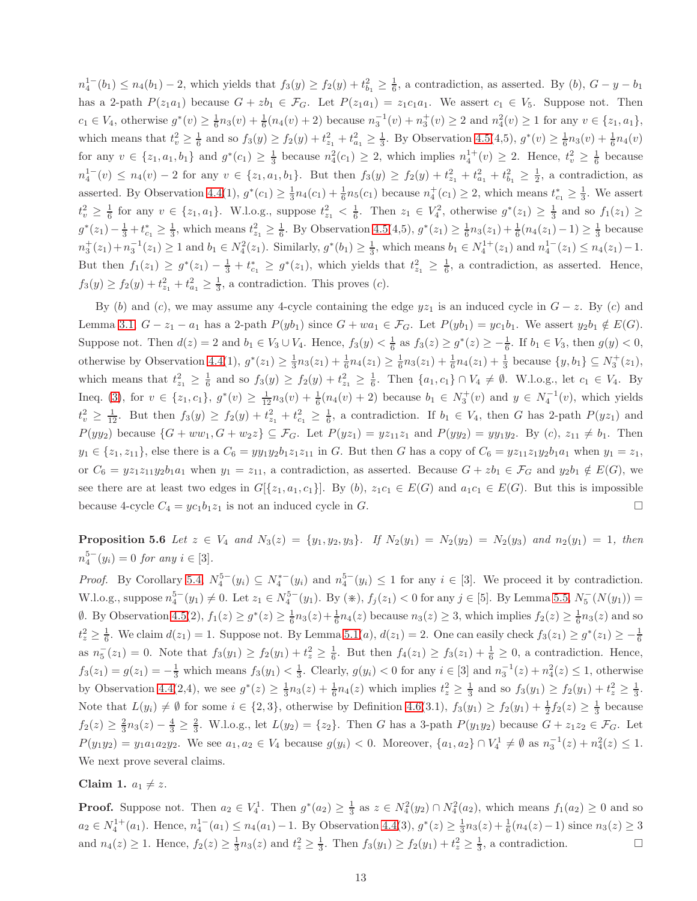$n_4^{1-}(b_1) \leq n_4(b_1) - 2$, which yields that $f_3(y) \geq f_2(y) + t_{b_1}^2 \geq \frac{1}{6}$, a contradiction, as asserted. By $(b)$, $G - y - b_1$ has a 2-path $P(z_1a_1)$ because $G + zb_1 \in \mathcal{F}_G$. Let $P(z_1a_1) = z_1c_1a_1$. We assert $c_1 \in V_5$. Suppose not. Then $c_1 \in V_4$, otherwise $g^*(v) \geq \frac{1}{6}n_3(v) + \frac{1}{6}(n_4(v)+2)$ because $n_3^{-1}(v) + n_3^+(v) \geq 2$ and $n_4^2(v) \geq 1$ for any $v \in \{z_1, a_1\}$, which means that $t_v^2 \geq \frac{1}{6}$ and so $f_3(y) \geq f_2(y) + t_{z_1}^2 + t_{a_1}^2 \geq \frac{1}{3}$. By Observation 4.5(4,5), $g^*(v) \geq \frac{1}{6}n_3(v) + \frac{1}{6}n_4(v)$ for any $v \in \{z_1, a_1, b_1\}$ and $g^*(c_1) \geq \frac{1}{3}$ because $n_4^2(c_1) \geq 2$, which implies $n_4^{1+}(v) \geq 2$. Hence, $t_v^2 \geq \frac{1}{6}$ because $n_4^{1-}(v) \leq n_4(v) - 2$ for any $v \in \{z_1, a_1, b_1\}$. But then $f_3(y) \geq f_2(y) + t_{z_1}^2 + t_{a_1}^2 + t_{b_1}^2 \geq \frac{1}{2}$, a contradiction, as asserted. By Observation 4.4(1), $g^*(c_1) \geq \frac{1}{3}n_4(c_1) + \frac{1}{6}n_5(c_1)$ because $n_4^+(c_1) \geq 2$, which means $t_{c_1}^* \geq \frac{1}{3}$. We assert $t_v^2 \geq \frac{1}{6}$ for any $v \in \{z_1, a_1\}$. W.l.o.g., suppose $t_{z_1}^2 < \frac{1}{6}$. Then $z_1 \in V_4^2$, otherwise $g^*(z_1) \geq \frac{1}{3}$ and so $f_1(z_1) \geq g^*(z_1) - \frac{1}{3} + t_{c_1}^* \geq \frac{1}{3}$, which means $t_{z_1}^2 \geq \frac{1}{6}$. By Observation 4.5(4,5), $g^*(z_1) \geq \frac{1}{6}n_3(z_1) + \frac{1}{6}(n_4(z_1) - 1) \geq \frac{1}{3}$ because $n_3^+(z_1) + n_3^{-1}(z_1) \geq 1$ and $b_1 \in N_4^2(z_1)$. Similarly, $g^*(b_1) \geq \frac{1}{3}$, which means $b_1 \in N_4^{1+}(z_1)$ and $n_4^{1-}(z_1) \leq n_4(z_1) - 1$. But then $f_1(z_1) \geq g^*(z_1) - \frac{1}{3} + t_{c_1}^* \geq g^*(z_1)$, which yields that $t_{z_1}^2 \geq \frac{1}{6}$, a contradiction, as asserted. Hence, $f_3(y) \geq f_2(y) + t_{z_1}^2 + t_{a_1}^2 \geq \frac{1}{3}$, a contradiction. This proves $(c)$.

By $(b)$ and $(c)$, we may assume any 4-cycle containing the edge $yz_1$ is an induced cycle in $G - z$. By $(c)$ and Lemma 3.1, $G - z_1 - a_1$ has a 2-path $P(yb_1)$ since $G + wa_1 \in \mathcal{F}_G$. Let $P(yb_1) = yc_1b_1$. We assert $y_2b_1 \notin E(G)$. Suppose not. Then $d(z) = 2$ and $b_1 \in V_3 \cup V_4$. Hence, $f_3(y) < \frac{1}{6}$ as $f_3(y) \geq g^*(z) \geq -\frac{1}{6}$. If $b_1 \in V_3$, then $g(y) < 0$, otherwise by Observation 4.4(1), $g^*(z_1) \geq \frac{1}{3}n_3(z_1) + \frac{1}{6}n_4(z_1) \geq \frac{1}{6}n_3(z_1) + \frac{1}{6}n_4(z_1) + \frac{1}{3}$ because $\{y, b_1\} \subseteq N_3^+(z_1)$, which means that $t_{z_1}^2 \geq \frac{1}{6}$ and so $f_3(y) \geq f_2(y) + t_{z_1}^2 \geq \frac{1}{6}$. Then $\{a_1, c_1\} \cap V_4 \neq \emptyset$. W.l.o.g., let $c_1 \in V_4$. By Ineq. (3), for $v \in \{z_1, c_1\}$, $g^*(v) \geq \frac{1}{12}n_3(v) + \frac{1}{6}(n_4(v)+2)$ because $b_1 \in N_3^+(v)$ and $y \in N_4^{-1}(v)$, which yields $t_v^2 \geq \frac{1}{12}$. But then $f_3(y) \geq f_2(y) + t_{z_1}^2 + t_{c_1}^2 \geq \frac{1}{6}$, a contradiction. If $b_1 \in V_4$, then $G$ has 2-path $P(yz_1)$ and $P(yy_2)$ because $\{G + ww_1, G + w_2z\} \subseteq \mathcal{F}_G$. Let $P(yz_1) = yz_{11}z_1$ and $P(yy_2) = yy_1y_2$. By $(c)$, $z_{11} \neq b_1$. Then $y_1 \in \{z_1, z_{11}\}$, else there is a $C_6 = yy_1y_2b_1z_1z_{11}$ in $G$. But then $G$ has a copy of $C_6 = yz_{11}z_1y_2b_1a_1$ when $y_1 = z_1$, or $C_6 = yz_1z_{11}y_2b_1a_1$ when $y_1 = z_{11}$, a contradiction, as asserted. Because $G + zb_1 \in \mathcal{F}_G$ and $y_2b_1 \notin E(G)$, we see there are at least two edges in $G[\{z_1, a_1, c_1\}]$. By $(b)$, $z_1c_1 \in E(G)$ and $a_1c_1 \in E(G)$. But this is impossible because 4-cycle $C_4 = yc_1b_1z_1$ is not an induced cycle in $G$. □

**Proposition 5.6** *Let $z \in V_4$ and $N_3(z) = \{y_1, y_2, y_3\}$. If $N_2(y_1) = N_2(y_2) = N_2(y_3)$ and $n_2(y_1) = 1$, then $n_4^{5-}(y_i) = 0$ for any $i \in [3]$.*

*Proof.* By Corollary 5.4, $N_4^{5-}(y_i) \subseteq N_4^{*-}(y_i)$ and $n_4^{5-}(y_i) \leq 1$ for any $i \in [3]$. We proceed it by contradiction. W.l.o.g., suppose $n_4^{5-}(y_1) \neq 0$. Let $z_1 \in N_4^{5-}(y_1)$. By (⋇), $f_j(z_1) < 0$ for any $j \in [5]$. By Lemma 5.5, $N_5^-(N(y_1)) = \emptyset$. By Observation 4.5(2), $f_1(z) \geq g^*(z) \geq \frac{1}{6}n_3(z) + \frac{1}{6}n_4(z)$ because $n_3(z) \geq 3$, which implies $f_2(z) \geq \frac{1}{6}n_3(z)$ and so $t_z^2 \geq \frac{1}{6}$. We claim $d(z_1) = 1$. Suppose not. By Lemma 5.1(a), $d(z_1) = 2$. One can easily check $f_3(z_1) \geq g^*(z_1) \geq -\frac{1}{6}$ as $n_5^-(z_1) = 0$. Note that $f_3(y_1) \geq f_2(y_1) + t_z^2 \geq \frac{1}{6}$. But then $f_4(z_1) \geq f_3(z_1) + \frac{1}{6} \geq 0$, a contradiction. Hence, $f_3(z_1) = g(z_1) = -\frac{1}{3}$ which means $f_3(y_1) < \frac{1}{3}$. Clearly, $g(y_i) < 0$ for any $i \in [3]$ and $n_3^{-1}(z) + n_4^2(z) \leq 1$, otherwise by Observation 4.4(2,4), we see $g^*(z) \geq \frac{1}{3}n_3(z) + \frac{1}{6}n_4(z)$ which implies $t_z^2 \geq \frac{1}{3}$ and so $f_3(y_1) \geq f_2(y_1) + t_z^2 \geq \frac{1}{3}$. Note that $L(y_i) \neq \emptyset$ for some $i \in \{2, 3\}$, otherwise by Definition 4.6(3.1), $f_3(y_1) \geq f_2(y_1) + \frac{1}{2}f_2(z) \geq \frac{1}{3}$ because $f_2(z) \geq \frac{2}{3}n_3(z) - \frac{4}{3} \geq \frac{2}{3}$. W.l.o.g., let $L(y_2) = \{z_2\}$. Then $G$ has a 3-path $P(y_1y_2)$ because $G + z_1z_2 \in \mathcal{F}_G$. Let $P(y_1y_2) = y_1a_1a_2y_2$. We see $a_1, a_2 \in V_4$ because $g(y_i) < 0$. Moreover, $\{a_1, a_2\} \cap V_4^1 \neq \emptyset$ as $n_3^{-1}(z) + n_4^2(z) \leq 1$. We next prove several claims.

**Claim 1.** $a_1 \neq z$.

**Proof.** Suppose not. Then $a_2 \in V_4^1$. Then $g^*(a_2) \geq \frac{1}{3}$ as $z \in N_4^2(y_2) \cap N_4^2(a_2)$, which means $f_1(a_2) \geq 0$ and so $a_2 \in N_4^{1+}(a_1)$. Hence, $n_4^{1-}(a_1) \leq n_4(a_1) - 1$. By Observation 4.4(3), $g^*(z) \geq \frac{1}{3}n_3(z) + \frac{1}{6}(n_4(z) - 1)$ since $n_3(z) \geq 3$ and $n_4(z) \geq 1$. Hence, $f_2(z) \geq \frac{1}{3}n_3(z)$ and $t_z^2 \geq \frac{1}{3}$. Then $f_3(y_1) \geq f_2(y_1) + t_z^2 \geq \frac{1}{3}$, a contradiction. □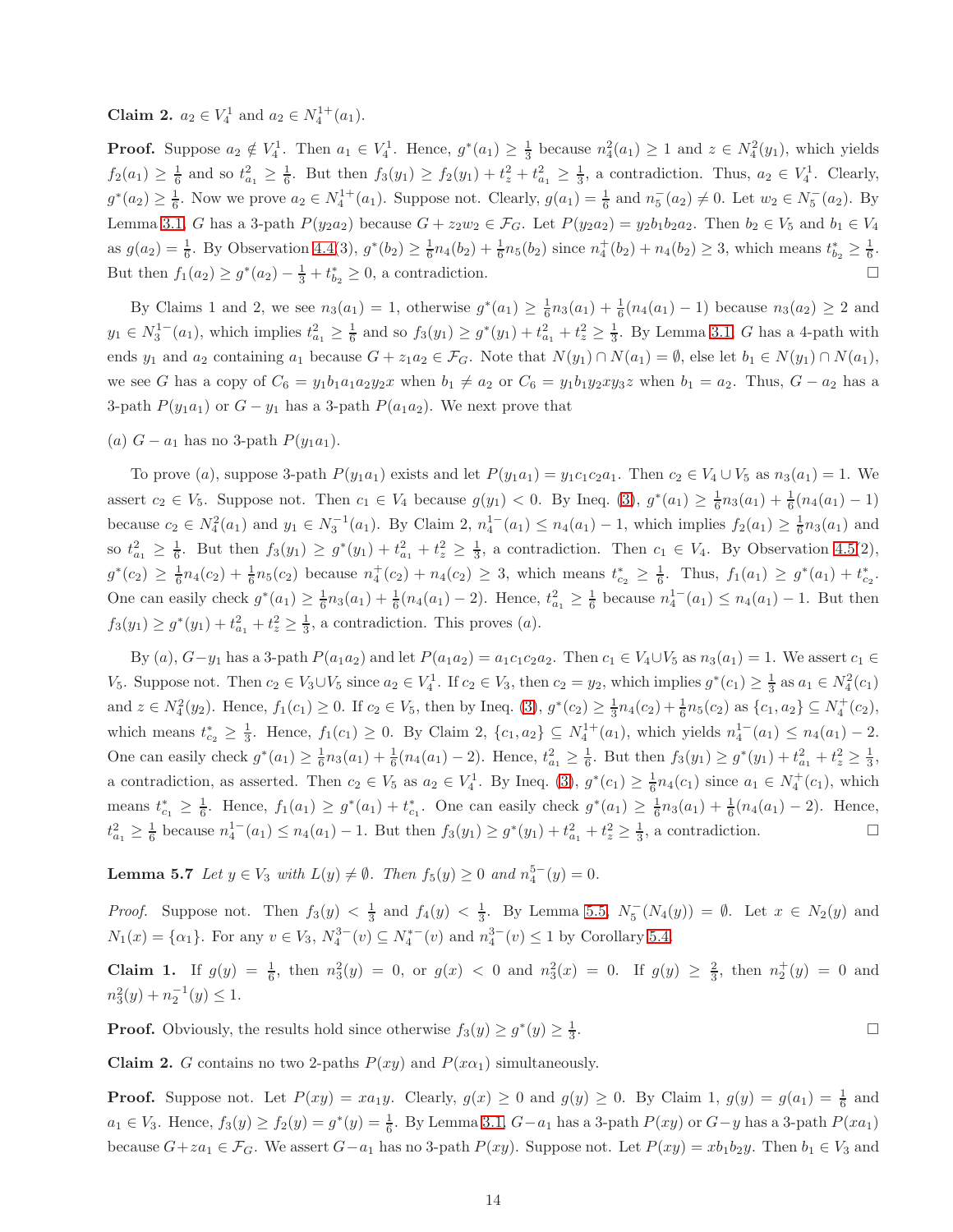**Claim 2.** $a_2 \in V_4^1$ and $a_2 \in N_4^{1+}(a_1)$.

**Proof.** Suppose $a_2 \notin V_4^1$. Then $a_1 \in V_4^1$. Hence, $g^*(a_1) \geq \frac{1}{3}$ because $n_4^2(a_1) \geq 1$ and $z \in N_4^2(y_1)$, which yields $f_2(a_1) \geq \frac{1}{6}$ and so $t_{a_1}^2 \geq \frac{1}{6}$. But then $f_3(y_1) \geq f_2(y_1) + t_z^2 + t_{a_1}^2 \geq \frac{1}{3}$, a contradiction. Thus, $a_2 \in V_4^1$. Clearly, $g^*(a_2) \geq \frac{1}{6}$. Now we prove $a_2 \in N_4^{1+}(a_1)$. Suppose not. Clearly, $g(a_1) = \frac{1}{6}$ and $n_5^-(a_2) \neq 0$. Let $w_2 \in N_5^-(a_2)$. By Lemma 3.1, $G$ has a 3-path $P(y_2a_2)$ because $G + z_2w_2 \in \mathcal{F}_G$. Let $P(y_2a_2) = y_2b_1b_2a_2$. Then $b_2 \in V_5$ and $b_1 \in V_4$ as $g(a_2) = \frac{1}{6}$. By Observation 4.4(3), $g^*(b_2) \geq \frac{1}{6}n_4(b_2) + \frac{1}{6}n_5(b_2)$ since $n_4^+(b_2) + n_4(b_2) \geq 3$, which means $t_{b_2}^* \geq \frac{1}{6}$. But then $f_1(a_2) \geq g^*(a_2) - \frac{1}{3} + t_{b_2}^* \geq 0$, a contradiction. □

By Claims 1 and 2, we see $n_3(a_1) = 1$, otherwise $g^*(a_1) \geq \frac{1}{6}n_3(a_1) + \frac{1}{6}(n_4(a_1) - 1)$ because $n_3(a_2) \geq 2$ and $y_1 \in N_3^{1-}(a_1)$, which implies $t_{a_1}^2 \geq \frac{1}{6}$ and so $f_3(y_1) \geq g^*(y_1) + t_{a_1}^2 + t_z^2 \geq \frac{1}{3}$. By Lemma 3.1, $G$ has a 4-path with ends $y_1$ and $a_2$ containing $a_1$ because $G + z_1a_2 \in \mathcal{F}_G$. Note that $N(y_1) \cap N(a_1) = \emptyset$, else let $b_1 \in N(y_1) \cap N(a_1)$, we see $G$ has a copy of $C_6 = y_1b_1a_1a_2y_2x$ when $b_1 \neq a_2$ or $C_6 = y_1b_1y_2xy_3z$ when $b_1 = a_2$. Thus, $G - a_2$ has a 3-path $P(y_1a_1)$ or $G - y_1$ has a 3-path $P(a_1a_2)$. We next prove that

$(a)$ $G - a_1$ has no 3-path $P(y_1a_1)$.

To prove $(a)$, suppose 3-path $P(y_1a_1)$ exists and let $P(y_1a_1) = y_1c_1c_2a_1$. Then $c_2 \in V_4 \cup V_5$ as $n_3(a_1) = 1$. We assert $c_2 \in V_5$. Suppose not. Then $c_1 \in V_4$ because $g(y_1) < 0$. By Ineq. (3), $g^*(a_1) \geq \frac{1}{6}n_3(a_1) + \frac{1}{6}(n_4(a_1) - 1)$ because $c_2 \in N_4^2(a_1)$ and $y_1 \in N_3^{-1}(a_1)$. By Claim 2, $n_4^{1-}(a_1) \leq n_4(a_1) - 1$, which implies $f_2(a_1) \geq \frac{1}{6}n_3(a_1)$ and so $t_{a_1}^2 \geq \frac{1}{6}$. But then $f_3(y_1) \geq g^*(y_1) + t_{a_1}^2 + t_z^2 \geq \frac{1}{3}$, a contradiction. Then $c_1 \in V_4$. By Observation 4.5(2), $g^*(c_2) \geq \frac{1}{6}n_4(c_2) + \frac{1}{6}n_5(c_2)$ because $n_4^+(c_2) + n_4(c_2) \geq 3$, which means $t_{c_2}^* \geq \frac{1}{6}$. Thus, $f_1(a_1) \geq g^*(a_1) + t_{c_2}^*$. One can easily check $g^*(a_1) \geq \frac{1}{6}n_3(a_1) + \frac{1}{6}(n_4(a_1) - 2)$. Hence, $t_{a_1}^2 \geq \frac{1}{6}$ because $n_4^{1-}(a_1) \leq n_4(a_1) - 1$. But then $f_3(y_1) \geq g^*(y_1) + t_{a_1}^2 + t_z^2 \geq \frac{1}{3}$, a contradiction. This proves $(a)$.

By $(a)$, $G - y_1$ has a 3-path $P(a_1a_2)$ and let $P(a_1a_2) = a_1c_1c_2a_2$. Then $c_1 \in V_4 \cup V_5$ as $n_3(a_1) = 1$. We assert $c_1 \in V_5$. Suppose not. Then $c_2 \in V_3 \cup V_5$ since $a_2 \in V_4^1$. If $c_2 \in V_3$, then $c_2 = y_2$, which implies $g^*(c_1) \geq \frac{1}{3}$ as $a_1 \in N_4^2(c_1)$ and $z \in N_4^2(y_2)$. Hence, $f_1(c_1) \geq 0$. If $c_2 \in V_5$, then by Ineq. (3), $g^*(c_2) \geq \frac{1}{3}n_4(c_2) + \frac{1}{6}n_5(c_2)$ as $\{c_1, a_2\} \subseteq N_4^+(c_2)$, which means $t_{c_2}^* \geq \frac{1}{3}$. Hence, $f_1(c_1) \geq 0$. By Claim 2, $\{c_1, a_2\} \subseteq N_4^{1+}(a_1)$, which yields $n_4^{1-}(a_1) \leq n_4(a_1) - 2$. One can easily check $g^*(a_1) \geq \frac{1}{6}n_3(a_1) + \frac{1}{6}(n_4(a_1) - 2)$. Hence, $t_{a_1}^2 \geq \frac{1}{6}$. But then $f_3(y_1) \geq g^*(y_1) + t_{a_1}^2 + t_z^2 \geq \frac{1}{3}$, a contradiction, as asserted. Then $c_2 \in V_5$ as $a_2 \in V_4^1$. By Ineq. (3), $g^*(c_1) \geq \frac{1}{6}n_4(c_1)$ since $a_1 \in N_4^+(c_1)$, which means $t_{c_1}^* \geq \frac{1}{6}$. Hence, $f_1(a_1) \geq g^*(a_1) + t_{c_1}^*$. One can easily check $g^*(a_1) \geq \frac{1}{6}n_3(a_1) + \frac{1}{6}(n_4(a_1) - 2)$. Hence, $t_{a_1}^2 \geq \frac{1}{6}$ because $n_4^{1-}(a_1) \leq n_4(a_1) - 1$. But then $f_3(y_1) \geq g^*(y_1) + t_{a_1}^2 + t_z^2 \geq \frac{1}{3}$, a contradiction. □

**Lemma 5.7** *Let $y \in V_3$ with $L(y) \neq \emptyset$. Then $f_5(y) \geq 0$ and $n_4^{5-}(y) = 0$.*

*Proof.* Suppose not. Then $f_3(y) < \frac{1}{3}$ and $f_4(y) < \frac{1}{3}$. By Lemma 5.5, $N_5^-(N_4(y)) = \emptyset$. Let $x \in N_2(y)$ and $N_1(x) = \{\alpha_1\}$. For any $v \in V_3$, $N_4^{3-}(v) \subseteq N_4^{*-}(v)$ and $n_4^{3-}(v) \leq 1$ by Corollary 5.4.

**Claim 1.** If $g(y) = \frac{1}{6}$, then $n_3^2(y) = 0$, or $g(x) < 0$ and $n_3^2(x) = 0$. If $g(y) \geq \frac{2}{3}$, then $n_2^+(y) = 0$ and $n_3^2(y) + n_2^{-1}(y) \leq 1$.

**Proof.** Obviously, the results hold since otherwise $f_3(y) \geq g^*(y) \geq \frac{1}{3}$. □

**Claim 2.** $G$ contains no two 2-paths $P(xy)$ and $P(x\alpha_1)$ simultaneously.

**Proof.** Suppose not. Let $P(xy) = xa_1y$. Clearly, $g(x) \geq 0$ and $g(y) \geq 0$. By Claim 1, $g(y) = g(a_1) = \frac{1}{6}$ and $a_1 \in V_3$. Hence, $f_3(y) \geq f_2(y) = g^*(y) = \frac{1}{6}$. By Lemma 3.1, $G - a_1$ has a 3-path $P(xy)$ or $G - y$ has a 3-path $P(xa_1)$ because $G + za_1 \in \mathcal{F}_G$. We assert $G - a_1$ has no 3-path $P(xy)$. Suppose not. Let $P(xy) = xb_1b_2y$. Then $b_1 \in V_3$ and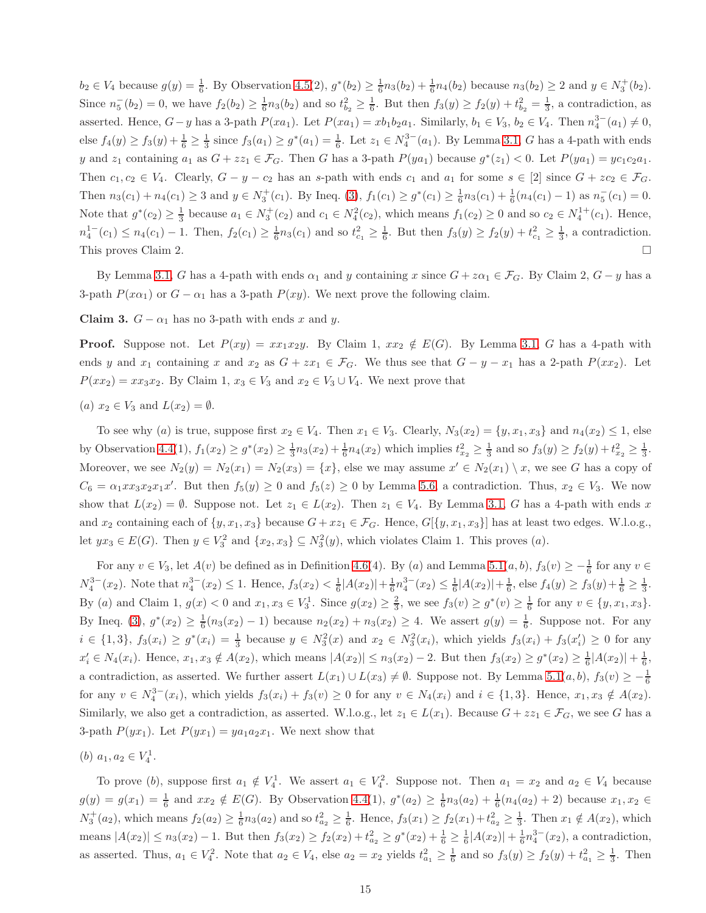$b_2 \in V_4$ because $g(y) = \frac{1}{6}$. By Observation 4.5(2), $g^*(b_2) \geq \frac{1}{6}n_3(b_2) + \frac{1}{6}n_4(b_2)$ because $n_3(b_2) \geq 2$ and $y \in N_3^+(b_2)$. Since $n_5^-(b_2) = 0$, we have $f_2(b_2) \geq \frac{1}{6}n_3(b_2)$ and so $t_{b_2}^2 \geq \frac{1}{6}$. But then $f_3(y) \geq f_2(y) + t_{b_2}^2 = \frac{1}{3}$, a contradiction, as asserted. Hence, $G - y$ has a 3-path $P(xa_1)$. Let $P(xa_1) = xb_1b_2a_1$. Similarly, $b_1 \in V_3$, $b_2 \in V_4$. Then $n_4^{3-}(a_1) \neq 0$, else $f_4(y) \geq f_3(y) + \frac{1}{6} \geq \frac{1}{3}$ since $f_3(a_1) \geq g^*(a_1) = \frac{1}{6}$. Let $z_1 \in N_4^{3-}(a_1)$. By Lemma 3.1, $G$ has a 4-path with ends $y$ and $z_1$ containing $a_1$ as $G + zz_1 \in \mathcal{F}_G$. Then $G$ has a 3-path $P(ya_1)$ because $g^*(z_1) < 0$. Let $P(ya_1) = yc_1c_2a_1$. Then $c_1, c_2 \in V_4$. Clearly, $G - y - c_2$ has an $s$-path with ends $c_1$ and $a_1$ for some $s \in [2]$ since $G + zc_2 \in \mathcal{F}_G$. Then $n_3(c_1) + n_4(c_1) \geq 3$ and $y \in N_3^+(c_1)$. By Ineq. (3), $f_1(c_1) \geq g^*(c_1) \geq \frac{1}{6}n_3(c_1) + \frac{1}{6}(n_4(c_1) - 1)$ as $n_5^-(c_1) = 0$. Note that $g^*(c_2) \geq \frac{1}{3}$ because $a_1 \in N_3^+(c_2)$ and $c_1 \in N_4^2(c_2)$, which means $f_1(c_2) \geq 0$ and so $c_2 \in N_4^{1+}(c_1)$. Hence, $n_4^{1-}(c_1) \leq n_4(c_1) - 1$. Then, $f_2(c_1) \geq \frac{1}{6}n_3(c_1)$ and so $t_{c_1}^2 \geq \frac{1}{6}$. But then $f_3(y) \geq f_2(y) + t_{c_1}^2 \geq \frac{1}{3}$, a contradiction. This proves Claim 2. $\square$

By Lemma 3.1, $G$ has a 4-path with ends $\alpha_1$ and $y$ containing $x$ since $G + z\alpha_1 \in \mathcal{F}_G$. By Claim 2, $G - y$ has a 3-path $P(x\alpha_1)$ or $G - \alpha_1$ has a 3-path $P(xy)$. We next prove the following claim.

**Claim 3.** $G - \alpha_1$ has no 3-path with ends $x$ and $y$.

**Proof.** Suppose not. Let $P(xy) = xx_1x_2y$. By Claim 1, $xx_2 \notin E(G)$. By Lemma 3.1, $G$ has a 4-path with ends $y$ and $x_1$ containing $x$ and $x_2$ as $G + zx_1 \in \mathcal{F}_G$. We thus see that $G - y - x_1$ has a 2-path $P(xx_2)$. Let $P(xx_2) = xx_3x_2$. By Claim 1, $x_3 \in V_3$ and $x_2 \in V_3 \cup V_4$. We next prove that

(*a*) $x_2 \in V_3$ and $L(x_2) = \emptyset$.

To see why (*a*) is true, suppose first $x_2 \in V_4$. Then $x_1 \in V_3$. Clearly, $N_3(x_2) = \{y, x_1, x_3\}$ and $n_4(x_2) \leq 1$, else by Observation 4.4(1), $f_1(x_2) \geq g^*(x_2) \geq \frac{1}{3}n_3(x_2) + \frac{1}{6}n_4(x_2)$ which implies $t_{x_2}^2 \geq \frac{1}{3}$ and so $f_3(y) \geq f_2(y) + t_{x_2}^2 \geq \frac{1}{3}$. Moreover, we see $N_2(y) = N_2(x_1) = N_2(x_3) = \{x\}$, else we may assume $x' \in N_2(x_1) \setminus x$, we see $G$ has a copy of $C_6 = \alpha_1xx_3x_2x_1x'$. But then $f_5(y) \geq 0$ and $f_5(z) \geq 0$ by Lemma 5.6, a contradiction. Thus, $x_2 \in V_3$. We now show that $L(x_2) = \emptyset$. Suppose not. Let $z_1 \in L(x_2)$. Then $z_1 \in V_4$. By Lemma 3.1, $G$ has a 4-path with ends $x$ and $x_2$ containing each of $\{y, x_1, x_3\}$ because $G + xz_1 \in \mathcal{F}_G$. Hence, $G[\{y, x_1, x_3\}]$ has at least two edges. W.l.o.g., let $yx_3 \in E(G)$. Then $y \in V_3^2$ and $\{x_2, x_3\} \subseteq N_3^2(y)$, which violates Claim 1. This proves (*a*).

For any $v \in V_3$, let $A(v)$ be defined as in Definition 4.6(4). By (*a*) and Lemma 5.1(*a*, *b*), $f_3(v) \geq -\frac{1}{6}$ for any $v \in N_4^{3-}(x_2)$. Note that $n_4^{3-}(x_2) \leq 1$. Hence, $f_3(x_2) < \frac{1}{6}|A(x_2)| + \frac{1}{6}n_4^{3-}(x_2) \leq \frac{1}{6}|A(x_2)| + \frac{1}{6}$, else $f_4(y) \geq f_3(y) + \frac{1}{6} \geq \frac{1}{3}$. By (*a*) and Claim 1, $g(x) < 0$ and $x_1, x_3 \in V_3^1$. Since $g(x_2) \geq \frac{2}{3}$, we see $f_3(v) \geq g^*(v) \geq \frac{1}{6}$ for any $v \in \{y, x_1, x_3\}$. By Ineq. (3), $g^*(x_2) \geq \frac{1}{6}(n_3(x_2) - 1)$ because $n_2(x_2) + n_3(x_2) \geq 4$. We assert $g(y) = \frac{1}{6}$. Suppose not. For any $i \in \{1, 3\}$, $f_3(x_i) \geq g^*(x_i) = \frac{1}{3}$ because $y \in N_3^2(x)$ and $x_2 \in N_3^2(x_i)$, which yields $f_3(x_i) + f_3(x_i') \geq 0$ for any $x_i' \in N_4(x_i)$. Hence, $x_1, x_3 \notin A(x_2)$, which means $|A(x_2)| \leq n_3(x_2) - 2$. But then $f_3(x_2) \geq g^*(x_2) \geq \frac{1}{6}|A(x_2)| + \frac{1}{6}$, a contradiction, as asserted. We further assert $L(x_1) \cup L(x_3) \neq \emptyset$. Suppose not. By Lemma 5.1(*a*, *b*), $f_3(v) \geq -\frac{1}{6}$ for any $v \in N_4^{3-}(x_i)$, which yields $f_3(x_i) + f_3(v) \geq 0$ for any $v \in N_4(x_i)$ and $i \in \{1, 3\}$. Hence, $x_1, x_3 \notin A(x_2)$. Similarly, we also get a contradiction, as asserted. W.l.o.g., let $z_1 \in L(x_1)$. Because $G + zz_1 \in \mathcal{F}_G$, we see $G$ has a 3-path $P(yx_1)$. Let $P(yx_1) = ya_1a_2x_1$. We next show that

(*b*) $a_1, a_2 \in V_4^1$.

To prove (*b*), suppose first $a_1 \notin V_4^1$. We assert $a_1 \in V_4^2$. Suppose not. Then $a_1 = x_2$ and $a_2 \in V_4$ because $g(y) = g(x_1) = \frac{1}{6}$ and $xx_2 \notin E(G)$. By Observation 4.4(1), $g^*(a_2) \geq \frac{1}{6}n_3(a_2) + \frac{1}{6}(n_4(a_2) + 2)$ because $x_1, x_2 \in N_3^+(a_2)$, which means $f_2(a_2) \geq \frac{1}{6}n_3(a_2)$ and so $t_{a_2}^2 \geq \frac{1}{6}$. Hence, $f_3(x_1) \geq f_2(x_1) + t_{a_2}^2 \geq \frac{1}{3}$. Then $x_1 \notin A(x_2)$, which means $|A(x_2)| \leq n_3(x_2) - 1$. But then $f_3(x_2) \geq f_2(x_2) + t_{a_2}^2 \geq g^*(x_2) + \frac{1}{6} \geq \frac{1}{6}|A(x_2)| + \frac{1}{6}n_4^{3-}(x_2)$, a contradiction, as asserted. Thus, $a_1 \in V_4^2$. Note that $a_2 \in V_4$, else $a_2 = x_2$ yields $t_{a_1}^2 \geq \frac{1}{6}$ and so $f_3(y) \geq f_2(y) + t_{a_1}^2 \geq \frac{1}{3}$. Then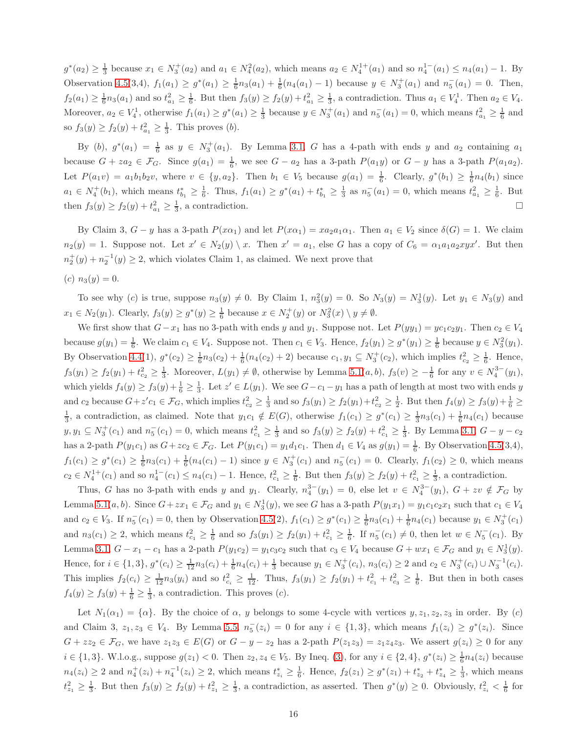$g^*(a_2) \geq \frac{1}{3}$ because $x_1 \in N_3^+(a_2)$ and $a_1 \in N_4^2(a_2)$, which means $a_2 \in N_4^{1+}(a_1)$ and so $n_4^{1-}(a_1) \leq n_4(a_1) - 1$. By Observation 4.5(3,4), $f_1(a_1) \geq g^*(a_1) \geq \frac{1}{6}n_3(a_1) + \frac{1}{6}(n_4(a_1) - 1)$ because $y \in N_3^+(a_1)$ and $n_5^-(a_1) = 0$. Then, $f_2(a_1) \geq \frac{1}{6}n_3(a_1)$ and so $t_{a_1}^2 \geq \frac{1}{6}$. But then $f_3(y) \geq f_2(y) + t_{a_1}^2 \geq \frac{1}{3}$, a contradiction. Thus $a_1 \in V_4^1$. Then $a_2 \in V_4$. Moreover, $a_2 \in V_4^1$, otherwise $f_1(a_1) \geq g^*(a_1) \geq \frac{1}{3}$ because $y \in N_3^+(a_1)$ and $n_5^-(a_1) = 0$, which means $t_{a_1}^2 \geq \frac{1}{6}$ and so $f_3(y) \geq f_2(y) + t_{a_1}^2 \geq \frac{1}{3}$. This proves $(b)$.

By $(b)$, $g^*(a_1) = \frac{1}{6}$ as $y \in N_3^+(a_1)$. By Lemma 3.1, $G$ has a 4-path with ends $y$ and $a_2$ containing $a_1$ because $G + za_2 \in \mathcal{F}_G$. Since $g(a_1) = \frac{1}{6}$, we see $G - a_2$ has a 3-path $P(a_1y)$ or $G - y$ has a 3-path $P(a_1a_2)$. Let $P(a_1v) = a_1b_1b_2v$, where $v \in \{y, a_2\}$. Then $b_1 \in V_5$ because $g(a_1) = \frac{1}{6}$. Clearly, $g^*(b_1) \geq \frac{1}{6}n_4(b_1)$ since $a_1 \in N_4^+(b_1)$, which means $t_{b_1}^* \geq \frac{1}{6}$. Thus, $f_1(a_1) \geq g^*(a_1) + t_{b_1}^* \geq \frac{1}{3}$ as $n_5^-(a_1) = 0$, which means $t_{a_1}^2 \geq \frac{1}{6}$. But then $f_3(y) \geq f_2(y) + t_{a_1}^2 \geq \frac{1}{3}$, a contradiction. $\square$

By Claim 3, $G - y$ has a 3-path $P(x\alpha_1)$ and let $P(x\alpha_1) = xa_2a_1\alpha_1$. Then $a_1 \in V_2$ since $\delta(G) = 1$. We claim $n_2(y) = 1$. Suppose not. Let $x' \in N_2(y) \setminus x$. Then $x' = a_1$, else $G$ has a copy of $C_6 = \alpha_1a_1a_2xyx'$. But then $n_2^+(y) + n_2^{-1}(y) \geq 2$, which violates Claim 1, as claimed. We next prove that

$(c)$ $n_3(y) = 0$.

To see why $(c)$ is true, suppose $n_3(y) \neq 0$. By Claim 1, $n_3^2(y) = 0$. So $N_3(y) = N_3^1(y)$. Let $y_1 \in N_3(y)$ and $x_1 \in N_2(y_1)$. Clearly, $f_3(y) \geq g^*(y) \geq \frac{1}{6}$ because $x \in N_2^+(y)$ or $N_3^2(x) \setminus y \neq \emptyset$.

We first show that $G - x_1$ has no 3-path with ends $y$ and $y_1$. Suppose not. Let $P(yy_1) = yc_1c_2y_1$. Then $c_2 \in V_4$ because $g(y_1) = \frac{1}{6}$. We claim $c_1 \in V_4$. Suppose not. Then $c_1 \in V_3$. Hence, $f_2(y_1) \geq g^*(y_1) \geq \frac{1}{6}$ because $y \in N_3^2(y_1)$. By Observation 4.4(1), $g^*(c_2) \geq \frac{1}{6}n_3(c_2) + \frac{1}{6}(n_4(c_2) + 2)$ because $c_1, y_1 \subseteq N_3^+(c_2)$, which implies $t_{c_2}^2 \geq \frac{1}{6}$. Hence, $f_3(y_1) \geq f_2(y_1) + t_{c_2}^2 \geq \frac{1}{3}$. Moreover, $L(y_1) \neq \emptyset$, otherwise by Lemma 5.1$(a, b)$, $f_3(v) \geq -\frac{1}{6}$ for any $v \in N_4^{3-}(y_1)$, which yields $f_4(y) \geq f_3(y) + \frac{1}{6} \geq \frac{1}{3}$. Let $z' \in L(y_1)$. We see $G - c_1 - y_1$ has a path of length at most two with ends $y$ and $c_2$ because $G + z'c_1 \in \mathcal{F}_G$, which implies $t_{c_2}^2 \geq \frac{1}{3}$ and so $f_3(y_1) \geq f_2(y_1) + t_{c_2}^2 \geq \frac{1}{2}$. But then $f_4(y) \geq f_3(y) + \frac{1}{6} \geq \frac{1}{3}$, a contradiction, as claimed. Note that $y_1c_1 \notin E(G)$, otherwise $f_1(c_1) \geq g^*(c_1) \geq \frac{1}{3}n_3(c_1) + \frac{1}{6}n_4(c_1)$ because $y, y_1 \subseteq N_3^+(c_1)$ and $n_5^-(c_1) = 0$, which means $t_{c_1}^2 \geq \frac{1}{3}$ and so $f_3(y) \geq f_2(y) + t_{c_1}^2 \geq \frac{1}{3}$. By Lemma 3.1, $G - y - c_2$ has a 2-path $P(y_1c_1)$ as $G + zc_2 \in \mathcal{F}_G$. Let $P(y_1c_1) = y_1d_1c_1$. Then $d_1 \in V_4$ as $g(y_1) = \frac{1}{6}$. By Observation 4.5(3,4), $f_1(c_1) \geq g^*(c_1) \geq \frac{1}{6}n_3(c_1) + \frac{1}{6}(n_4(c_1) - 1)$ since $y \in N_3^+(c_1)$ and $n_5^-(c_1) = 0$. Clearly, $f_1(c_2) \geq 0$, which means $c_2 \in N_4^{1+}(c_1)$ and so $n_4^{1-}(c_1) \leq n_4(c_1) - 1$. Hence, $t_{c_1}^2 \geq \frac{1}{6}$. But then $f_3(y) \geq f_2(y) + t_{c_1}^2 \geq \frac{1}{3}$, a contradiction.

Thus, $G$ has no 3-path with ends $y$ and $y_1$. Clearly, $n_4^{3-}(y_1) = 0$, else let $v \in N_4^{3-}(y_1)$, $G + zv \notin \mathcal{F}_G$ by Lemma 5.1$(a, b)$. Since $G + zx_1 \in \mathcal{F}_G$ and $y_1 \in N_3^1(y)$, we see $G$ has a 3-path $P(y_1x_1) = y_1c_1c_2x_1$ such that $c_1 \in V_4$ and $c_2 \in V_3$. If $n_5^-(c_1) = 0$, then by Observation 4.5(2), $f_1(c_1) \geq g^*(c_1) \geq \frac{1}{6}n_3(c_1) + \frac{1}{6}n_4(c_1)$ because $y_1 \in N_3^+(c_1)$ and $n_3(c_1) \geq 2$, which means $t_{c_1}^2 \geq \frac{1}{6}$ and so $f_3(y_1) \geq f_2(y_1) + t_{c_1}^2 \geq \frac{1}{6}$. If $n_5^-(c_1) \neq 0$, then let $w \in N_5^-(c_1)$. By Lemma 3.1, $G - x_1 - c_1$ has a 2-path $P(y_1c_2) = y_1c_3c_2$ such that $c_3 \in V_4$ because $G + wx_1 \in \mathcal{F}_G$ and $y_1 \in N_3^1(y)$. Hence, for $i \in \{1, 3\}$, $g^*(c_i) \geq \frac{1}{12}n_3(c_i) + \frac{1}{6}n_4(c_i) + \frac{1}{3}$ because $y_1 \in N_3^+(c_i)$, $n_3(c_i) \geq 2$ and $c_2 \in N_3^+(c_i) \cup N_3^{-1}(c_i)$. This implies $f_2(c_i) \geq \frac{1}{12}n_3(y_i)$ and so $t_{c_i}^2 \geq \frac{1}{12}$. Thus, $f_3(y_1) \geq f_2(y_1) + t_{c_1}^2 + t_{c_3}^2 \geq \frac{1}{6}$. But then in both cases $f_4(y) \geq f_3(y) + \frac{1}{6} \geq \frac{1}{3}$, a contradiction. This proves $(c)$.

Let $N_1(\alpha_1) = \{\alpha\}$. By the choice of $\alpha$, $y$ belongs to some 4-cycle with vertices $y, z_1, z_2, z_3$ in order. By $(c)$ and Claim 3, $z_1, z_3 \in V_4$. By Lemma 5.5, $n_5^-(z_i) = 0$ for any $i \in \{1, 3\}$, which means $f_1(z_i) \geq g^*(z_i)$. Since $G + zz_2 \in \mathcal{F}_G$, we have $z_1z_3 \in E(G)$ or $G - y - z_2$ has a 2-path $P(z_1z_3) = z_1z_4z_3$. We assert $g(z_i) \geq 0$ for any $i \in \{1, 3\}$. W.l.o.g., suppose $g(z_1) < 0$. Then $z_2, z_4 \in V_5$. By Ineq. (3), for any $i \in \{2, 4\}$, $g^*(z_i) \geq \frac{1}{6}n_4(z_i)$ because $n_4(z_i) \geq 2$ and $n_4^+(z_i) + n_4^{-1}(z_i) \geq 2$, which means $t_{z_i}^* \geq \frac{1}{6}$. Hence, $f_2(z_1) \geq g^*(z_1) + t_{z_2}^* + t_{z_4}^* \geq \frac{1}{3}$, which means $t_{z_1}^2 \geq \frac{1}{3}$. But then $f_3(y) \geq f_2(y) + t_{z_1}^2 \geq \frac{1}{3}$, a contradiction, as asserted. Then $g^*(y) \geq 0$. Obviously, $t_{z_i}^2 < \frac{1}{6}$ for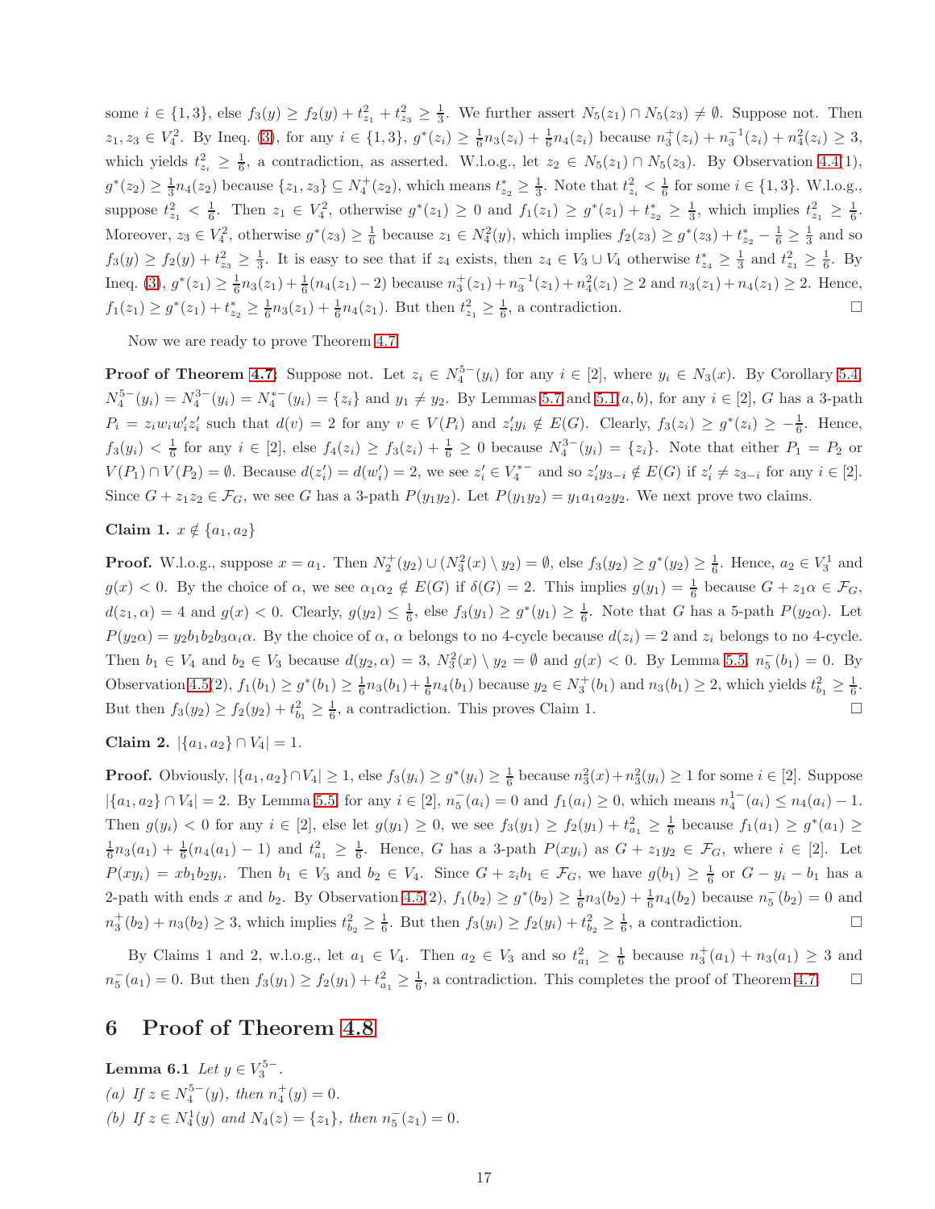some $i \in \{1,3\}$, else $f_3(y) \geq f_2(y) + t^2_{z_1} + t^2_{z_3} \geq \frac{1}{3}$. We further assert $N_5(z_1) \cap N_5(z_3) \neq \emptyset$. Suppose not. Then $z_1, z_3 \in V^2_4$. By Ineq. (3), for any $i \in \{1,3\}$, $g^*(z_i) \geq \frac{1}{6}n_3(z_i) + \frac{1}{6}n_4(z_i)$ because $n^+_3(z_i) + n^{-1}_3(z_i) + n^2_4(z_i) \geq 3$, which yields $t^2_{z_i} \geq \frac{1}{6}$, a contradiction, as asserted. W.l.o.g., let $z_2 \in N_5(z_1) \cap N_5(z_3)$. By Observation 4.4(1), $g^*(z_2) \geq \frac{1}{3}n_4(z_2)$ because $\{z_1, z_3\} \subseteq N^+_4(z_2)$, which means $t^*_{z_2} \geq \frac{1}{3}$. Note that $t^2_{z_i} < \frac{1}{6}$ for some $i \in \{1,3\}$. W.l.o.g., suppose $t^2_{z_1} < \frac{1}{6}$. Then $z_1 \in V^2_4$, otherwise $g^*(z_1) \geq 0$ and $f_1(z_1) \geq g^*(z_1) + t^*_{z_2} \geq \frac{1}{3}$, which implies $t^2_{z_1} \geq \frac{1}{6}$. Moreover, $z_3 \in V^2_4$, otherwise $g^*(z_3) \geq \frac{1}{6}$ because $z_1 \in N^2_4(y)$, which implies $f_2(z_3) \geq g^*(z_3) + t^*_{z_2} - \frac{1}{6} \geq \frac{1}{3}$ and so $f_3(y) \geq f_2(y) + t^2_{z_3} \geq \frac{1}{3}$. It is easy to see that if $z_4$ exists, then $z_4 \in V_3 \cup V_4$ otherwise $t^*_{z_4} \geq \frac{1}{3}$ and $t^2_{z_1} \geq \frac{1}{6}$. By Ineq. (3), $g^*(z_1) \geq \frac{1}{6}n_3(z_1) + \frac{1}{6}(n_4(z_1) - 2)$ because $n^+_3(z_1) + n^{-1}_3(z_1) + n^2_4(z_1) \geq 2$ and $n_3(z_1) + n_4(z_1) \geq 2$. Hence, $f_1(z_1) \geq g^*(z_1) + t^*_{z_2} \geq \frac{1}{6}n_3(z_1) + \frac{1}{6}n_4(z_1)$. But then $t^2_{z_1} \geq \frac{1}{6}$, a contradiction. □

Now we are ready to prove Theorem 4.7.

**Proof of Theorem 4.7:** Suppose not. Let $z_i \in N^{5-}_4(y_i)$ for any $i \in [2]$, where $y_i \in N_3(x)$. By Corollary 5.4, $N^{5-}_4(y_i) = N^{3-}_4(y_i) = N^{*-}_4(y_i) = \{z_i\}$ and $y_1 \neq y_2$. By Lemmas 5.7 and 5.1(a, b), for any $i \in [2]$, $G$ has a 3-path $P_i = z_i w_i w'_i z'_i$ such that $d(v) = 2$ for any $v \in V(P_i)$ and $z'_i y_i \notin E(G)$. Clearly, $f_3(z_i) \geq g^*(z_i) \geq -\frac{1}{6}$. Hence, $f_3(y_i) < \frac{1}{6}$ for any $i \in [2]$, else $f_4(z_i) \geq f_3(z_i) + \frac{1}{6} \geq 0$ because $N^{3-}_4(y_i) = \{z_i\}$. Note that either $P_1 = P_2$ or $V(P_1) \cap V(P_2) = \emptyset$. Because $d(z'_i) = d(w'_i) = 2$, we see $z'_i \in V^{*-}_4$ and so $z'_i y_{3-i} \notin E(G)$ if $z'_i \neq z_{3-i}$ for any $i \in [2]$. Since $G + z_1 z_2 \in \mathcal{F}_G$, we see $G$ has a 3-path $P(y_1 y_2)$. Let $P(y_1 y_2) = y_1 a_1 a_2 y_2$. We next prove two claims.

**Claim 1.** $x \notin \{a_1, a_2\}$

**Proof.** W.l.o.g., suppose $x = a_1$. Then $N^+_2(y_2) \cup (N^2_3(x) \setminus y_2) = \emptyset$, else $f_3(y_2) \geq g^*(y_2) \geq \frac{1}{6}$. Hence, $a_2 \in V^1_3$ and $g(x) < 0$. By the choice of $\alpha$, we see $\alpha_1\alpha_2 \notin E(G)$ if $\delta(G) = 2$. This implies $g(y_1) = \frac{1}{6}$ because $G + z_1\alpha \in \mathcal{F}_G$, $d(z_1, \alpha) = 4$ and $g(x) < 0$. Clearly, $g(y_2) \leq \frac{1}{6}$, else $f_3(y_1) \geq g^*(y_1) \geq \frac{1}{6}$. Note that $G$ has a 5-path $P(y_2\alpha)$. Let $P(y_2\alpha) = y_2 b_1 b_2 b_3 \alpha_i \alpha$. By the choice of $\alpha$, $\alpha$ belongs to no 4-cycle because $d(z_i) = 2$ and $z_i$ belongs to no 4-cycle. Then $b_1 \in V_4$ and $b_2 \in V_3$ because $d(y_2, \alpha) = 3$, $N^2_3(x) \setminus y_2 = \emptyset$ and $g(x) < 0$. By Lemma 5.5, $n^-_5(b_1) = 0$. By Observation 4.5(2), $f_1(b_1) \geq g^*(b_1) \geq \frac{1}{6}n_3(b_1) + \frac{1}{6}n_4(b_1)$ because $y_2 \in N^+_3(b_1)$ and $n_3(b_1) \geq 2$, which yields $t^2_{b_1} \geq \frac{1}{6}$. But then $f_3(y_2) \geq f_2(y_2) + t^2_{b_1} \geq \frac{1}{6}$, a contradiction. This proves Claim 1. □

**Claim 2.** $|\{a_1, a_2\} \cap V_4| = 1$.

**Proof.** Obviously, $|\{a_1, a_2\} \cap V_4| \geq 1$, else $f_3(y_i) \geq g^*(y_i) \geq \frac{1}{6}$ because $n^2_3(x) + n^2_3(y_i) \geq 1$ for some $i \in [2]$. Suppose $|\{a_1, a_2\} \cap V_4| = 2$. By Lemma 5.5, for any $i \in [2]$, $n^-_5(a_i) = 0$ and $f_1(a_i) \geq 0$, which means $n^{1-}_4(a_i) \leq n_4(a_i) - 1$. Then $g(y_i) < 0$ for any $i \in [2]$, else let $g(y_1) \geq 0$, we see $f_3(y_1) \geq f_2(y_1) + t^2_{a_1} \geq \frac{1}{6}$ because $f_1(a_1) \geq g^*(a_1) \geq \frac{1}{6}n_3(a_1) + \frac{1}{6}(n_4(a_1) - 1)$ and $t^2_{a_1} \geq \frac{1}{6}$. Hence, $G$ has a 3-path $P(xy_i)$ as $G + z_1 y_2 \in \mathcal{F}_G$, where $i \in [2]$. Let $P(xy_i) = x b_1 b_2 y_i$. Then $b_1 \in V_3$ and $b_2 \in V_4$. Since $G + z_i b_1 \in \mathcal{F}_G$, we have $g(b_1) \geq \frac{1}{6}$ or $G - y_i - b_1$ has a 2-path with ends $x$ and $b_2$. By Observation 4.5(2), $f_1(b_2) \geq g^*(b_2) \geq \frac{1}{6}n_3(b_2) + \frac{1}{6}n_4(b_2)$ because $n^-_5(b_2) = 0$ and $n^+_3(b_2) + n_3(b_2) \geq 3$, which implies $t^2_{b_2} \geq \frac{1}{6}$. But then $f_3(y_i) \geq f_2(y_i) + t^2_{b_2} \geq \frac{1}{6}$, a contradiction. □

By Claims 1 and 2, w.l.o.g., let $a_1 \in V_4$. Then $a_2 \in V_3$ and so $t^2_{a_1} \geq \frac{1}{6}$ because $n^+_3(a_1) + n_3(a_1) \geq 3$ and $n^-_5(a_1) = 0$. But then $f_3(y_1) \geq f_2(y_1) + t^2_{a_1} \geq \frac{1}{6}$, a contradiction. This completes the proof of Theorem 4.7. □

## 6 Proof of Theorem 4.8

**Lemma 6.1** *Let $y \in V^{5-}_3$.*
*(a) If $z \in N^{5-}_4(y)$, then $n^+_4(y) = 0$.*
*(b) If $z \in N^1_4(y)$ and $N_4(z) = \{z_1\}$, then $n^-_5(z_1) = 0$.*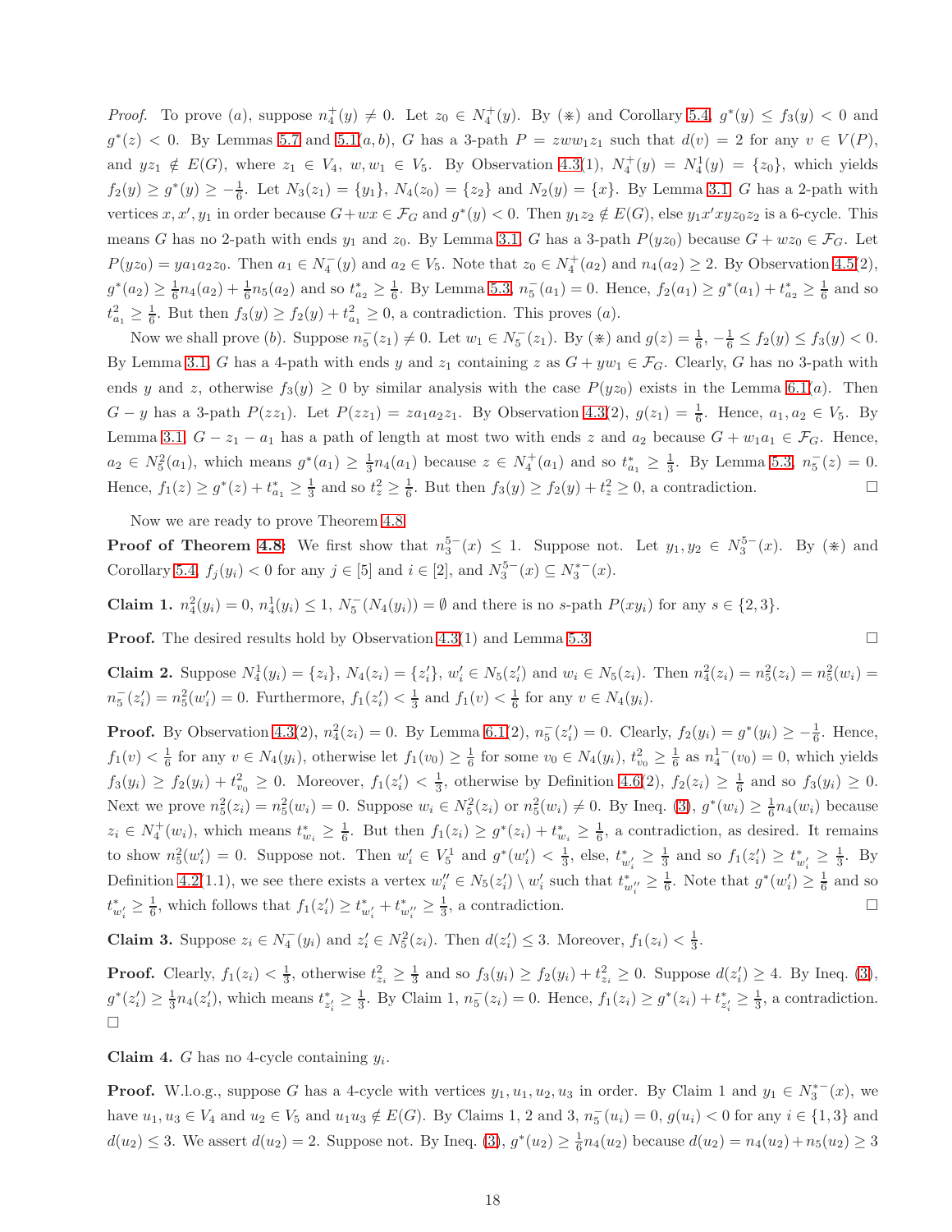*Proof.* To prove (*a*), suppose $n_4^+(y) \neq 0$. Let $z_0 \in N_4^+(y)$. By (⋇) and Corollary 5.4, $g^*(y) \leq f_3(y) < 0$ and $g^*(z) < 0$. By Lemmas 5.7 and 5.1(*a*, *b*), $G$ has a 3-path $P = zww_1z_1$ such that $d(v) = 2$ for any $v \in V(P)$, and $yz_1 \notin E(G)$, where $z_1 \in V_4$, $w, w_1 \in V_5$. By Observation 4.3(1), $N_4^+(y) = N_4^1(y) = \{z_0\}$, which yields $f_2(y) \geq g^*(y) \geq -\frac{1}{6}$. Let $N_3(z_1) = \{y_1\}$, $N_4(z_0) = \{z_2\}$ and $N_2(y) = \{x\}$. By Lemma 3.1, $G$ has a 2-path with vertices $x, x', y_1$ in order because $G + wx \in \mathcal{F}_G$ and $g^*(y) < 0$. Then $y_1z_2 \notin E(G)$, else $y_1x'xyz_0z_2$ is a 6-cycle. This means $G$ has no 2-path with ends $y_1$ and $z_0$. By Lemma 3.1, $G$ has a 3-path $P(yz_0)$ because $G + wz_0 \in \mathcal{F}_G$. Let $P(yz_0) = ya_1a_2z_0$. Then $a_1 \in N_4^-(y)$ and $a_2 \in V_5$. Note that $z_0 \in N_4^+(a_2)$ and $n_4(a_2) \geq 2$. By Observation 4.5(2), $g^*(a_2) \geq \frac{1}{6}n_4(a_2) + \frac{1}{6}n_5(a_2)$ and so $t_{a_2}^* \geq \frac{1}{6}$. By Lemma 5.3, $n_5^-(a_1) = 0$. Hence, $f_2(a_1) \geq g^*(a_1) + t_{a_2}^* \geq \frac{1}{6}$ and so $t_{a_1}^2 \geq \frac{1}{6}$. But then $f_3(y) \geq f_2(y) + t_{a_1}^2 \geq 0$, a contradiction. This proves (*a*).

Now we shall prove (*b*). Suppose $n_5^-(z_1) \neq 0$. Let $w_1 \in N_5^-(z_1)$. By (⋇) and $g(z) = \frac{1}{6}$, $-\frac{1}{6} \leq f_2(y) \leq f_3(y) < 0$. By Lemma 3.1, $G$ has a 4-path with ends $y$ and $z_1$ containing $z$ as $G + yw_1 \in \mathcal{F}_G$. Clearly, $G$ has no 3-path with ends $y$ and $z$, otherwise $f_3(y) \geq 0$ by similar analysis with the case $P(yz_0)$ exists in the Lemma 6.1(*a*). Then $G - y$ has a 3-path $P(zz_1)$. Let $P(zz_1) = za_1a_2z_1$. By Observation 4.3(2), $g(z_1) = \frac{1}{6}$. Hence, $a_1, a_2 \in V_5$. By Lemma 3.1, $G - z_1 - a_1$ has a path of length at most two with ends $z$ and $a_2$ because $G + w_1a_1 \in \mathcal{F}_G$. Hence, $a_2 \in N_5^2(a_1)$, which means $g^*(a_1) \geq \frac{1}{3}n_4(a_1)$ because $z \in N_4^+(a_1)$ and so $t_{a_1}^* \geq \frac{1}{3}$. By Lemma 5.3, $n_5^-(z) = 0$. Hence, $f_1(z) \geq g^*(z) + t_{a_1}^* \geq \frac{1}{3}$ and so $t_z^2 \geq \frac{1}{6}$. But then $f_3(y) \geq f_2(y) + t_z^2 \geq 0$, a contradiction. □

Now we are ready to prove Theorem 4.8.

**Proof of Theorem 4.8:** We first show that $n_3^{5-}(x) \leq 1$. Suppose not. Let $y_1, y_2 \in N_3^{5-}(x)$. By (⋇) and Corollary 5.4, $f_j(y_i) < 0$ for any $j \in [5]$ and $i \in [2]$, and $N_3^{5-}(x) \subseteq N_3^{*-}(x)$.

**Claim 1.** $n_4^2(y_i) = 0$, $n_4^1(y_i) \leq 1$, $N_5^-(N_4(y_i)) = \emptyset$ and there is no $s$-path $P(xy_i)$ for any $s \in \{2, 3\}$.

**Proof.** The desired results hold by Observation 4.3(1) and Lemma 5.3. □

**Claim 2.** Suppose $N_4^1(y_i) = \{z_i\}$, $N_4(z_i) = \{z_i'\}$, $w_i' \in N_5(z_i')$ and $w_i \in N_5(z_i)$. Then $n_4^2(z_i) = n_5^2(z_i) = n_5^2(w_i) = n_5^-(z_i') = n_5^2(w_i') = 0$. Furthermore, $f_1(z_i') < \frac{1}{3}$ and $f_1(v) < \frac{1}{6}$ for any $v \in N_4(y_i)$.

**Proof.** By Observation 4.3(2), $n_4^2(z_i) = 0$. By Lemma 6.1(2), $n_5^-(z_i') = 0$. Clearly, $f_2(y_i) = g^*(y_i) \geq -\frac{1}{6}$. Hence, $f_1(v) < \frac{1}{6}$ for any $v \in N_4(y_i)$, otherwise let $f_1(v_0) \geq \frac{1}{6}$ for some $v_0 \in N_4(y_i)$, $t_{v_0}^2 \geq \frac{1}{6}$ as $n_4^{1-}(v_0) = 0$, which yields $f_3(y_i) \geq f_2(y_i) + t_{v_0}^2 \geq 0$. Moreover, $f_1(z_i') < \frac{1}{3}$, otherwise by Definition 4.6(2), $f_2(z_i) \geq \frac{1}{6}$ and so $f_3(y_i) \geq 0$. Next we prove $n_5^2(z_i) = n_5^2(w_i) = 0$. Suppose $w_i \in N_5^2(z_i)$ or $n_5^2(w_i) \neq 0$. By Ineq. (3), $g^*(w_i) \geq \frac{1}{6}n_4(w_i)$ because $z_i \in N_4^+(w_i)$, which means $t_{w_i}^* \geq \frac{1}{6}$. But then $f_1(z_i) \geq g^*(z_i) + t_{w_i}^* \geq \frac{1}{6}$, a contradiction, as desired. It remains to show $n_5^2(w_i') = 0$. Suppose not. Then $w_i' \in V_5^1$ and $g^*(w_i') < \frac{1}{3}$, else, $t_{w_i'}^* \geq \frac{1}{3}$ and so $f_1(z_i') \geq t_{w_i'}^* \geq \frac{1}{3}$. By Definition 4.2(1.1), we see there exists a vertex $w_i'' \in N_5(z_i') \setminus w_i'$ such that $t_{w_i''}^* \geq \frac{1}{6}$. Note that $g^*(w_i') \geq \frac{1}{6}$ and so $t_{w_i'}^* \geq \frac{1}{6}$, which follows that $f_1(z_i') \geq t_{w_i'}^* + t_{w_i''}^* \geq \frac{1}{3}$, a contradiction. □

**Claim 3.** Suppose $z_i \in N_4^-(y_i)$ and $z_i' \in N_5^2(z_i)$. Then $d(z_i') \leq 3$. Moreover, $f_1(z_i) < \frac{1}{3}$.

**Proof.** Clearly, $f_1(z_i) < \frac{1}{3}$, otherwise $t_{z_i}^2 \geq \frac{1}{3}$ and so $f_3(y_i) \geq f_2(y_i) + t_{z_i}^2 \geq 0$. Suppose $d(z_i') \geq 4$. By Ineq. (3), $g^*(z_i') \geq \frac{1}{3}n_4(z_i')$, which means $t_{z_i'}^* \geq \frac{1}{3}$. By Claim 1, $n_5^-(z_i) = 0$. Hence, $f_1(z_i) \geq g^*(z_i) + t_{z_i'}^* \geq \frac{1}{3}$, a contradiction. □

**Claim 4.** $G$ has no 4-cycle containing $y_i$.

**Proof.** W.l.o.g., suppose $G$ has a 4-cycle with vertices $y_1, u_1, u_2, u_3$ in order. By Claim 1 and $y_1 \in N_3^{*-}(x)$, we have $u_1, u_3 \in V_4$ and $u_2 \in V_5$ and $u_1u_3 \notin E(G)$. By Claims 1, 2 and 3, $n_5^-(u_i) = 0$, $g(u_i) < 0$ for any $i \in \{1, 3\}$ and $d(u_2) \leq 3$. We assert $d(u_2) = 2$. Suppose not. By Ineq. (3), $g^*(u_2) \geq \frac{1}{6}n_4(u_2)$ because $d(u_2) = n_4(u_2) + n_5(u_2) \geq 3$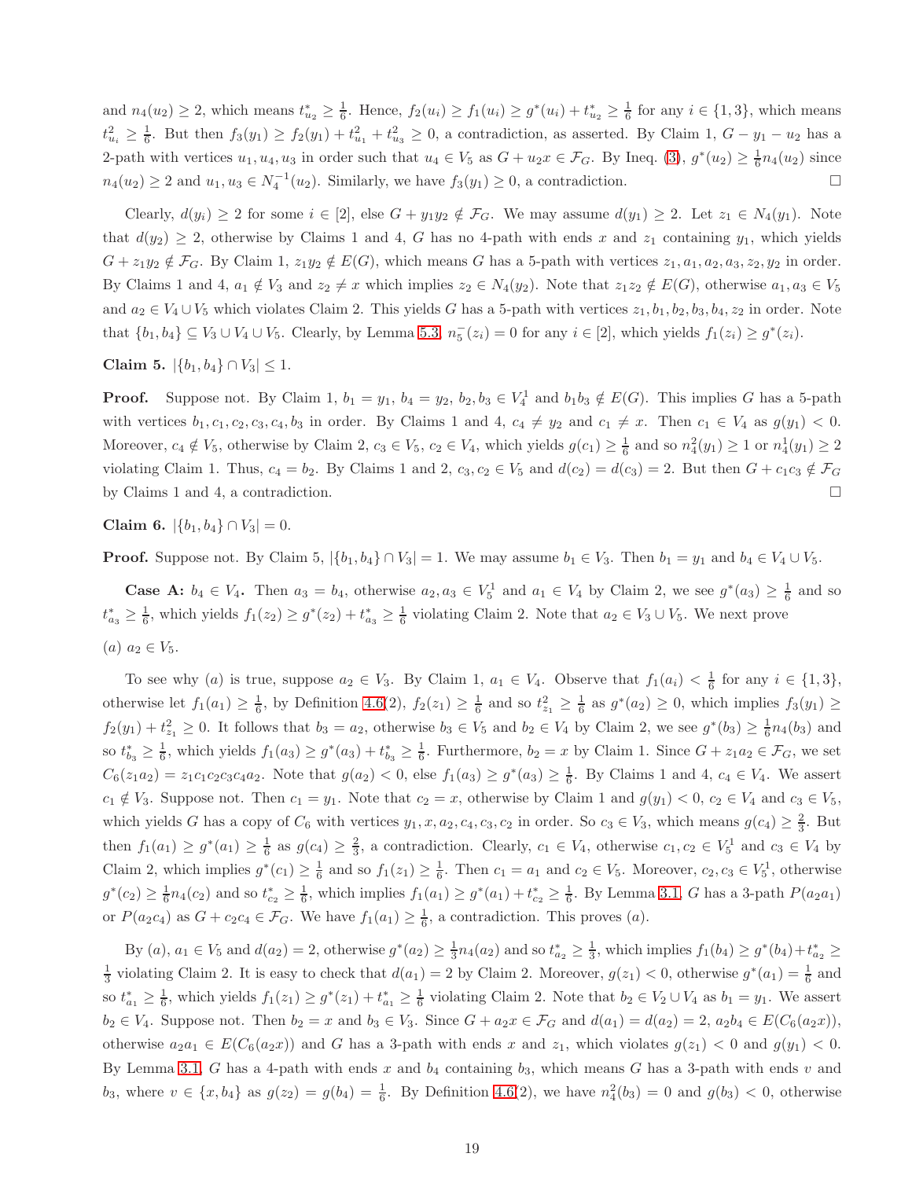and $n_4(u_2) \geq 2$, which means $t^*_{u_2} \geq \frac{1}{6}$. Hence, $f_2(u_i) \geq f_1(u_i) \geq g^*(u_i) + t^*_{u_2} \geq \frac{1}{6}$ for any $i \in \{1,3\}$, which means $t^2_{u_i} \geq \frac{1}{6}$. But then $f_3(y_1) \geq f_2(y_1) + t^2_{u_1} + t^2_{u_3} \geq 0$, a contradiction, as asserted. By Claim 1, $G - y_1 - u_2$ has a 2-path with vertices $u_1, u_4, u_3$ in order such that $u_4 \in V_5$ as $G + u_2x \in \mathcal{F}_G$. By Ineq. (3), $g^*(u_2) \geq \frac{1}{6}n_4(u_2)$ since $n_4(u_2) \geq 2$ and $u_1, u_3 \in N_4^{-1}(u_2)$. Similarly, we have $f_3(y_1) \geq 0$, a contradiction. □

Clearly, $d(y_i) \geq 2$ for some $i \in [2]$, else $G + y_1y_2 \notin \mathcal{F}_G$. We may assume $d(y_1) \geq 2$. Let $z_1 \in N_4(y_1)$. Note that $d(y_2) \geq 2$, otherwise by Claims 1 and 4, $G$ has no 4-path with ends $x$ and $z_1$ containing $y_1$, which yields $G + z_1y_2 \notin \mathcal{F}_G$. By Claim 1, $z_1y_2 \notin E(G)$, which means $G$ has a 5-path with vertices $z_1, a_1, a_2, a_3, z_2, y_2$ in order. By Claims 1 and 4, $a_1 \notin V_3$ and $z_2 \neq x$ which implies $z_2 \in N_4(y_2)$. Note that $z_1z_2 \notin E(G)$, otherwise $a_1, a_3 \in V_5$ and $a_2 \in V_4 \cup V_5$ which violates Claim 2. This yields $G$ has a 5-path with vertices $z_1, b_1, b_2, b_3, b_4, z_2$ in order. Note that $\{b_1, b_4\} \subseteq V_3 \cup V_4 \cup V_5$. Clearly, by Lemma 5.3, $n_5^-(z_i) = 0$ for any $i \in [2]$, which yields $f_1(z_i) \geq g^*(z_i)$.

**Claim 5.** $|\{b_1, b_4\} \cap V_3| \leq 1$.

**Proof.** Suppose not. By Claim 1, $b_1 = y_1$, $b_4 = y_2$, $b_2, b_3 \in V_4^1$ and $b_1b_3 \notin E(G)$. This implies $G$ has a 5-path with vertices $b_1, c_1, c_2, c_3, c_4, b_3$ in order. By Claims 1 and 4, $c_4 \neq y_2$ and $c_1 \neq x$. Then $c_1 \in V_4$ as $g(y_1) < 0$. Moreover, $c_4 \notin V_5$, otherwise by Claim 2, $c_3 \in V_5$, $c_2 \in V_4$, which yields $g(c_1) \geq \frac{1}{6}$ and so $n_4^2(y_1) \geq 1$ or $n_4^1(y_1) \geq 2$ violating Claim 1. Thus, $c_4 = b_2$. By Claims 1 and 2, $c_3, c_2 \in V_5$ and $d(c_2) = d(c_3) = 2$. But then $G + c_1c_3 \notin \mathcal{F}_G$ by Claims 1 and 4, a contradiction. □

**Claim 6.** $|\{b_1, b_4\} \cap V_3| = 0$.

**Proof.** Suppose not. By Claim 5, $|\{b_1, b_4\} \cap V_3| = 1$. We may assume $b_1 \in V_3$. Then $b_1 = y_1$ and $b_4 \in V_4 \cup V_5$.

**Case A:** $b_4 \in V_4$**.** Then $a_3 = b_4$, otherwise $a_2, a_3 \in V_5^1$ and $a_1 \in V_4$ by Claim 2, we see $g^*(a_3) \geq \frac{1}{6}$ and so $t^*_{a_3} \geq \frac{1}{6}$, which yields $f_1(z_2) \geq g^*(z_2) + t^*_{a_3} \geq \frac{1}{6}$ violating Claim 2. Note that $a_2 \in V_3 \cup V_5$. We next prove

*(a)* $a_2 \in V_5$.

To see why *(a)* is true, suppose $a_2 \in V_3$. By Claim 1, $a_1 \in V_4$. Observe that $f_1(a_i) < \frac{1}{6}$ for any $i \in \{1,3\}$, otherwise let $f_1(a_1) \geq \frac{1}{6}$, by Definition 4.6(2), $f_2(z_1) \geq \frac{1}{6}$ and so $t^2_{z_1} \geq \frac{1}{6}$ as $g^*(a_2) \geq 0$, which implies $f_3(y_1) \geq f_2(y_1) + t^2_{z_1} \geq 0$. It follows that $b_3 = a_2$, otherwise $b_3 \in V_5$ and $b_2 \in V_4$ by Claim 2, we see $g^*(b_3) \geq \frac{1}{6}n_4(b_3)$ and so $t^*_{b_3} \geq \frac{1}{6}$, which yields $f_1(a_3) \geq g^*(a_3) + t^*_{b_3} \geq \frac{1}{6}$. Furthermore, $b_2 = x$ by Claim 1. Since $G + z_1a_2 \in \mathcal{F}_G$, we set $C_6(z_1a_2) = z_1c_1c_2c_3c_4a_2$. Note that $g(a_2) < 0$, else $f_1(a_3) \geq g^*(a_3) \geq \frac{1}{6}$. By Claims 1 and 4, $c_4 \in V_4$. We assert $c_1 \notin V_3$. Suppose not. Then $c_1 = y_1$. Note that $c_2 = x$, otherwise by Claim 1 and $g(y_1) < 0$, $c_2 \in V_4$ and $c_3 \in V_5$, which yields $G$ has a copy of $C_6$ with vertices $y_1, x, a_2, c_4, c_3, c_2$ in order. So $c_3 \in V_3$, which means $g(c_4) \geq \frac{2}{3}$. But then $f_1(a_1) \geq g^*(a_1) \geq \frac{1}{6}$ as $g(c_4) \geq \frac{2}{3}$, a contradiction. Clearly, $c_1 \in V_4$, otherwise $c_1, c_2 \in V_5^1$ and $c_3 \in V_4$ by Claim 2, which implies $g^*(c_1) \geq \frac{1}{6}$ and so $f_1(z_1) \geq \frac{1}{6}$. Then $c_1 = a_1$ and $c_2 \in V_5$. Moreover, $c_2, c_3 \in V_5^1$, otherwise $g^*(c_2) \geq \frac{1}{6}n_4(c_2)$ and so $t^*_{c_2} \geq \frac{1}{6}$, which implies $f_1(a_1) \geq g^*(a_1) + t^*_{c_2} \geq \frac{1}{6}$. By Lemma 3.1, $G$ has a 3-path $P(a_2a_1)$ or $P(a_2c_4)$ as $G + c_2c_4 \in \mathcal{F}_G$. We have $f_1(a_1) \geq \frac{1}{6}$, a contradiction. This proves *(a)*.

By *(a)*, $a_1 \in V_5$ and $d(a_2) = 2$, otherwise $g^*(a_2) \geq \frac{1}{3}n_4(a_2)$ and so $t^*_{a_2} \geq \frac{1}{3}$, which implies $f_1(b_4) \geq g^*(b_4) + t^*_{a_2} \geq \frac{1}{3}$ violating Claim 2. It is easy to check that $d(a_1) = 2$ by Claim 2. Moreover, $g(z_1) < 0$, otherwise $g^*(a_1) = \frac{1}{6}$ and so $t^*_{a_1} \geq \frac{1}{6}$, which yields $f_1(z_1) \geq g^*(z_1) + t^*_{a_1} \geq \frac{1}{6}$ violating Claim 2. Note that $b_2 \in V_2 \cup V_4$ as $b_1 = y_1$. We assert $b_2 \in V_4$. Suppose not. Then $b_2 = x$ and $b_3 \in V_3$. Since $G + a_2x \in \mathcal{F}_G$ and $d(a_1) = d(a_2) = 2$, $a_2b_4 \in E(C_6(a_2x))$, otherwise $a_2a_1 \in E(C_6(a_2x))$ and $G$ has a 3-path with ends $x$ and $z_1$, which violates $g(z_1) < 0$ and $g(y_1) < 0$. By Lemma 3.1, $G$ has a 4-path with ends $x$ and $b_4$ containing $b_3$, which means $G$ has a 3-path with ends $v$ and $b_3$, where $v \in \{x, b_4\}$ as $g(z_2) = g(b_4) = \frac{1}{6}$. By Definition 4.6(2), we have $n_4^2(b_3) = 0$ and $g(b_3) < 0$, otherwise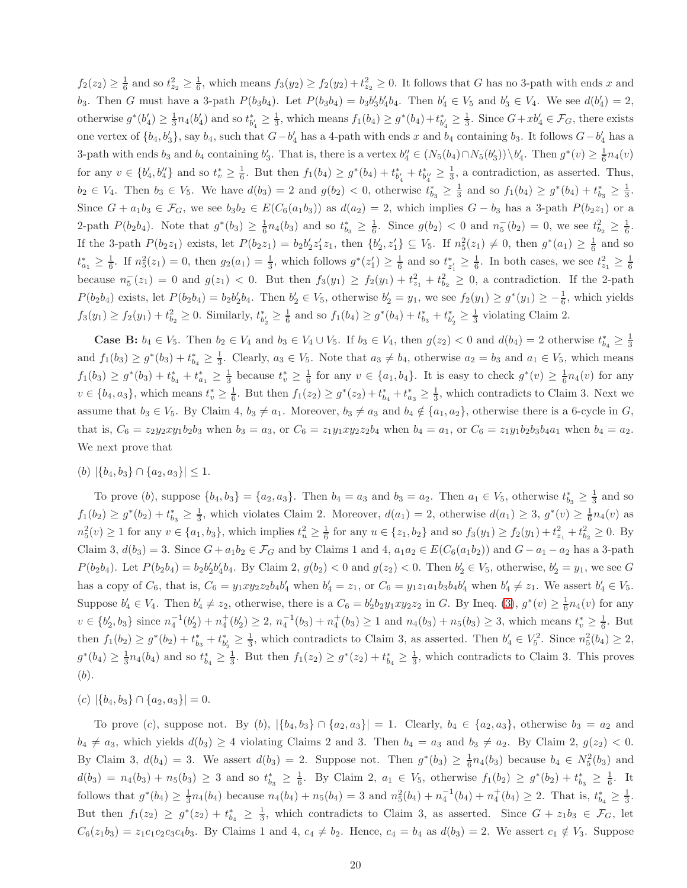$f_2(z_2) \geq \frac{1}{6}$ and so $t^2_{z_2} \geq \frac{1}{6}$, which means $f_3(y_2) \geq f_2(y_2) + t^2_{z_2} \geq 0$. It follows that $G$ has no 3-path with ends $x$ and $b_3$. Then $G$ must have a 3-path $P(b_3b_4)$. Let $P(b_3b_4) = b_3b'_3b'_4b_4$. Then $b'_4 \in V_5$ and $b'_3 \in V_4$. We see $d(b'_4) = 2$, otherwise $g^*(b'_4) \geq \frac{1}{3}n_4(b'_4)$ and so $t^*_{b'_4} \geq \frac{1}{3}$, which means $f_1(b_4) \geq g^*(b_4) + t^*_{b'_4} \geq \frac{1}{3}$. Since $G + xb'_4 \in \mathcal{F}_G$, there exists one vertex of $\{b_4, b'_3\}$, say $b_4$, such that $G - b'_4$ has a 4-path with ends $x$ and $b_4$ containing $b_3$. It follows $G - b'_4$ has a 3-path with ends $b_3$ and $b_4$ containing $b'_3$. That is, there is a vertex $b''_4 \in (N_5(b_4) \cap N_5(b'_3)) \setminus b'_4$. Then $g^*(v) \geq \frac{1}{6}n_4(v)$ for any $v \in \{b'_4, b''_4\}$ and so $t^*_v \geq \frac{1}{6}$. But then $f_1(b_4) \geq g^*(b_4) + t^*_{b'_4} + t^*_{b''_4} \geq \frac{1}{3}$, a contradiction, as asserted. Thus, $b_2 \in V_4$. Then $b_3 \in V_5$. We have $d(b_3) = 2$ and $g(b_2) < 0$, otherwise $t^*_{b_3} \geq \frac{1}{3}$ and so $f_1(b_4) \geq g^*(b_4) + t^*_{b_3} \geq \frac{1}{3}$. Since $G + a_1b_3 \in \mathcal{F}_G$, we see $b_3b_2 \in E(C_6(a_1b_3))$ as $d(a_2) = 2$, which implies $G - b_3$ has a 3-path $P(b_2z_1)$ or a 2-path $P(b_2b_4)$. Note that $g^*(b_3) \geq \frac{1}{6}n_4(b_3)$ and so $t^*_{b_3} \geq \frac{1}{6}$. Since $g(b_2) < 0$ and $n^-_5(b_2) = 0$, we see $t^2_{b_2} \geq \frac{1}{6}$. If the 3-path $P(b_2z_1)$ exists, let $P(b_2z_1) = b_2b'_2z'_1z_1$, then $\{b'_2, z'_1\} \subseteq V_5$. If $n^2_5(z_1) \neq 0$, then $g^*(a_1) \geq \frac{1}{6}$ and so $t^*_{a_1} \geq \frac{1}{6}$. If $n^2_5(z_1) = 0$, then $g_2(a_1) = \frac{1}{3}$, which follows $g^*(z'_1) \geq \frac{1}{6}$ and so $t^*_{z'_1} \geq \frac{1}{6}$. In both cases, we see $t^2_{z_1} \geq \frac{1}{6}$ because $n^-_5(z_1) = 0$ and $g(z_1) < 0$. But then $f_3(y_1) \geq f_2(y_1) + t^2_{z_1} + t^2_{b_2} \geq 0$, a contradiction. If the 2-path $P(b_2b_4)$ exists, let $P(b_2b_4) = b_2b'_2b_4$. Then $b'_2 \in V_5$, otherwise $b'_2 = y_1$, we see $f_2(y_1) \geq g^*(y_1) \geq -\frac{1}{6}$, which yields $f_3(y_1) \geq f_2(y_1) + t^2_{b_2} \geq 0$. Similarly, $t^*_{b'_2} \geq \frac{1}{6}$ and so $f_1(b_4) \geq g^*(b_4) + t^*_{b_3} + t^*_{b'_2} \geq \frac{1}{3}$ violating Claim 2.

**Case B:** $b_4 \in V_5$. Then $b_2 \in V_4$ and $b_3 \in V_4 \cup V_5$. If $b_3 \in V_4$, then $g(z_2) < 0$ and $d(b_4) = 2$ otherwise $t^*_{b_4} \geq \frac{1}{3}$ and $f_1(b_3) \geq g^*(b_3) + t^*_{b_4} \geq \frac{1}{3}$. Clearly, $a_3 \in V_5$. Note that $a_3 \neq b_4$, otherwise $a_2 = b_3$ and $a_1 \in V_5$, which means $f_1(b_3) \geq g^*(b_3) + t^*_{b_4} + t^*_{a_1} \geq \frac{1}{3}$ because $t^*_v \geq \frac{1}{6}$ for any $v \in \{a_1, b_4\}$. It is easy to check $g^*(v) \geq \frac{1}{6}n_4(v)$ for any $v \in \{b_4, a_3\}$, which means $t^*_v \geq \frac{1}{6}$. But then $f_1(z_2) \geq g^*(z_2) + t^*_{b_4} + t^*_{a_3} \geq \frac{1}{3}$, which contradicts to Claim 3. Next we assume that $b_3 \in V_5$. By Claim 4, $b_3 \neq a_1$. Moreover, $b_3 \neq a_3$ and $b_4 \notin \{a_1, a_2\}$, otherwise there is a 6-cycle in $G$, that is, $C_6 = z_2y_2xy_1b_2b_3$ when $b_3 = a_3$, or $C_6 = z_1y_1xy_2z_2b_4$ when $b_4 = a_1$, or $C_6 = z_1y_1b_2b_3b_4a_1$ when $b_4 = a_2$. We next prove that

(*b*) $|\{b_4, b_3\} \cap \{a_2, a_3\}| \leq 1$.

To prove (*b*), suppose $\{b_4, b_3\} = \{a_2, a_3\}$. Then $b_4 = a_3$ and $b_3 = a_2$. Then $a_1 \in V_5$, otherwise $t^*_{b_3} \geq \frac{1}{3}$ and so $f_1(b_2) \geq g^*(b_2) + t^*_{b_3} \geq \frac{1}{3}$, which violates Claim 2. Moreover, $d(a_1) = 2$, otherwise $d(a_1) \geq 3$, $g^*(v) \geq \frac{1}{6}n_4(v)$ as $n^2_5(v) \geq 1$ for any $v \in \{a_1, b_3\}$, which implies $t^2_u \geq \frac{1}{6}$ for any $u \in \{z_1, b_2\}$ and so $f_3(y_1) \geq f_2(y_1) + t^2_{z_1} + t^2_{b_2} \geq 0$. By Claim 3, $d(b_3) = 3$. Since $G + a_1b_2 \in \mathcal{F}_G$ and by Claims 1 and 4, $a_1a_2 \in E(C_6(a_1b_2))$ and $G - a_1 - a_2$ has a 3-path $P(b_2b_4)$. Let $P(b_2b_4) = b_2b'_2b'_4b_4$. By Claim 2, $g(b_2) < 0$ and $g(z_2) < 0$. Then $b'_2 \in V_5$, otherwise, $b'_2 = y_1$, we see $G$ has a copy of $C_6$, that is, $C_6 = y_1xy_2z_2b_4b'_4$ when $b'_4 = z_1$, or $C_6 = y_1z_1a_1b_3b_4b'_4$ when $b'_4 \neq z_1$. We assert $b'_4 \in V_5$. Suppose $b'_4 \in V_4$. Then $b'_4 \neq z_2$, otherwise, there is a $C_6 = b'_2b_2y_1xy_2z_2$ in $G$. By Ineq. (3), $g^*(v) \geq \frac{1}{6}n_4(v)$ for any $v \in \{b'_2, b_3\}$ since $n^{-1}_4(b'_2) + n^+_4(b'_2) \geq 2$, $n^{-1}_4(b_3) + n^+_4(b_3) \geq 1$ and $n_4(b_3) + n_5(b_3) \geq 3$, which means $t^*_v \geq \frac{1}{6}$. But then $f_1(b_2) \geq g^*(b_2) + t^*_{b_3} + t^*_{b'_2} \geq \frac{1}{3}$, which contradicts to Claim 3, as asserted. Then $b'_4 \in V^2_5$. Since $n^2_5(b_4) \geq 2$, $g^*(b_4) \geq \frac{1}{3}n_4(b_4)$ and so $t^*_{b_4} \geq \frac{1}{3}$. But then $f_1(z_2) \geq g^*(z_2) + t^*_{b_4} \geq \frac{1}{3}$, which contradicts to Claim 3. This proves (*b*).

(*c*) $|\{b_4, b_3\} \cap \{a_2, a_3\}| = 0$.

To prove (*c*), suppose not. By (*b*), $|\{b_4, b_3\} \cap \{a_2, a_3\}| = 1$. Clearly, $b_4 \in \{a_2, a_3\}$, otherwise $b_3 = a_2$ and $b_4 \neq a_3$, which yields $d(b_3) \geq 4$ violating Claims 2 and 3. Then $b_4 = a_3$ and $b_3 \neq a_2$. By Claim 2, $g(z_2) < 0$. By Claim 3, $d(b_4) = 3$. We assert $d(b_3) = 2$. Suppose not. Then $g^*(b_3) \geq \frac{1}{6}n_4(b_3)$ because $b_4 \in N^2_5(b_3)$ and $d(b_3) = n_4(b_3) + n_5(b_3) \geq 3$ and so $t^*_{b_3} \geq \frac{1}{6}$. By Claim 2, $a_1 \in V_5$, otherwise $f_1(b_2) \geq g^*(b_2) + t^*_{b_3} \geq \frac{1}{6}$. It follows that $g^*(b_4) \geq \frac{1}{3}n_4(b_4)$ because $n_4(b_4) + n_5(b_4) = 3$ and $n^2_5(b_4) + n^{-1}_4(b_4) + n^+_4(b_4) \geq 2$. That is, $t^*_{b_4} \geq \frac{1}{3}$. But then $f_1(z_2) \geq g^*(z_2) + t^*_{b_4} \geq \frac{1}{3}$, which contradicts to Claim 3, as asserted. Since $G + z_1b_3 \in \mathcal{F}_G$, let $C_6(z_1b_3) = z_1c_1c_2c_3c_4b_3$. By Claims 1 and 4, $c_4 \neq b_2$. Hence, $c_4 = b_4$ as $d(b_3) = 2$. We assert $c_1 \notin V_3$. Suppose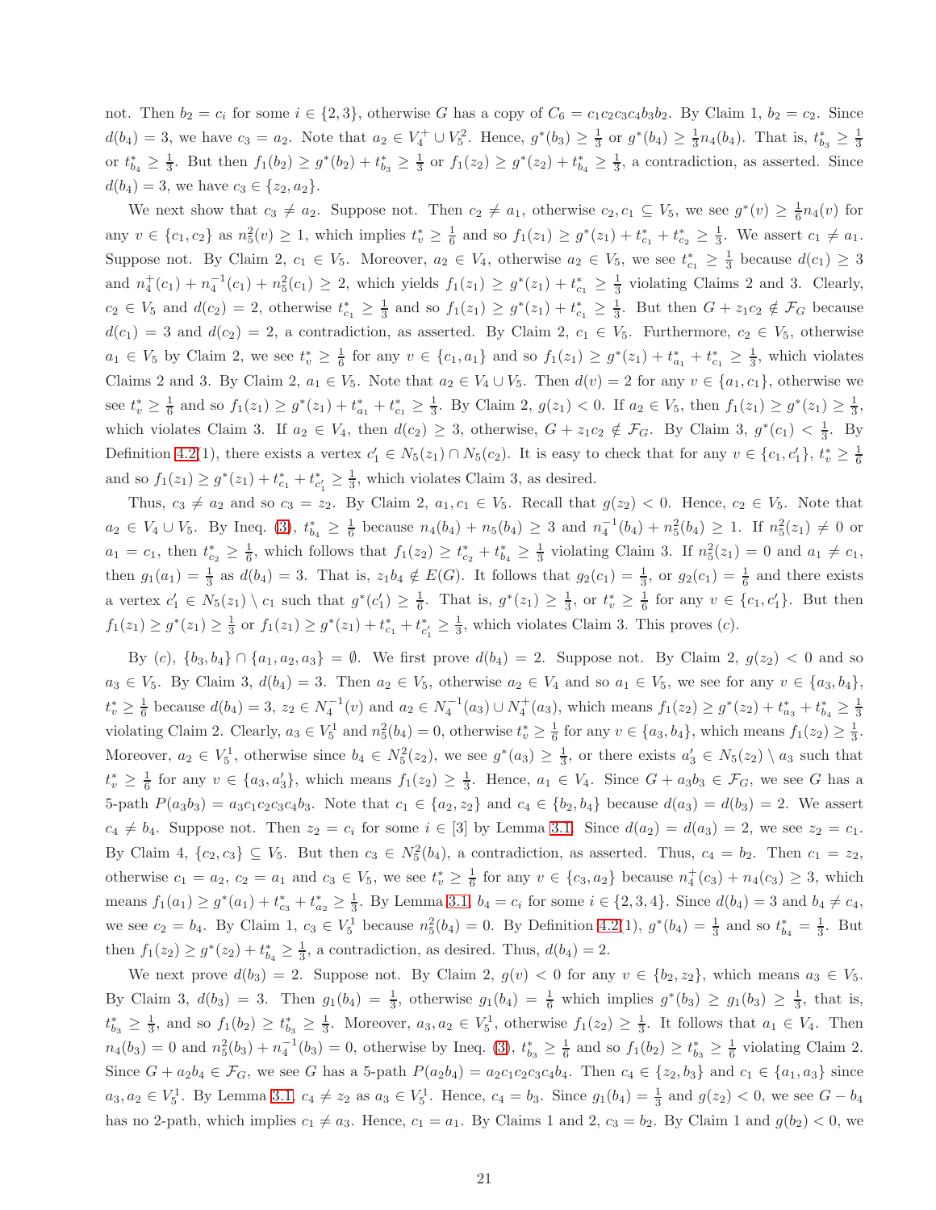not. Then $b_2 = c_i$ for some $i \in \{2, 3\}$, otherwise $G$ has a copy of $C_6 = c_1c_2c_3c_4b_3b_2$. By Claim 1, $b_2 = c_2$. Since $d(b_4) = 3$, we have $c_3 = a_2$. Note that $a_2 \in V_4^+ \cup V_5^2$. Hence, $g^*(b_3) \geq \frac{1}{3}$ or $g^*(b_4) \geq \frac{1}{3}n_4(b_4)$. That is, $t^*_{b_3} \geq \frac{1}{3}$ or $t^*_{b_4} \geq \frac{1}{3}$. But then $f_1(b_2) \geq g^*(b_2) + t^*_{b_3} \geq \frac{1}{3}$ or $f_1(z_2) \geq g^*(z_2) + t^*_{b_4} \geq \frac{1}{3}$, a contradiction, as asserted. Since $d(b_4) = 3$, we have $c_3 \in \{z_2, a_2\}$.

We next show that $c_3 \neq a_2$. Suppose not. Then $c_2 \neq a_1$, otherwise $c_2, c_1 \subseteq V_5$, we see $g^*(v) \geq \frac{1}{6}n_4(v)$ for any $v \in \{c_1, c_2\}$ as $n_5^2(v) \geq 1$, which implies $t^*_v \geq \frac{1}{6}$ and so $f_1(z_1) \geq g^*(z_1) + t^*_{c_1} + t^*_{c_2} \geq \frac{1}{3}$. We assert $c_1 \neq a_1$. Suppose not. By Claim 2, $c_1 \in V_5$. Moreover, $a_2 \in V_4$, otherwise $a_2 \in V_5$, we see $t^*_{c_1} \geq \frac{1}{3}$ because $d(c_1) \geq 3$ and $n_4^+(c_1) + n_4^{-1}(c_1) + n_5^2(c_1) \geq 2$, which yields $f_1(z_1) \geq g^*(z_1) + t^*_{c_1} \geq \frac{1}{3}$ violating Claims 2 and 3. Clearly, $c_2 \in V_5$ and $d(c_2) = 2$, otherwise $t^*_{c_1} \geq \frac{1}{3}$ and so $f_1(z_1) \geq g^*(z_1) + t^*_{c_1} \geq \frac{1}{3}$. But then $G + z_1c_2 \notin \mathcal{F}_G$ because $d(c_1) = 3$ and $d(c_2) = 2$, a contradiction, as asserted. By Claim 2, $c_1 \in V_5$. Furthermore, $c_2 \in V_5$, otherwise $a_1 \in V_5$ by Claim 2, we see $t^*_v \geq \frac{1}{6}$ for any $v \in \{c_1, a_1\}$ and so $f_1(z_1) \geq g^*(z_1) + t^*_{a_1} + t^*_{c_1} \geq \frac{1}{3}$, which violates Claims 2 and 3. By Claim 2, $a_1 \in V_5$. Note that $a_2 \in V_4 \cup V_5$. Then $d(v) = 2$ for any $v \in \{a_1, c_1\}$, otherwise we see $t^*_v \geq \frac{1}{6}$ and so $f_1(z_1) \geq g^*(z_1) + t^*_{a_1} + t^*_{c_1} \geq \frac{1}{3}$. By Claim 2, $g(z_1) < 0$. If $a_2 \in V_5$, then $f_1(z_1) \geq g^*(z_1) \geq \frac{1}{3}$, which violates Claim 3. If $a_2 \in V_4$, then $d(c_2) \geq 3$, otherwise, $G + z_1c_2 \notin \mathcal{F}_G$. By Claim 3, $g^*(c_1) < \frac{1}{3}$. By Definition 4.2(1), there exists a vertex $c_1' \in N_5(z_1) \cap N_5(c_2)$. It is easy to check that for any $v \in \{c_1, c_1'\}$, $t^*_v \geq \frac{1}{6}$ and so $f_1(z_1) \geq g^*(z_1) + t^*_{c_1} + t^*_{c_1'} \geq \frac{1}{3}$, which violates Claim 3, as desired.

Thus, $c_3 \neq a_2$ and so $c_3 = z_2$. By Claim 2, $a_1, c_1 \in V_5$. Recall that $g(z_2) < 0$. Hence, $c_2 \in V_5$. Note that $a_2 \in V_4 \cup V_5$. By Ineq. (3), $t^*_{b_4} \geq \frac{1}{6}$ because $n_4(b_4) + n_5(b_4) \geq 3$ and $n_4^{-1}(b_4) + n_5^2(b_4) \geq 1$. If $n_5^2(z_1) \neq 0$ or $a_1 = c_1$, then $t^*_{c_2} \geq \frac{1}{6}$, which follows that $f_1(z_2) \geq t^*_{c_2} + t^*_{b_4} \geq \frac{1}{3}$ violating Claim 3. If $n_5^2(z_1) = 0$ and $a_1 \neq c_1$, then $g_1(a_1) = \frac{1}{3}$ as $d(b_4) = 3$. That is, $z_1b_4 \notin E(G)$. It follows that $g_2(c_1) = \frac{1}{3}$, or $g_2(c_1) = \frac{1}{6}$ and there exists a vertex $c_1' \in N_5(z_1) \setminus c_1$ such that $g^*(c_1') \geq \frac{1}{6}$. That is, $g^*(z_1) \geq \frac{1}{3}$, or $t^*_v \geq \frac{1}{6}$ for any $v \in \{c_1, c_1'\}$. But then $f_1(z_1) \geq g^*(z_1) \geq \frac{1}{3}$ or $f_1(z_1) \geq g^*(z_1) + t^*_{c_1} + t^*_{c_1'} \geq \frac{1}{3}$, which violates Claim 3. This proves (c).

By (c), $\{b_3, b_4\} \cap \{a_1, a_2, a_3\} = \emptyset$. We first prove $d(b_4) = 2$. Suppose not. By Claim 2, $g(z_2) < 0$ and so $a_3 \in V_5$. By Claim 3, $d(b_4) = 3$. Then $a_2 \in V_5$, otherwise $a_2 \in V_4$ and so $a_1 \in V_5$, we see for any $v \in \{a_3, b_4\}$, $t^*_v \geq \frac{1}{6}$ because $d(b_4) = 3$, $z_2 \in N_4^{-1}(v)$ and $a_2 \in N_4^{-1}(a_3) \cup N_4^+(a_3)$, which means $f_1(z_2) \geq g^*(z_2) + t^*_{a_3} + t^*_{b_4} \geq \frac{1}{3}$ violating Claim 2. Clearly, $a_3 \in V_5^1$ and $n_5^2(b_4) = 0$, otherwise $t^*_v \geq \frac{1}{6}$ for any $v \in \{a_3, b_4\}$, which means $f_1(z_2) \geq \frac{1}{3}$. Moreover, $a_2 \in V_5^1$, otherwise since $b_4 \in N_5^2(z_2)$, we see $g^*(a_3) \geq \frac{1}{3}$, or there exists $a_3' \in N_5(z_2) \setminus a_3$ such that $t^*_v \geq \frac{1}{6}$ for any $v \in \{a_3, a_3'\}$, which means $f_1(z_2) \geq \frac{1}{3}$. Hence, $a_1 \in V_4$. Since $G + a_3b_3 \in \mathcal{F}_G$, we see $G$ has a 5-path $P(a_3b_3) = a_3c_1c_2c_3c_4b_3$. Note that $c_1 \in \{a_2, z_2\}$ and $c_4 \in \{b_2, b_4\}$ because $d(a_3) = d(b_3) = 2$. We assert $c_4 \neq b_4$. Suppose not. Then $z_2 = c_i$ for some $i \in [3]$ by Lemma 3.1. Since $d(a_2) = d(a_3) = 2$, we see $z_2 = c_1$. By Claim 4, $\{c_2, c_3\} \subseteq V_5$. But then $c_3 \in N_5^2(b_4)$, a contradiction, as asserted. Thus, $c_4 = b_2$. Then $c_1 = z_2$, otherwise $c_1 = a_2$, $c_2 = a_1$ and $c_3 \in V_5$, we see $t^*_v \geq \frac{1}{6}$ for any $v \in \{c_3, a_2\}$ because $n_4^+(c_3) + n_4(c_3) \geq 3$, which means $f_1(a_1) \geq g^*(a_1) + t^*_{c_3} + t^*_{a_2} \geq \frac{1}{3}$. By Lemma 3.1, $b_4 = c_i$ for some $i \in \{2, 3, 4\}$. Since $d(b_4) = 3$ and $b_4 \neq c_4$, we see $c_2 = b_4$. By Claim 1, $c_3 \in V_5^1$ because $n_5^2(b_4) = 0$. By Definition 4.2(1), $g^*(b_4) = \frac{1}{3}$ and so $t^*_{b_4} = \frac{1}{3}$. But then $f_1(z_2) \geq g^*(z_2) + t^*_{b_4} \geq \frac{1}{3}$, a contradiction, as desired. Thus, $d(b_4) = 2$.

We next prove $d(b_3) = 2$. Suppose not. By Claim 2, $g(v) < 0$ for any $v \in \{b_2, z_2\}$, which means $a_3 \in V_5$. By Claim 3, $d(b_3) = 3$. Then $g_1(b_4) = \frac{1}{3}$, otherwise $g_1(b_4) = \frac{1}{6}$ which implies $g^*(b_3) \geq g_1(b_3) \geq \frac{1}{3}$, that is, $t^*_{b_3} \geq \frac{1}{3}$, and so $f_1(b_2) \geq t^*_{b_3} \geq \frac{1}{3}$. Moreover, $a_3, a_2 \in V_5^1$, otherwise $f_1(z_2) \geq \frac{1}{3}$. It follows that $a_1 \in V_4$. Then $n_4(b_3) = 0$ and $n_5^2(b_3) + n_4^{-1}(b_3) = 0$, otherwise by Ineq. (3), $t^*_{b_3} \geq \frac{1}{6}$ and so $f_1(b_2) \geq t^*_{b_3} \geq \frac{1}{6}$ violating Claim 2. Since $G + a_2b_4 \in \mathcal{F}_G$, we see $G$ has a 5-path $P(a_2b_4) = a_2c_1c_2c_3c_4b_4$. Then $c_4 \in \{z_2, b_3\}$ and $c_1 \in \{a_1, a_3\}$ since $a_3, a_2 \in V_5^1$. By Lemma 3.1, $c_4 \neq z_2$ as $a_3 \in V_5^1$. Hence, $c_4 = b_3$. Since $g_1(b_4) = \frac{1}{3}$ and $g(z_2) < 0$, we see $G - b_4$ has no 2-path, which implies $c_1 \neq a_3$. Hence, $c_1 = a_1$. By Claims 1 and 2, $c_3 = b_2$. By Claim 1 and $g(b_2) < 0$, we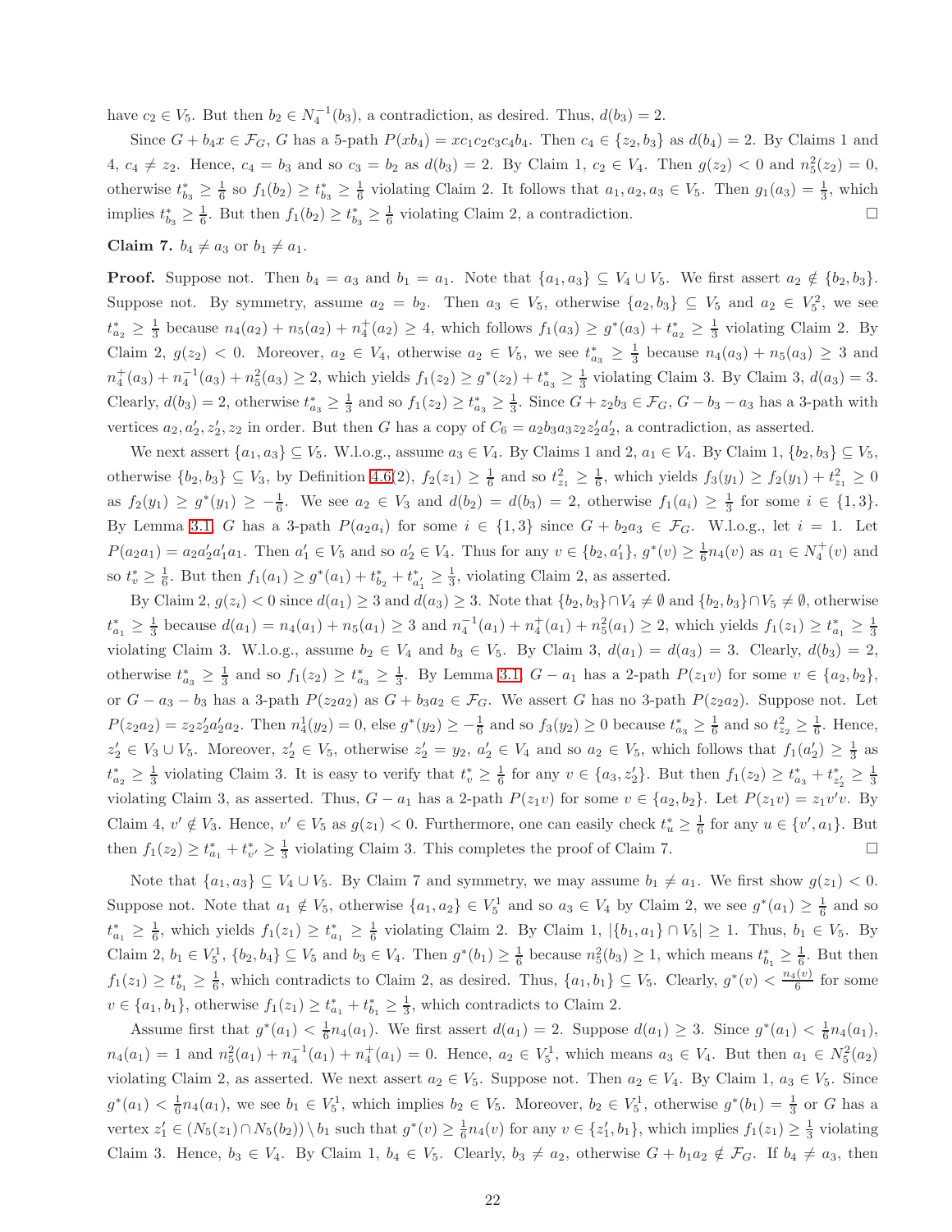have $c_2 \in V_5$. But then $b_2 \in N_4^{-1}(b_3)$, a contradiction, as desired. Thus, $d(b_3) = 2$.

Since $G + b_4x \in \mathcal{F}_G$, $G$ has a 5-path $P(xb_4) = xc_1c_2c_3c_4b_4$. Then $c_4 \in \{z_2, b_3\}$ as $d(b_4) = 2$. By Claims 1 and 4, $c_4 \neq z_2$. Hence, $c_4 = b_3$ and so $c_3 = b_2$ as $d(b_3) = 2$. By Claim 1, $c_2 \in V_4$. Then $g(z_2) < 0$ and $n_5^2(z_2) = 0$, otherwise $t^*_{b_3} \geq \frac{1}{6}$ so $f_1(b_2) \geq t^*_{b_3} \geq \frac{1}{6}$ violating Claim 2. It follows that $a_1, a_2, a_3 \in V_5$. Then $g_1(a_3) = \frac{1}{3}$, which implies $t^*_{b_3} \geq \frac{1}{6}$. But then $f_1(b_2) \geq t^*_{b_3} \geq \frac{1}{6}$ violating Claim 2, a contradiction. □

**Claim 7.** $b_4 \neq a_3$ or $b_1 \neq a_1$.

**Proof.** Suppose not. Then $b_4 = a_3$ and $b_1 = a_1$. Note that $\{a_1, a_3\} \subseteq V_4 \cup V_5$. We first assert $a_2 \notin \{b_2, b_3\}$. Suppose not. By symmetry, assume $a_2 = b_2$. Then $a_3 \in V_5$, otherwise $\{a_2, b_3\} \subseteq V_5$ and $a_2 \in V_5^2$, we see $t^*_{a_2} \geq \frac{1}{3}$ because $n_4(a_2) + n_5(a_2) + n_4^+(a_2) \geq 4$, which follows $f_1(a_3) \geq g^*(a_3) + t^*_{a_2} \geq \frac{1}{3}$ violating Claim 2. By Claim 2, $g(z_2) < 0$. Moreover, $a_2 \in V_4$, otherwise $a_2 \in V_5$, we see $t^*_{a_3} \geq \frac{1}{3}$ because $n_4(a_3) + n_5(a_3) \geq 3$ and $n_4^+(a_3) + n_4^{-1}(a_3) + n_5^2(a_3) \geq 2$, which yields $f_1(z_2) \geq g^*(z_2) + t^*_{a_3} \geq \frac{1}{3}$ violating Claim 3. By Claim 3, $d(a_3) = 3$. Clearly, $d(b_3) = 2$, otherwise $t^*_{a_3} \geq \frac{1}{3}$ and so $f_1(z_2) \geq t^*_{a_3} \geq \frac{1}{3}$. Since $G + z_2b_3 \in \mathcal{F}_G$, $G - b_3 - a_3$ has a 3-path with vertices $a_2, a_2', z_2', z_2$ in order. But then $G$ has a copy of $C_6 = a_2b_3a_3z_2z_2'a_2'$, a contradiction, as asserted.

We next assert $\{a_1, a_3\} \subseteq V_5$. W.l.o.g., assume $a_3 \in V_4$. By Claims 1 and 2, $a_1 \in V_4$. By Claim 1, $\{b_2, b_3\} \subseteq V_5$, otherwise $\{b_2, b_3\} \subseteq V_3$, by Definition 4.6(2), $f_2(z_1) \geq \frac{1}{6}$ and so $t^2_{z_1} \geq \frac{1}{6}$, which yields $f_3(y_1) \geq f_2(y_1) + t^2_{z_1} \geq 0$ as $f_2(y_1) \geq g^*(y_1) \geq -\frac{1}{6}$. We see $a_2 \in V_3$ and $d(b_2) = d(b_3) = 2$, otherwise $f_1(a_i) \geq \frac{1}{3}$ for some $i \in \{1, 3\}$. By Lemma 3.1, $G$ has a 3-path $P(a_2a_i)$ for some $i \in \{1, 3\}$ since $G + b_2a_3 \in \mathcal{F}_G$. W.l.o.g., let $i = 1$. Let $P(a_2a_1) = a_2a_2'a_1'a_1$. Then $a_1' \in V_5$ and so $a_2' \in V_4$. Thus for any $v \in \{b_2, a_1'\}$, $g^*(v) \geq \frac{1}{6}n_4(v)$ as $a_1 \in N_4^+(v)$ and so $t^*_v \geq \frac{1}{6}$. But then $f_1(a_1) \geq g^*(a_1) + t^*_{b_2} + t^*_{a_1'} \geq \frac{1}{3}$, violating Claim 2, as asserted.

By Claim 2, $g(z_i) < 0$ since $d(a_1) \geq 3$ and $d(a_3) \geq 3$. Note that $\{b_2, b_3\} \cap V_4 \neq \emptyset$ and $\{b_2, b_3\} \cap V_5 \neq \emptyset$, otherwise $t^*_{a_1} \geq \frac{1}{3}$ because $d(a_1) = n_4(a_1) + n_5(a_1) \geq 3$ and $n_4^{-1}(a_1) + n_4^+(a_1) + n_5^2(a_1) \geq 2$, which yields $f_1(z_1) \geq t^*_{a_1} \geq \frac{1}{3}$ violating Claim 3. W.l.o.g., assume $b_2 \in V_4$ and $b_3 \in V_5$. By Claim 3, $d(a_1) = d(a_3) = 3$. Clearly, $d(b_3) = 2$, otherwise $t^*_{a_3} \geq \frac{1}{3}$ and so $f_1(z_2) \geq t^*_{a_3} \geq \frac{1}{3}$. By Lemma 3.1, $G - a_1$ has a 2-path $P(z_1v)$ for some $v \in \{a_2, b_2\}$, or $G - a_3 - b_3$ has a 3-path $P(z_2a_2)$ as $G + b_3a_2 \in \mathcal{F}_G$. We assert $G$ has no 3-path $P(z_2a_2)$. Suppose not. Let $P(z_2a_2) = z_2z_2'a_2'a_2$. Then $n_4^1(y_2) = 0$, else $g^*(y_2) \geq -\frac{1}{6}$ and so $f_3(y_2) \geq 0$ because $t^*_{a_3} \geq \frac{1}{6}$ and so $t^2_{z_2} \geq \frac{1}{6}$. Hence, $z_2' \in V_3 \cup V_5$. Moreover, $z_2' \in V_5$, otherwise $z_2' = y_2$, $a_2' \in V_4$ and so $a_2 \in V_5$, which follows that $f_1(a_2') \geq \frac{1}{3}$ as $t^*_{a_2} \geq \frac{1}{3}$ violating Claim 3. It is easy to verify that $t^*_v \geq \frac{1}{6}$ for any $v \in \{a_3, z_2'\}$. But then $f_1(z_2) \geq t^*_{a_3} + t^*_{z_2'} \geq \frac{1}{3}$ violating Claim 3, as asserted. Thus, $G - a_1$ has a 2-path $P(z_1v)$ for some $v \in \{a_2, b_2\}$. Let $P(z_1v) = z_1v'v$. By Claim 4, $v' \notin V_3$. Hence, $v' \in V_5$ as $g(z_1) < 0$. Furthermore, one can easily check $t^*_u \geq \frac{1}{6}$ for any $u \in \{v', a_1\}$. But then $f_1(z_2) \geq t^*_{a_1} + t^*_{v'} \geq \frac{1}{3}$ violating Claim 3. This completes the proof of Claim 7. □

Note that $\{a_1, a_3\} \subseteq V_4 \cup V_5$. By Claim 7 and symmetry, we may assume $b_1 \neq a_1$. We first show $g(z_1) < 0$. Suppose not. Note that $a_1 \notin V_5$, otherwise $\{a_1, a_2\} \in V_5^1$ and so $a_3 \in V_4$ by Claim 2, we see $g^*(a_1) \geq \frac{1}{6}$ and so $t^*_{a_1} \geq \frac{1}{6}$, which yields $f_1(z_1) \geq t^*_{a_1} \geq \frac{1}{6}$ violating Claim 2. By Claim 1, $|\{b_1, a_1\} \cap V_5| \geq 1$. Thus, $b_1 \in V_5$. By Claim 2, $b_1 \in V_5^1$, $\{b_2, b_4\} \subseteq V_5$ and $b_3 \in V_4$. Then $g^*(b_1) \geq \frac{1}{6}$ because $n_5^2(b_3) \geq 1$, which means $t^*_{b_1} \geq \frac{1}{6}$. But then $f_1(z_1) \geq t^*_{b_1} \geq \frac{1}{6}$, which contradicts to Claim 2, as desired. Thus, $\{a_1, b_1\} \subseteq V_5$. Clearly, $g^*(v) < \frac{n_4(v)}{6}$ for some $v \in \{a_1, b_1\}$, otherwise $f_1(z_1) \geq t^*_{a_1} + t^*_{b_1} \geq \frac{1}{3}$, which contradicts to Claim 2.

Assume first that $g^*(a_1) < \frac{1}{6}n_4(a_1)$. We first assert $d(a_1) = 2$. Suppose $d(a_1) \geq 3$. Since $g^*(a_1) < \frac{1}{6}n_4(a_1)$, $n_4(a_1) = 1$ and $n_5^2(a_1) + n_4^{-1}(a_1) + n_4^+(a_1) = 0$. Hence, $a_2 \in V_5^1$, which means $a_3 \in V_4$. But then $a_1 \in N_5^2(a_2)$ violating Claim 2, as asserted. We next assert $a_2 \in V_5$. Suppose not. Then $a_2 \in V_4$. By Claim 1, $a_3 \in V_5$. Since $g^*(a_1) < \frac{1}{6}n_4(a_1)$, we see $b_1 \in V_5^1$, which implies $b_2 \in V_5$. Moreover, $b_2 \in V_5^1$, otherwise $g^*(b_1) = \frac{1}{3}$ or $G$ has a vertex $z_1' \in (N_5(z_1) \cap N_5(b_2)) \setminus b_1$ such that $g^*(v) \geq \frac{1}{6}n_4(v)$ for any $v \in \{z_1', b_1\}$, which implies $f_1(z_1) \geq \frac{1}{3}$ violating Claim 3. Hence, $b_3 \in V_4$. By Claim 1, $b_4 \in V_5$. Clearly, $b_3 \neq a_2$, otherwise $G + b_1a_2 \notin \mathcal{F}_G$. If $b_4 \neq a_3$, then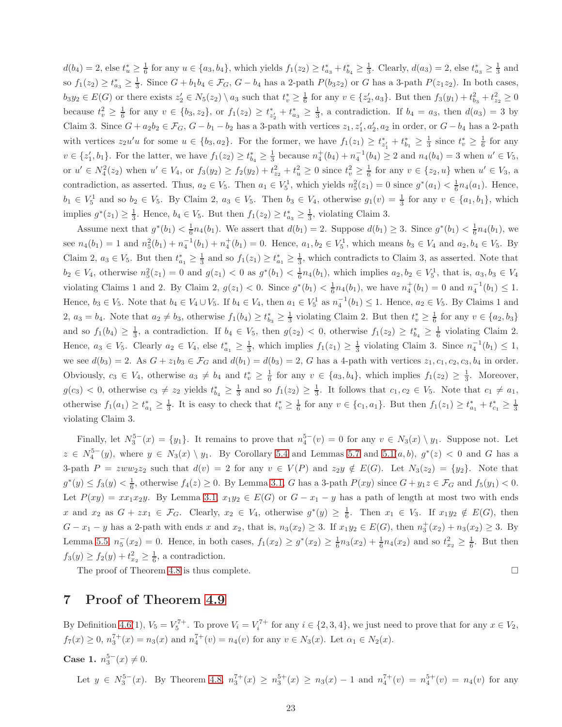$d(b_4) = 2$, else $t^*_u \geq \frac{1}{6}$ for any $u \in \{a_3, b_4\}$, which yields $f_1(z_2) \geq t^*_{a_3} + t^*_{b_4} \geq \frac{1}{3}$. Clearly, $d(a_3) = 2$, else $t^*_{a_3} \geq \frac{1}{3}$ and so $f_1(z_2) \geq t^*_{a_3} \geq \frac{1}{3}$. Since $G + b_1b_4 \in \mathcal{F}_G$, $G - b_4$ has a 2-path $P(b_3z_2)$ or $G$ has a 3-path $P(z_1z_2)$. In both cases, $b_3y_2 \in E(G)$ or there exists $z'_2 \in N_5(z_2) \setminus a_3$ such that $t^*_v \geq \frac{1}{6}$ for any $v \in \{z'_2, a_3\}$. But then $f_3(y_1) + t^2_{b_3} + t^2_{z_2} \geq 0$ because $t^2_v \geq \frac{1}{6}$ for any $v \in \{b_3, z_2\}$, or $f_1(z_2) \geq t^*_{z'_2} + t^*_{a_3} \geq \frac{1}{3}$, a contradiction. If $b_4 = a_3$, then $d(a_3) = 3$ by Claim 3. Since $G + a_2b_2 \in \mathcal{F}_G$, $G - b_1 - b_2$ has a 3-path with vertices $z_1, z'_1, a'_2, a_2$ in order, or $G - b_4$ has a 2-path with vertices $z_2u'u$ for some $u \in \{b_3, a_2\}$. For the former, we have $f_1(z_1) \geq t^*_{z'_1} + t^*_{b_1} \geq \frac{1}{3}$ since $t^*_v \geq \frac{1}{6}$ for any $v \in \{z'_1, b_1\}$. For the latter, we have $f_1(z_2) \geq t^*_{b_4} \geq \frac{1}{3}$ because $n^+_4(b_4) + n^{-1}_4(b_4) \geq 2$ and $n_4(b_4) = 3$ when $u' \in V_5$, or $u' \in N^2_4(z_2)$ when $u' \in V_4$, or $f_3(y_2) \geq f_2(y_2) + t^2_{z_2} + t^2_u \geq 0$ since $t^2_v \geq \frac{1}{6}$ for any $v \in \{z_2, u\}$ when $u' \in V_3$, a contradiction, as asserted. Thus, $a_2 \in V_5$. Then $a_1 \in V^1_5$, which yields $n^2_5(z_1) = 0$ since $g^*(a_1) < \frac{1}{6}n_4(a_1)$. Hence, $b_1 \in V^1_5$ and so $b_2 \in V_5$. By Claim 2, $a_3 \in V_5$. Then $b_3 \in V_4$, otherwise $g_1(v) = \frac{1}{3}$ for any $v \in \{a_1, b_1\}$, which implies $g^*(z_1) \geq \frac{1}{3}$. Hence, $b_4 \in V_5$. But then $f_1(z_2) \geq t^*_{a_3} \geq \frac{1}{3}$, violating Claim 3.

Assume next that $g^*(b_1) < \frac{1}{6}n_4(b_1)$. We assert that $d(b_1) = 2$. Suppose $d(b_1) \geq 3$. Since $g^*(b_1) < \frac{1}{6}n_4(b_1)$, we see $n_4(b_1) = 1$ and $n^2_5(b_1) + n^{-1}_4(b_1) + n^+_4(b_1) = 0$. Hence, $a_1, b_2 \in V^1_5$, which means $b_3 \in V_4$ and $a_2, b_4 \in V_5$. By Claim 2, $a_3 \in V_5$. But then $t^*_{a_1} \geq \frac{1}{3}$ and so $f_1(z_1) \geq t^*_{a_1} \geq \frac{1}{3}$, which contradicts to Claim 3, as asserted. Note that $b_2 \in V_4$, otherwise $n^2_5(z_1) = 0$ and $g(z_1) < 0$ as $g^*(b_1) < \frac{1}{6}n_4(b_1)$, which implies $a_2, b_2 \in V^1_5$, that is, $a_3, b_3 \in V_4$ violating Claims 1 and 2. By Claim 2, $g(z_1) < 0$. Since $g^*(b_1) < \frac{1}{6}n_4(b_1)$, we have $n^+_4(b_1) = 0$ and $n^{-1}_4(b_1) \leq 1$. Hence, $b_3 \in V_5$. Note that $b_4 \in V_4 \cup V_5$. If $b_4 \in V_4$, then $a_1 \in V^1_5$ as $n^{-1}_4(b_1) \leq 1$. Hence, $a_2 \in V_5$. By Claims 1 and 2, $a_3 = b_4$. Note that $a_2 \neq b_3$, otherwise $f_1(b_4) \geq t^*_{b_3} \geq \frac{1}{3}$ violating Claim 2. But then $t^*_v \geq \frac{1}{6}$ for any $v \in \{a_2, b_3\}$ and so $f_1(b_4) \geq \frac{1}{3}$, a contradiction. If $b_4 \in V_5$, then $g(z_2) < 0$, otherwise $f_1(z_2) \geq t^*_{b_4} \geq \frac{1}{6}$ violating Claim 2. Hence, $a_3 \in V_5$. Clearly $a_2 \in V_4$, else $t^*_{a_1} \geq \frac{1}{3}$, which implies $f_1(z_1) \geq \frac{1}{3}$ violating Claim 3. Since $n^{-1}_4(b_1) \leq 1$, we see $d(b_3) = 2$. As $G + z_1b_3 \in \mathcal{F}_G$ and $d(b_1) = d(b_3) = 2$, $G$ has a 4-path with vertices $z_1, c_1, c_2, c_3, b_4$ in order. Obviously, $c_3 \in V_4$, otherwise $a_3 \neq b_4$ and $t^*_v \geq \frac{1}{6}$ for any $v \in \{a_3, b_4\}$, which implies $f_1(z_2) \geq \frac{1}{3}$. Moreover, $g(c_3) < 0$, otherwise $c_3 \neq z_2$ yields $t^*_{b_4} \geq \frac{1}{3}$ and so $f_1(z_2) \geq \frac{1}{3}$. It follows that $c_1, c_2 \in V_5$. Note that $c_1 \neq a_1$, otherwise $f_1(a_1) \geq t^*_{a_1} \geq \frac{1}{3}$. It is easy to check that $t^*_v \geq \frac{1}{6}$ for any $v \in \{c_1, a_1\}$. But then $f_1(z_1) \geq t^*_{a_1} + t^*_{c_1} \geq \frac{1}{3}$ violating Claim 3.

Finally, let $N^{5-}_3(x) = \{y_1\}$. It remains to prove that $n^{5-}_4(v) = 0$ for any $v \in N_3(x) \setminus y_1$. Suppose not. Let $z \in N^{5-}_4(y)$, where $y \in N_3(x) \setminus y_1$. By Corollary 5.4 and Lemmas 5.7 and 5.1(a, b), $g^*(z) < 0$ and $G$ has a 3-path $P = zww_2z_2$ such that $d(v) = 2$ for any $v \in V(P)$ and $z_2y \notin E(G)$. Let $N_3(z_2) = \{y_2\}$. Note that $g^*(y) \leq f_3(y) < \frac{1}{6}$, otherwise $f_4(z) \geq 0$. By Lemma 3.1, $G$ has a 3-path $P(xy)$ since $G + y_1z \in \mathcal{F}_G$ and $f_5(y_1) < 0$. Let $P(xy) = xx_1x_2y$. By Lemma 3.1, $x_1y_2 \in E(G)$ or $G - x_1 - y$ has a path of length at most two with ends $x$ and $x_2$ as $G + zx_1 \in \mathcal{F}_G$. Clearly, $x_2 \in V_4$, otherwise $g^*(y) \geq \frac{1}{6}$. Then $x_1 \in V_3$. If $x_1y_2 \notin E(G)$, then $G - x_1 - y$ has a 2-path with ends $x$ and $x_2$, that is, $n_3(x_2) \geq 3$. If $x_1y_2 \in E(G)$, then $n^+_3(x_2) + n_3(x_2) \geq 3$. By Lemma 5.5, $n^-_5(x_2) = 0$. Hence, in both cases, $f_1(x_2) \geq g^*(x_2) \geq \frac{1}{6}n_3(x_2) + \frac{1}{6}n_4(x_2)$ and so $t^2_{x_2} \geq \frac{1}{6}$. But then $f_3(y) \geq f_2(y) + t^2_{x_2} \geq \frac{1}{6}$, a contradiction.

The proof of Theorem 4.8 is thus complete. □

## 7 Proof of Theorem 4.9

By Definition 4.6(1), $V_5 = V^{7+}_5$. To prove $V_i = V^{7+}_i$ for any $i \in \{2, 3, 4\}$, we just need to prove that for any $x \in V_2$, $f_7(x) \geq 0$, $n^{7+}_3(x) = n_3(x)$ and $n^{7+}_4(v) = n_4(v)$ for any $v \in N_3(x)$. Let $\alpha_1 \in N_2(x)$.

**Case 1.** $n^{5-}_3(x) \neq 0$.

Let $y \in N^{5-}_3(x)$. By Theorem 4.8, $n^{7+}_3(x) \geq n^{5+}_3(x) \geq n_3(x) - 1$ and $n^{7+}_4(v) = n^{5+}_4(v) = n_4(v)$ for any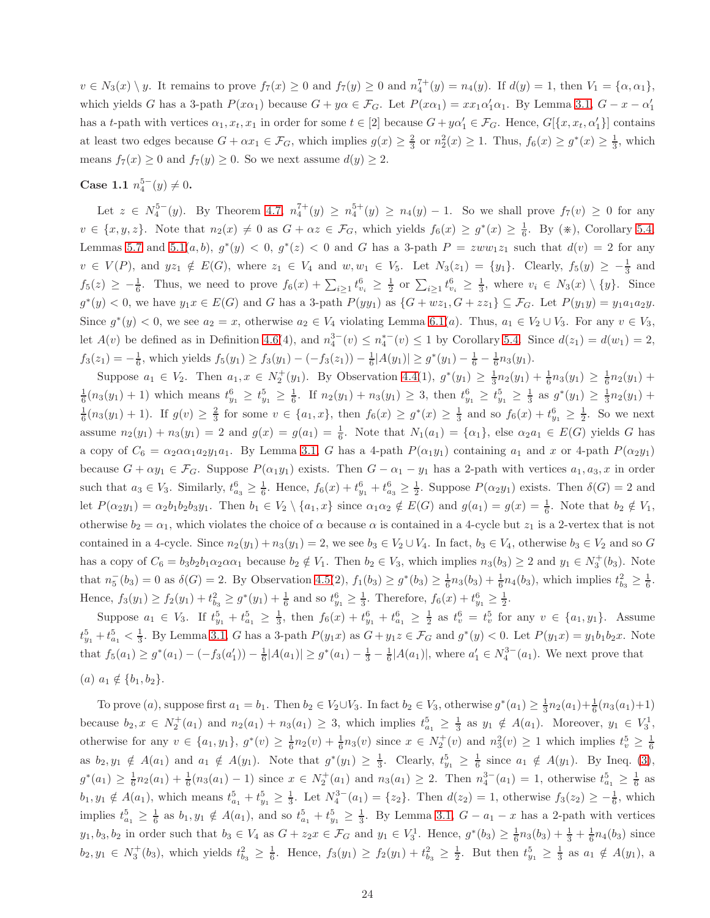$v \in N_3(x) \setminus y$. It remains to prove $f_7(x) \geq 0$ and $f_7(y) \geq 0$ and $n_4^{7+}(y) = n_4(y)$. If $d(y) = 1$, then $V_1 = \{\alpha, \alpha_1\}$, which yields $G$ has a 3-path $P(x\alpha_1)$ because $G + y\alpha \in \mathcal{F}_G$. Let $P(x\alpha_1) = xx_1\alpha_1'\alpha_1$. By Lemma 3.1, $G - x - \alpha_1'$ has a $t$-path with vertices $\alpha_1, x_t, x_1$ in order for some $t \in [2]$ because $G + y\alpha_1' \in \mathcal{F}_G$. Hence, $G[\{x, x_t, \alpha_1'\}]$ contains at least two edges because $G + \alpha x_1 \in \mathcal{F}_G$, which implies $g(x) \geq \frac{2}{3}$ or $n_2^2(x) \geq 1$. Thus, $f_6(x) \geq g^*(x) \geq \frac{1}{3}$, which means $f_7(x) \geq 0$ and $f_7(y) \geq 0$. So we next assume $d(y) \geq 2$.

**Case 1.1** $n_4^{5-}(y) \neq 0$.

Let $z \in N_4^{5-}(y)$. By Theorem 4.7, $n_4^{7+}(y) \geq n_4^{5+}(y) \geq n_4(y) - 1$. So we shall prove $f_7(v) \geq 0$ for any $v \in \{x, y, z\}$. Note that $n_2(x) \neq 0$ as $G + \alpha z \in \mathcal{F}_G$, which yields $f_6(x) \geq g^*(x) \geq \frac{1}{6}$. By (⋇), Corollary 5.4, Lemmas 5.7 and 5.1(a, b), $g^*(y) < 0$, $g^*(z) < 0$ and $G$ has a 3-path $P = zww_1z_1$ such that $d(v) = 2$ for any $v \in V(P)$, and $yz_1 \notin E(G)$, where $z_1 \in V_4$ and $w, w_1 \in V_5$. Let $N_3(z_1) = \{y_1\}$. Clearly, $f_5(y) \geq -\frac{1}{3}$ and $f_5(z) \geq -\frac{1}{6}$. Thus, we need to prove $f_6(x) + \sum_{i\geq 1} t_{v_i}^6 \geq \frac{1}{2}$ or $\sum_{i\geq 1} t_{v_i}^6 \geq \frac{1}{3}$, where $v_i \in N_3(x) \setminus \{y\}$. Since $g^*(y) < 0$, we have $y_1x \in E(G)$ and $G$ has a 3-path $P(yy_1)$ as $\{G + wz_1, G + zz_1\} \subseteq \mathcal{F}_G$. Let $P(y_1y) = y_1a_1a_2y$. Since $g^*(y) < 0$, we see $a_2 = x$, otherwise $a_2 \in V_4$ violating Lemma 6.1(a). Thus, $a_1 \in V_2 \cup V_3$. For any $v \in V_3$, let $A(v)$ be defined as in Definition 4.6(4), and $n_4^{3-}(v) \leq n_4^{*-}(v) \leq 1$ by Corollary 5.4. Since $d(z_1) = d(w_1) = 2$, $f_3(z_1) = -\frac{1}{6}$, which yields $f_5(y_1) \geq f_3(y_1) - (-f_3(z_1)) - \frac{1}{6}|A(y_1)| \geq g^*(y_1) - \frac{1}{6} - \frac{1}{6}n_3(y_1)$.

Suppose $a_1 \in V_2$. Then $a_1, x \in N_2^+(y_1)$. By Observation 4.4(1), $g^*(y_1) \geq \frac{1}{3}n_2(y_1) + \frac{1}{6}n_3(y_1) \geq \frac{1}{6}n_2(y_1) + \frac{1}{6}(n_3(y_1) + 1)$ which means $t_{y_1}^6 \geq t_{y_1}^5 \geq \frac{1}{6}$. If $n_2(y_1) + n_3(y_1) \geq 3$, then $t_{y_1}^6 \geq t_{y_1}^5 \geq \frac{1}{3}$ as $g^*(y_1) \geq \frac{1}{3}n_2(y_1) + \frac{1}{6}(n_3(y_1) + 1)$. If $g(v) \geq \frac{2}{3}$ for some $v \in \{a_1, x\}$, then $f_6(x) \geq g^*(x) \geq \frac{1}{3}$ and so $f_6(x) + t_{y_1}^6 \geq \frac{1}{2}$. So we next assume $n_2(y_1) + n_3(y_1) = 2$ and $g(x) = g(a_1) = \frac{1}{6}$. Note that $N_1(a_1) = \{\alpha_1\}$, else $\alpha_2 a_1 \in E(G)$ yields $G$ has a copy of $C_6 = \alpha_2\alpha\alpha_1 a_2 y_1 a_1$. By Lemma 3.1, $G$ has a 4-path $P(\alpha_1 y_1)$ containing $a_1$ and $x$ or 4-path $P(\alpha_2 y_1)$ because $G + \alpha y_1 \in \mathcal{F}_G$. Suppose $P(\alpha_1 y_1)$ exists. Then $G - \alpha_1 - y_1$ has a 2-path with vertices $a_1, a_3, x$ in order such that $a_3 \in V_3$. Similarly, $t_{a_3}^6 \geq \frac{1}{6}$. Hence, $f_6(x) + t_{y_1}^6 + t_{a_3}^6 \geq \frac{1}{2}$. Suppose $P(\alpha_2 y_1)$ exists. Then $\delta(G) = 2$ and let $P(\alpha_2 y_1) = \alpha_2 b_1 b_2 b_3 y_1$. Then $b_1 \in V_2 \setminus \{a_1, x\}$ since $\alpha_1\alpha_2 \notin E(G)$ and $g(a_1) = g(x) = \frac{1}{6}$. Note that $b_2 \notin V_1$, otherwise $b_2 = \alpha_1$, which violates the choice of $\alpha$ because $\alpha$ is contained in a 4-cycle but $z_1$ is a 2-vertex that is not contained in a 4-cycle. Since $n_2(y_1) + n_3(y_1) = 2$, we see $b_3 \in V_2 \cup V_4$. In fact, $b_3 \in V_4$, otherwise $b_3 \in V_2$ and so $G$ has a copy of $C_6 = b_3 b_2 b_1 \alpha_2 \alpha\alpha_1$ because $b_2 \notin V_1$. Then $b_2 \in V_3$, which implies $n_3(b_3) \geq 2$ and $y_1 \in N_3^+(b_3)$. Note that $n_5^-(b_3) = 0$ as $\delta(G) = 2$. By Observation 4.5(2), $f_1(b_3) \geq g^*(b_3) \geq \frac{1}{6}n_3(b_3) + \frac{1}{6}n_4(b_3)$, which implies $t_{b_3}^2 \geq \frac{1}{6}$. Hence, $f_3(y_1) \geq f_2(y_1) + t_{b_3}^2 \geq g^*(y_1) + \frac{1}{6}$ and so $t_{y_1}^6 \geq \frac{1}{3}$. Therefore, $f_6(x) + t_{y_1}^6 \geq \frac{1}{2}$.

Suppose $a_1 \in V_3$. If $t_{y_1}^5 + t_{a_1}^5 \geq \frac{1}{3}$, then $f_6(x) + t_{y_1}^6 + t_{a_1}^6 \geq \frac{1}{2}$ as $t_v^6 = t_v^5$ for any $v \in \{a_1, y_1\}$. Assume $t_{y_1}^5 + t_{a_1}^5 < \frac{1}{3}$. By Lemma 3.1, $G$ has a 3-path $P(y_1 x)$ as $G + y_1 z \in \mathcal{F}_G$ and $g^*(y) < 0$. Let $P(y_1 x) = y_1 b_1 b_2 x$. Note that $f_5(a_1) \geq g^*(a_1) - (-f_3(a_1')) - \frac{1}{6}|A(a_1)| \geq g^*(a_1) - \frac{1}{3} - \frac{1}{6}|A(a_1)|$, where $a_1' \in N_4^{3-}(a_1)$. We next prove that

(a) $a_1 \notin \{b_1, b_2\}$.

To prove (a), suppose first $a_1 = b_1$. Then $b_2 \in V_2 \cup V_3$. In fact $b_2 \in V_3$, otherwise $g^*(a_1) \geq \frac{1}{3}n_2(a_1) + \frac{1}{6}(n_3(a_1) + 1)$ because $b_2, x \in N_2^+(a_1)$ and $n_2(a_1) + n_3(a_1) \geq 3$, which implies $t_{a_1}^5 \geq \frac{1}{3}$ as $y_1 \notin A(a_1)$. Moreover, $y_1 \in V_3^1$, otherwise for any $v \in \{a_1, y_1\}$, $g^*(v) \geq \frac{1}{6}n_2(v) + \frac{1}{6}n_3(v)$ since $x \in N_2^+(v)$ and $n_3^2(v) \geq 1$ which implies $t_v^5 \geq \frac{1}{6}$ as $b_2, y_1 \notin A(a_1)$ and $a_1 \notin A(y_1)$. Note that $g^*(y_1) \geq \frac{1}{3}$. Clearly, $t_{y_1}^5 \geq \frac{1}{6}$ since $a_1 \notin A(y_1)$. By Ineq. (3), $g^*(a_1) \geq \frac{1}{6}n_2(a_1) + \frac{1}{6}(n_3(a_1) - 1)$ since $x \in N_2^+(a_1)$ and $n_3(a_1) \geq 2$. Then $n_4^{3-}(a_1) = 1$, otherwise $t_{a_1}^5 \geq \frac{1}{6}$ as $b_1, y_1 \notin A(a_1)$, which means $t_{a_1}^5 + t_{y_1}^5 \geq \frac{1}{3}$. Let $N_4^{3-}(a_1) = \{z_2\}$. Then $d(z_2) = 1$, otherwise $f_3(z_2) \geq -\frac{1}{6}$, which implies $t_{a_1}^5 \geq \frac{1}{6}$ as $b_1, y_1 \notin A(a_1)$, and so $t_{a_1}^5 + t_{y_1}^5 \geq \frac{1}{3}$. By Lemma 3.1, $G - a_1 - x$ has a 2-path with vertices $y_1, b_3, b_2$ in order such that $b_3 \in V_4$ as $G + z_2 x \in \mathcal{F}_G$ and $y_1 \in V_3^1$. Hence, $g^*(b_3) \geq \frac{1}{6}n_3(b_3) + \frac{1}{3} + \frac{1}{6}n_4(b_3)$ since $b_2, y_1 \in N_3^+(b_3)$, which yields $t_{b_3}^2 \geq \frac{1}{6}$. Hence, $f_3(y_1) \geq f_2(y_1) + t_{b_3}^2 \geq \frac{1}{2}$. But then $t_{y_1}^5 \geq \frac{1}{3}$ as $a_1 \notin A(y_1)$, a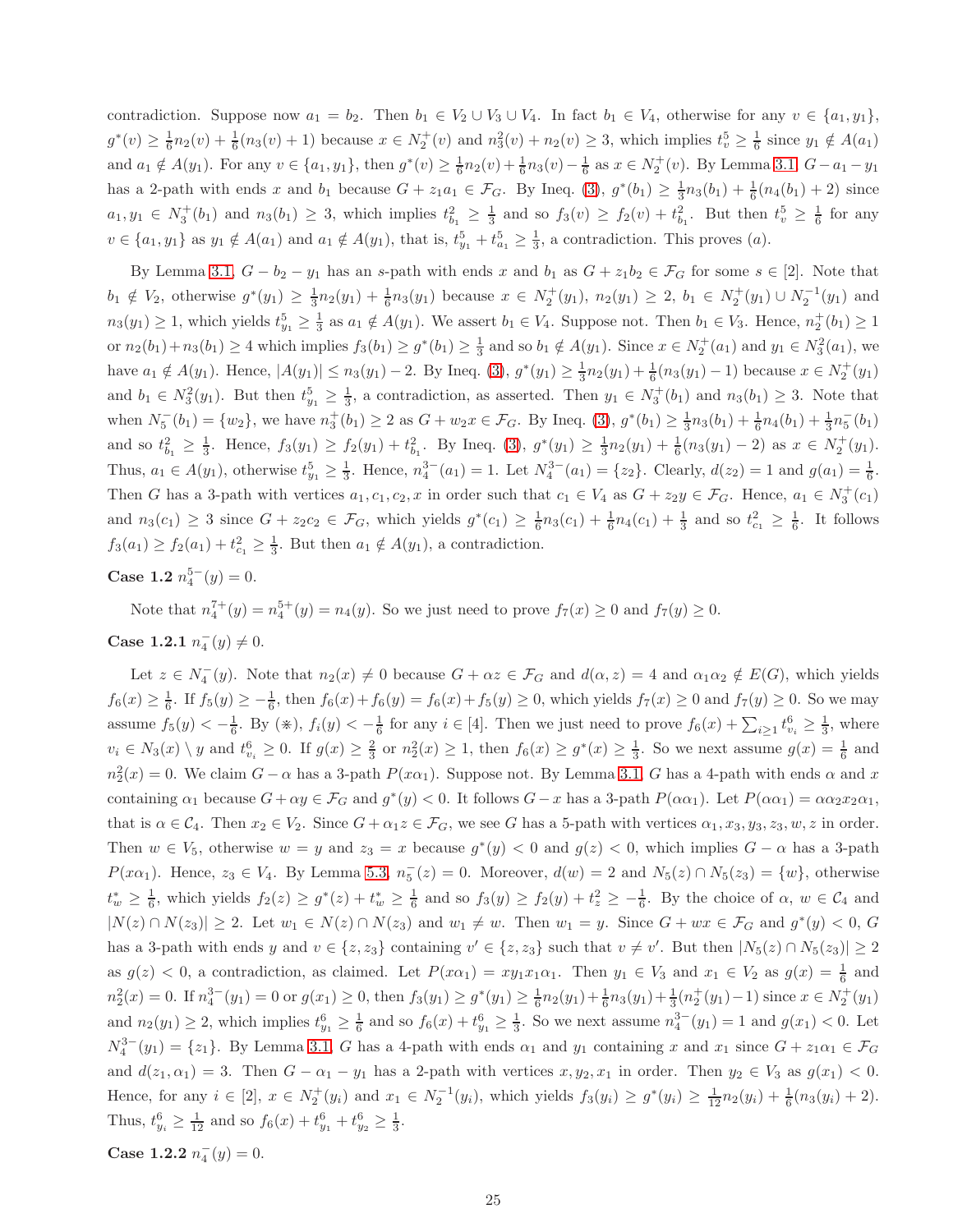contradiction. Suppose now $a_1 = b_2$. Then $b_1 \in V_2 \cup V_3 \cup V_4$. In fact $b_1 \in V_4$, otherwise for any $v \in \{a_1, y_1\}$, $g^*(v) \geq \frac{1}{6}n_2(v) + \frac{1}{6}(n_3(v)+1)$ because $x \in N_2^+(v)$ and $n_3^2(v) + n_2(v) \geq 3$, which implies $t_v^5 \geq \frac{1}{6}$ since $y_1 \notin A(a_1)$ and $a_1 \notin A(y_1)$. For any $v \in \{a_1, y_1\}$, then $g^*(v) \geq \frac{1}{6}n_2(v) + \frac{1}{6}n_3(v) - \frac{1}{6}$ as $x \in N_2^+(v)$. By Lemma 3.1, $G - a_1 - y_1$ has a 2-path with ends $x$ and $b_1$ because $G + z_1a_1 \in \mathcal{F}_G$. By Ineq. (3), $g^*(b_1) \geq \frac{1}{3}n_3(b_1) + \frac{1}{6}(n_4(b_1)+2)$ since $a_1, y_1 \in N_3^+(b_1)$ and $n_3(b_1) \geq 3$, which implies $t_{b_1}^2 \geq \frac{1}{3}$ and so $f_3(v) \geq f_2(v) + t_{b_1}^2$. But then $t_v^5 \geq \frac{1}{6}$ for any $v \in \{a_1, y_1\}$ as $y_1 \notin A(a_1)$ and $a_1 \notin A(y_1)$, that is, $t_{y_1}^5 + t_{a_1}^5 \geq \frac{1}{3}$, a contradiction. This proves $(a)$.

By Lemma 3.1, $G - b_2 - y_1$ has an $s$-path with ends $x$ and $b_1$ as $G + z_1b_2 \in \mathcal{F}_G$ for some $s \in [2]$. Note that $b_1 \notin V_2$, otherwise $g^*(y_1) \geq \frac{1}{3}n_2(y_1) + \frac{1}{6}n_3(y_1)$ because $x \in N_2^+(y_1)$, $n_2(y_1) \geq 2$, $b_1 \in N_2^+(y_1) \cup N_2^{-1}(y_1)$ and $n_3(y_1) \geq 1$, which yields $t_{y_1}^5 \geq \frac{1}{3}$ as $a_1 \notin A(y_1)$. We assert $b_1 \in V_4$. Suppose not. Then $b_1 \in V_3$. Hence, $n_2^+(b_1) \geq 1$ or $n_2(b_1) + n_3(b_1) \geq 4$ which implies $f_3(b_1) \geq g^*(b_1) \geq \frac{1}{3}$ and so $b_1 \notin A(y_1)$. Since $x \in N_2^+(a_1)$ and $y_1 \in N_3^2(a_1)$, we have $a_1 \notin A(y_1)$. Hence, $|A(y_1)| \leq n_3(y_1) - 2$. By Ineq. (3), $g^*(y_1) \geq \frac{1}{3}n_2(y_1) + \frac{1}{6}(n_3(y_1)-1)$ because $x \in N_2^+(y_1)$ and $b_1 \in N_3^2(y_1)$. But then $t_{y_1}^5 \geq \frac{1}{3}$, a contradiction, as asserted. Then $y_1 \in N_3^+(b_1)$ and $n_3(b_1) \geq 3$. Note that when $N_5^-(b_1) = \{w_2\}$, we have $n_3^+(b_1) \geq 2$ as $G + w_2x \in \mathcal{F}_G$. By Ineq. (3), $g^*(b_1) \geq \frac{1}{3}n_3(b_1) + \frac{1}{6}n_4(b_1) + \frac{1}{3}n_5^-(b_1)$ and so $t_{b_1}^2 \geq \frac{1}{3}$. Hence, $f_3(y_1) \geq f_2(y_1) + t_{b_1}^2$. By Ineq. (3), $g^*(y_1) \geq \frac{1}{3}n_2(y_1) + \frac{1}{6}(n_3(y_1)-2)$ as $x \in N_2^+(y_1)$. Thus, $a_1 \in A(y_1)$, otherwise $t_{y_1}^5 \geq \frac{1}{3}$. Hence, $n_4^{3-}(a_1) = 1$. Let $N_4^{3-}(a_1) = \{z_2\}$. Clearly, $d(z_2) = 1$ and $g(a_1) = \frac{1}{6}$. Then $G$ has a 3-path with vertices $a_1, c_1, c_2, x$ in order such that $c_1 \in V_4$ as $G + z_2y \in \mathcal{F}_G$. Hence, $a_1 \in N_3^+(c_1)$ and $n_3(c_1) \geq 3$ since $G + z_2c_2 \in \mathcal{F}_G$, which yields $g^*(c_1) \geq \frac{1}{6}n_3(c_1) + \frac{1}{6}n_4(c_1) + \frac{1}{3}$ and so $t_{c_1}^2 \geq \frac{1}{6}$. It follows $f_3(a_1) \geq f_2(a_1) + t_{c_1}^2 \geq \frac{1}{3}$. But then $a_1 \notin A(y_1)$, a contradiction.

**Case 1.2** $n_4^{5-}(y) = 0$.

Note that $n_4^{7+}(y) = n_4^{5+}(y) = n_4(y)$. So we just need to prove $f_7(x) \geq 0$ and $f_7(y) \geq 0$.

**Case 1.2.1** $n_4^-(y) \neq 0$.

Let $z \in N_4^-(y)$. Note that $n_2(x) \neq 0$ because $G + \alpha z \in \mathcal{F}_G$ and $d(\alpha, z) = 4$ and $\alpha_1\alpha_2 \notin E(G)$, which yields $f_6(x) \geq \frac{1}{6}$. If $f_5(y) \geq -\frac{1}{6}$, then $f_6(x) + f_6(y) = f_6(x) + f_5(y) \geq 0$, which yields $f_7(x) \geq 0$ and $f_7(y) \geq 0$. So we may assume $f_5(y) < -\frac{1}{6}$. By ($\circledast$), $f_i(y) < -\frac{1}{6}$ for any $i \in [4]$. Then we just need to prove $f_6(x) + \sum_{i \geq 1} t_{v_i}^6 \geq \frac{1}{3}$, where $v_i \in N_3(x) \setminus y$ and $t_{v_i}^6 \geq 0$. If $g(x) \geq \frac{2}{3}$ or $n_2^2(x) \geq 1$, then $f_6(x) \geq g^*(x) \geq \frac{1}{3}$. So we next assume $g(x) = \frac{1}{6}$ and $n_2^2(x) = 0$. We claim $G - \alpha$ has a 3-path $P(x\alpha_1)$. Suppose not. By Lemma 3.1, $G$ has a 4-path with ends $\alpha$ and $x$ containing $\alpha_1$ because $G + \alpha y \in \mathcal{F}_G$ and $g^*(y) < 0$. It follows $G - x$ has a 3-path $P(\alpha\alpha_1)$. Let $P(\alpha\alpha_1) = \alpha\alpha_2x_2\alpha_1$, that is $\alpha \in \mathcal{C}_4$. Then $x_2 \in V_2$. Since $G + \alpha_1z \in \mathcal{F}_G$, we see $G$ has a 5-path with vertices $\alpha_1, x_3, y_3, z_3, w, z$ in order. Then $w \in V_5$, otherwise $w = y$ and $z_3 = x$ because $g^*(y) < 0$ and $g(z) < 0$, which implies $G - \alpha$ has a 3-path $P(x\alpha_1)$. Hence, $z_3 \in V_4$. By Lemma 5.3, $n_5^-(z) = 0$. Moreover, $d(w) = 2$ and $N_5(z) \cap N_5(z_3) = \{w\}$, otherwise $t_w^* \geq \frac{1}{6}$, which yields $f_2(z) \geq g^*(z) + t_w^* \geq \frac{1}{6}$ and so $f_3(y) \geq f_2(y) + t_z^2 \geq -\frac{1}{6}$. By the choice of $\alpha$, $w \in \mathcal{C}_4$ and $|N(z) \cap N(z_3)| \geq 2$. Let $w_1 \in N(z) \cap N(z_3)$ and $w_1 \neq w$. Then $w_1 = y$. Since $G + wx \in \mathcal{F}_G$ and $g^*(y) < 0$, $G$ has a 3-path with ends $y$ and $v \in \{z, z_3\}$ containing $v' \in \{z, z_3\}$ such that $v \neq v'$. But then $|N_5(z) \cap N_5(z_3)| \geq 2$ as $g(z) < 0$, a contradiction, as claimed. Let $P(x\alpha_1) = xy_1x_1\alpha_1$. Then $y_1 \in V_3$ and $x_1 \in V_2$ as $g(x) = \frac{1}{6}$ and $n_2^2(x) = 0$. If $n_4^{3-}(y_1) = 0$ or $g(x_1) \geq 0$, then $f_3(y_1) \geq g^*(y_1) \geq \frac{1}{6}n_2(y_1) + \frac{1}{6}n_3(y_1) + \frac{1}{3}(n_2^+(y_1) - 1)$ since $x \in N_2^+(y_1)$ and $n_2(y_1) \geq 2$, which implies $t_{y_1}^6 \geq \frac{1}{6}$ and so $f_6(x) + t_{y_1}^6 \geq \frac{1}{3}$. So we next assume $n_4^{3-}(y_1) = 1$ and $g(x_1) < 0$. Let $N_4^{3-}(y_1) = \{z_1\}$. By Lemma 3.1, $G$ has a 4-path with ends $\alpha_1$ and $y_1$ containing $x$ and $x_1$ since $G + z_1\alpha_1 \in \mathcal{F}_G$ and $d(z_1, \alpha_1) = 3$. Then $G - \alpha_1 - y_1$ has a 2-path with vertices $x, y_2, x_1$ in order. Then $y_2 \in V_3$ as $g(x_1) < 0$. Hence, for any $i \in [2]$, $x \in N_2^+(y_i)$ and $x_1 \in N_2^{-1}(y_i)$, which yields $f_3(y_i) \geq g^*(y_i) \geq \frac{1}{12}n_2(y_i) + \frac{1}{6}(n_3(y_i) + 2)$. Thus, $t_{y_i}^6 \geq \frac{1}{12}$ and so $f_6(x) + t_{y_1}^6 + t_{y_2}^6 \geq \frac{1}{3}$.

**Case 1.2.2** $n_4^-(y) = 0$.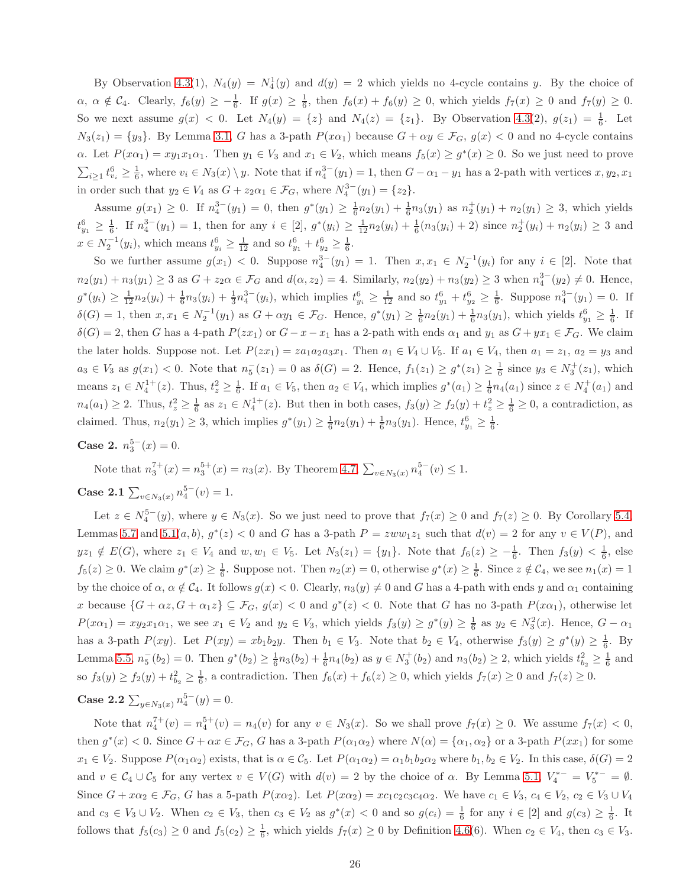By Observation 4.3(1), $N_4(y) = N_4^1(y)$ and $d(y) = 2$ which yields no 4-cycle contains $y$. By the choice of $\alpha$, $\alpha \notin \mathcal{C}_4$. Clearly, $f_6(y) \geq -\frac{1}{6}$. If $g(x) \geq \frac{1}{6}$, then $f_6(x) + f_6(y) \geq 0$, which yields $f_7(x) \geq 0$ and $f_7(y) \geq 0$. So we next assume $g(x) < 0$. Let $N_4(y) = \{z\}$ and $N_4(z) = \{z_1\}$. By Observation 4.3(2), $g(z_1) = \frac{1}{6}$. Let $N_3(z_1) = \{y_3\}$. By Lemma 3.1, $G$ has a 3-path $P(x\alpha_1)$ because $G + \alpha y \in \mathcal{F}_G$, $g(x) < 0$ and no 4-cycle contains $\alpha$. Let $P(x\alpha_1) = xy_1x_1\alpha_1$. Then $y_1 \in V_3$ and $x_1 \in V_2$, which means $f_5(x) \geq g^*(x) \geq 0$. So we just need to prove $\sum_{i\geq 1} t^6_{v_i} \geq \frac{1}{6}$, where $v_i \in N_3(x) \setminus y$. Note that if $n_4^{3-}(y_1) = 1$, then $G - \alpha_1 - y_1$ has a 2-path with vertices $x, y_2, x_1$ in order such that $y_2 \in V_4$ as $G + z_2\alpha_1 \in \mathcal{F}_G$, where $N_4^{3-}(y_1) = \{z_2\}$.

Assume $g(x_1) \geq 0$. If $n_4^{3-}(y_1) = 0$, then $g^*(y_1) \geq \frac{1}{6}n_2(y_1) + \frac{1}{6}n_3(y_1)$ as $n_2^+(y_1) + n_2(y_1) \geq 3$, which yields $t^6_{y_1} \geq \frac{1}{6}$. If $n_4^{3-}(y_1) = 1$, then for any $i \in [2]$, $g^*(y_i) \geq \frac{1}{12}n_2(y_i) + \frac{1}{6}(n_3(y_i) + 2)$ since $n_2^+(y_i) + n_2(y_i) \geq 3$ and $x \in N_2^{-1}(y_i)$, which means $t^6_{y_i} \geq \frac{1}{12}$ and so $t^6_{y_1} + t^6_{y_2} \geq \frac{1}{6}$.

So we further assume $g(x_1) < 0$. Suppose $n_4^{3-}(y_1) = 1$. Then $x, x_1 \in N_2^{-1}(y_i)$ for any $i \in [2]$. Note that $n_2(y_1) + n_3(y_1) \geq 3$ as $G + z_2\alpha \in \mathcal{F}_G$ and $d(\alpha, z_2) = 4$. Similarly, $n_2(y_2) + n_3(y_2) \geq 3$ when $n_4^{3-}(y_2) \neq 0$. Hence, $g^*(y_i) \geq \frac{1}{12}n_2(y_i) + \frac{1}{6}n_3(y_i) + \frac{1}{3}n_4^{3-}(y_i)$, which implies $t^6_{y_i} \geq \frac{1}{12}$ and so $t^6_{y_1} + t^6_{y_2} \geq \frac{1}{6}$. Suppose $n_4^{3-}(y_1) = 0$. If $\delta(G) = 1$, then $x, x_1 \in N_2^{-1}(y_1)$ as $G + \alpha y_1 \in \mathcal{F}_G$. Hence, $g^*(y_1) \geq \frac{1}{6}n_2(y_1) + \frac{1}{6}n_3(y_1)$, which yields $t^6_{y_1} \geq \frac{1}{6}$. If $\delta(G) = 2$, then $G$ has a 4-path $P(zx_1)$ or $G - x - x_1$ has a 2-path with ends $\alpha_1$ and $y_1$ as $G + yx_1 \in \mathcal{F}_G$. We claim the later holds. Suppose not. Let $P(zx_1) = za_1a_2a_3x_1$. Then $a_1 \in V_4 \cup V_5$. If $a_1 \in V_4$, then $a_1 = z_1$, $a_2 = y_3$ and $a_3 \in V_3$ as $g(x_1) < 0$. Note that $n_5^-(z_1) = 0$ as $\delta(G) = 2$. Hence, $f_1(z_1) \geq g^*(z_1) \geq \frac{1}{6}$ since $y_3 \in N_3^+(z_1)$, which means $z_1 \in N_4^{1+}(z)$. Thus, $t^2_z \geq \frac{1}{6}$. If $a_1 \in V_5$, then $a_2 \in V_4$, which implies $g^*(a_1) \geq \frac{1}{6}n_4(a_1)$ since $z \in N_4^+(a_1)$ and $n_4(a_1) \geq 2$. Thus, $t^2_z \geq \frac{1}{6}$ as $z_1 \in N_4^{1+}(z)$. But then in both cases, $f_3(y) \geq f_2(y) + t^2_z \geq \frac{1}{6} \geq 0$, a contradiction, as claimed. Thus, $n_2(y_1) \geq 3$, which implies $g^*(y_1) \geq \frac{1}{6}n_2(y_1) + \frac{1}{6}n_3(y_1)$. Hence, $t^6_{y_1} \geq \frac{1}{6}$.

**Case 2.** $n_3^{5-}(x) = 0$.

Note that $n_3^{7+}(x) = n_3^{5+}(x) = n_3(x)$. By Theorem 4.7, $\sum_{v\in N_3(x)} n_4^{5-}(v) \leq 1$.

**Case 2.1** $\sum_{v\in N_3(x)} n_4^{5-}(v) = 1$.

Let $z \in N_4^{5-}(y)$, where $y \in N_3(x)$. So we just need to prove that $f_7(x) \geq 0$ and $f_7(z) \geq 0$. By Corollary 5.4, Lemmas 5.7 and 5.1(a, b), $g^*(z) < 0$ and $G$ has a 3-path $P = zww_1z_1$ such that $d(v) = 2$ for any $v \in V(P)$, and $yz_1 \notin E(G)$, where $z_1 \in V_4$ and $w, w_1 \in V_5$. Let $N_3(z_1) = \{y_1\}$. Note that $f_6(z) \geq -\frac{1}{6}$. Then $f_3(y) < \frac{1}{6}$, else $f_5(z) \geq 0$. We claim $g^*(x) \geq \frac{1}{6}$. Suppose not. Then $n_2(x) = 0$, otherwise $g^*(x) \geq \frac{1}{6}$. Since $z \notin \mathcal{C}_4$, we see $n_1(x) = 1$ by the choice of $\alpha$, $\alpha \notin \mathcal{C}_4$. It follows $g(x) < 0$. Clearly, $n_3(y) \neq 0$ and $G$ has a 4-path with ends $y$ and $\alpha_1$ containing $x$ because $\{G + \alpha z, G + \alpha_1 z\} \subseteq \mathcal{F}_G$, $g(x) < 0$ and $g^*(z) < 0$. Note that $G$ has no 3-path $P(x\alpha_1)$, otherwise let $P(x\alpha_1) = xy_2x_1\alpha_1$, we see $x_1 \in V_2$ and $y_2 \in V_3$, which yields $f_3(y) \geq g^*(y) \geq \frac{1}{6}$ as $y_2 \in N_3^2(x)$. Hence, $G - \alpha_1$ has a 3-path $P(xy)$. Let $P(xy) = xb_1b_2y$. Then $b_1 \in V_3$. Note that $b_2 \in V_4$, otherwise $f_3(y) \geq g^*(y) \geq \frac{1}{6}$. By Lemma 5.5, $n_5^-(b_2) = 0$. Then $g^*(b_2) \geq \frac{1}{6}n_3(b_2) + \frac{1}{6}n_4(b_2)$ as $y \in N_3^+(b_2)$ and $n_3(b_2) \geq 2$, which yields $t^2_{b_2} \geq \frac{1}{6}$ and so $f_3(y) \geq f_2(y) + t^2_{b_2} \geq \frac{1}{6}$, a contradiction. Then $f_6(x) + f_6(z) \geq 0$, which yields $f_7(x) \geq 0$ and $f_7(z) \geq 0$.

**Case 2.2** $\sum_{y\in N_3(x)} n_4^{5-}(y) = 0$.

Note that $n_4^{7+}(v) = n_4^{5+}(v) = n_4(v)$ for any $v \in N_3(x)$. So we shall prove $f_7(x) \geq 0$. We assume $f_7(x) < 0$, then $g^*(x) < 0$. Since $G + \alpha x \in \mathcal{F}_G$, $G$ has a 3-path $P(\alpha_1\alpha_2)$ where $N(\alpha) = \{\alpha_1, \alpha_2\}$ or a 3-path $P(xx_1)$ for some $x_1 \in V_2$. Suppose $P(\alpha_1\alpha_2)$ exists, that is $\alpha \in \mathcal{C}_5$. Let $P(\alpha_1\alpha_2) = \alpha_1b_1b_2\alpha_2$ where $b_1, b_2 \in V_2$. In this case, $\delta(G) = 2$ and $v \in \mathcal{C}_4 \cup \mathcal{C}_5$ for any vertex $v \in V(G)$ with $d(v) = 2$ by the choice of $\alpha$. By Lemma 5.1, $V_4^{*-} = V_5^{*-} = \emptyset$. Since $G + x\alpha_2 \in \mathcal{F}_G$, $G$ has a 5-path $P(x\alpha_2)$. Let $P(x\alpha_2) = xc_1c_2c_3c_4\alpha_2$. We have $c_1 \in V_3$, $c_4 \in V_2$, $c_2 \in V_3 \cup V_4$ and $c_3 \in V_3 \cup V_2$. When $c_2 \in V_3$, then $c_3 \in V_2$ as $g^*(x) < 0$ and so $g(c_i) = \frac{1}{6}$ for any $i \in [2]$ and $g(c_3) \geq \frac{1}{6}$. It follows that $f_5(c_3) \geq 0$ and $f_5(c_2) \geq \frac{1}{6}$, which yields $f_7(x) \geq 0$ by Definition 4.6(6). When $c_2 \in V_4$, then $c_3 \in V_3$.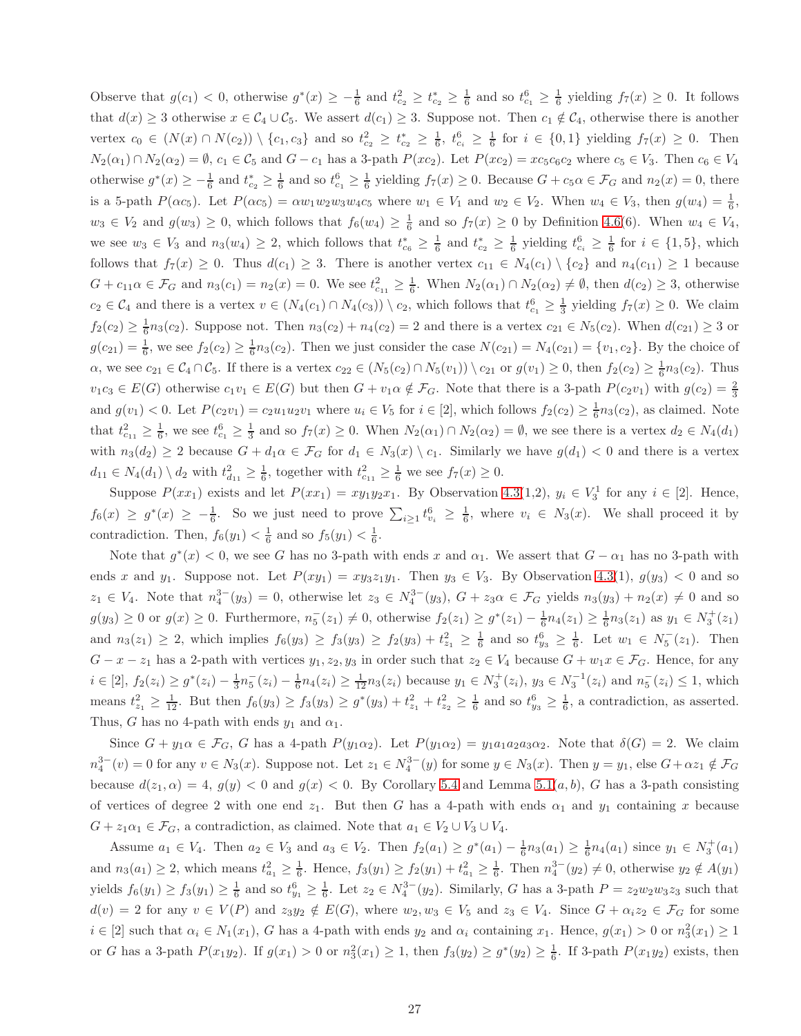Observe that $g(c_1) < 0$, otherwise $g^*(x) \geq -\frac{1}{6}$ and $t^2_{c_2} \geq t^*_{c_2} \geq \frac{1}{6}$ and so $t^6_{c_1} \geq \frac{1}{6}$ yielding $f_7(x) \geq 0$. It follows that $d(x) \geq 3$ otherwise $x \in \mathcal{C}_4 \cup \mathcal{C}_5$. We assert $d(c_1) \geq 3$. Suppose not. Then $c_1 \notin \mathcal{C}_4$, otherwise there is another vertex $c_0 \in (N(x) \cap N(c_2)) \setminus \{c_1, c_3\}$ and so $t^2_{c_2} \geq t^*_{c_2} \geq \frac{1}{6}$, $t^6_{c_i} \geq \frac{1}{6}$ for $i \in \{0, 1\}$ yielding $f_7(x) \geq 0$. Then $N_2(\alpha_1) \cap N_2(\alpha_2) = \emptyset$, $c_1 \in \mathcal{C}_5$ and $G - c_1$ has a 3-path $P(xc_2)$. Let $P(xc_2) = xc_5c_6c_2$ where $c_5 \in V_3$. Then $c_6 \in V_4$ otherwise $g^*(x) \geq -\frac{1}{6}$ and $t^*_{c_2} \geq \frac{1}{6}$ and so $t^6_{c_1} \geq \frac{1}{6}$ yielding $f_7(x) \geq 0$. Because $G + c_5\alpha \in \mathcal{F}_G$ and $n_2(x) = 0$, there is a 5-path $P(\alpha c_5)$. Let $P(\alpha c_5) = \alpha w_1 w_2 w_3 w_4 c_5$ where $w_1 \in V_1$ and $w_2 \in V_2$. When $w_4 \in V_3$, then $g(w_4) = \frac{1}{6}$, $w_3 \in V_2$ and $g(w_3) \geq 0$, which follows that $f_6(w_4) \geq \frac{1}{6}$ and so $f_7(x) \geq 0$ by Definition 4.6(6). When $w_4 \in V_4$, we see $w_3 \in V_3$ and $n_3(w_4) \geq 2$, which follows that $t^*_{c_6} \geq \frac{1}{6}$ and $t^*_{c_2} \geq \frac{1}{6}$ yielding $t^6_{c_i} \geq \frac{1}{6}$ for $i \in \{1, 5\}$, which follows that $f_7(x) \geq 0$. Thus $d(c_1) \geq 3$. There is another vertex $c_{11} \in N_4(c_1) \setminus \{c_2\}$ and $n_4(c_{11}) \geq 1$ because $G + c_{11}\alpha \in \mathcal{F}_G$ and $n_3(c_1) = n_2(x) = 0$. We see $t^2_{c_{11}} \geq \frac{1}{6}$. When $N_2(\alpha_1) \cap N_2(\alpha_2) \neq \emptyset$, then $d(c_2) \geq 3$, otherwise $c_2 \in \mathcal{C}_4$ and there is a vertex $v \in (N_4(c_1) \cap N_4(c_3)) \setminus c_2$, which follows that $t^6_{c_1} \geq \frac{1}{3}$ yielding $f_7(x) \geq 0$. We claim $f_2(c_2) \geq \frac{1}{6}n_3(c_2)$. Suppose not. Then $n_3(c_2) + n_4(c_2) = 2$ and there is a vertex $c_{21} \in N_5(c_2)$. When $d(c_{21}) \geq 3$ or $g(c_{21}) = \frac{1}{6}$, we see $f_2(c_2) \geq \frac{1}{6}n_3(c_2)$. Then we just consider the case $N(c_{21}) = N_4(c_{21}) = \{v_1, c_2\}$. By the choice of $\alpha$, we see $c_{21} \in \mathcal{C}_4 \cap \mathcal{C}_5$. If there is a vertex $c_{22} \in (N_5(c_2) \cap N_5(v_1)) \setminus c_{21}$ or $g(v_1) \geq 0$, then $f_2(c_2) \geq \frac{1}{6}n_3(c_2)$. Thus $v_1c_3 \in E(G)$ otherwise $c_1v_1 \in E(G)$ but then $G + v_1\alpha \notin \mathcal{F}_G$. Note that there is a 3-path $P(c_2v_1)$ with $g(c_2) = \frac{2}{3}$ and $g(v_1) < 0$. Let $P(c_2v_1) = c_2u_1u_2v_1$ where $u_i \in V_5$ for $i \in [2]$, which follows $f_2(c_2) \geq \frac{1}{6}n_3(c_2)$, as claimed. Note that $t^2_{c_{11}} \geq \frac{1}{6}$, we see $t^6_{c_1} \geq \frac{1}{3}$ and so $f_7(x) \geq 0$. When $N_2(\alpha_1) \cap N_2(\alpha_2) = \emptyset$, we see there is a vertex $d_2 \in N_4(d_1)$ with $n_3(d_2) \geq 2$ because $G + d_1\alpha \in \mathcal{F}_G$ for $d_1 \in N_3(x) \setminus c_1$. Similarly we have $g(d_1) < 0$ and there is a vertex $d_{11} \in N_4(d_1) \setminus d_2$ with $t^2_{d_{11}} \geq \frac{1}{6}$, together with $t^2_{c_{11}} \geq \frac{1}{6}$ we see $f_7(x) \geq 0$.

Suppose $P(xx_1)$ exists and let $P(xx_1) = xy_1y_2x_1$. By Observation 4.3(1,2), $y_i \in V^1_3$ for any $i \in [2]$. Hence, $f_6(x) \geq g^*(x) \geq -\frac{1}{6}$. So we just need to prove $\sum_{i \geq 1} t^6_{v_i} \geq \frac{1}{6}$, where $v_i \in N_3(x)$. We shall proceed it by contradiction. Then, $f_6(y_1) < \frac{1}{6}$ and so $f_5(y_1) < \frac{1}{6}$.

Note that $g^*(x) < 0$, we see $G$ has no 3-path with ends $x$ and $\alpha_1$. We assert that $G - \alpha_1$ has no 3-path with ends $x$ and $y_1$. Suppose not. Let $P(xy_1) = xy_3z_1y_1$. Then $y_3 \in V_3$. By Observation 4.3(1), $g(y_3) < 0$ and so $z_1 \in V_4$. Note that $n^{3-}_4(y_3) = 0$, otherwise let $z_3 \in N^{3-}_4(y_3)$, $G + z_3\alpha \in \mathcal{F}_G$ yields $n_3(y_3) + n_2(x) \neq 0$ and so $g(y_3) \geq 0$ or $g(x) \geq 0$. Furthermore, $n^-_5(z_1) \neq 0$, otherwise $f_2(z_1) \geq g^*(z_1) - \frac{1}{6}n_4(z_1) \geq \frac{1}{6}n_3(z_1)$ as $y_1 \in N^+_3(z_1)$ and $n_3(z_1) \geq 2$, which implies $f_6(y_3) \geq f_3(y_3) \geq f_2(y_3) + t^2_{z_1} \geq \frac{1}{6}$ and so $t^6_{y_3} \geq \frac{1}{6}$. Let $w_1 \in N^-_5(z_1)$. Then $G - x - z_1$ has a 2-path with vertices $y_1, z_2, y_3$ in order such that $z_2 \in V_4$ because $G + w_1x \in \mathcal{F}_G$. Hence, for any $i \in [2]$, $f_2(z_i) \geq g^*(z_i) - \frac{1}{3}n^-_5(z_i) - \frac{1}{6}n_4(z_i) \geq \frac{1}{12}n_3(z_i)$ because $y_1 \in N^+_3(z_i)$, $y_3 \in N^{-1}_3(z_i)$ and $n^-_5(z_i) \leq 1$, which means $t^2_{z_1} \geq \frac{1}{12}$. But then $f_6(y_3) \geq f_3(y_3) \geq g^*(y_3) + t^2_{z_1} + t^2_{z_2} \geq \frac{1}{6}$ and so $t^6_{y_3} \geq \frac{1}{6}$, a contradiction, as asserted. Thus, $G$ has no 4-path with ends $y_1$ and $\alpha_1$.

Since $G + y_1\alpha \in \mathcal{F}_G$, $G$ has a 4-path $P(y_1\alpha_2)$. Let $P(y_1\alpha_2) = y_1a_1a_2a_3\alpha_2$. Note that $\delta(G) = 2$. We claim $n^{3-}_4(v) = 0$ for any $v \in N_3(x)$. Suppose not. Let $z_1 \in N^{3-}_4(y)$ for some $y \in N_3(x)$. Then $y = y_1$, else $G + \alpha z_1 \notin \mathcal{F}_G$ because $d(z_1, \alpha) = 4$, $g(y) < 0$ and $g(x) < 0$. By Corollary 5.4 and Lemma 5.1$(a, b)$, $G$ has a 3-path consisting of vertices of degree 2 with one end $z_1$. But then $G$ has a 4-path with ends $\alpha_1$ and $y_1$ containing $x$ because $G + z_1\alpha_1 \in \mathcal{F}_G$, a contradiction, as claimed. Note that $a_1 \in V_2 \cup V_3 \cup V_4$.

Assume $a_1 \in V_4$. Then $a_2 \in V_3$ and $a_3 \in V_2$. Then $f_2(a_1) \geq g^*(a_1) - \frac{1}{6}n_3(a_1) \geq \frac{1}{6}n_4(a_1)$ since $y_1 \in N^+_3(a_1)$ and $n_3(a_1) \geq 2$, which means $t^2_{a_1} \geq \frac{1}{6}$. Hence, $f_3(y_1) \geq f_2(y_1) + t^2_{a_1} \geq \frac{1}{6}$. Then $n^{3-}_4(y_2) \neq 0$, otherwise $y_2 \notin A(y_1)$ yields $f_6(y_1) \geq f_3(y_1) \geq \frac{1}{6}$ and so $t^6_{y_1} \geq \frac{1}{6}$. Let $z_2 \in N^{3-}_4(y_2)$. Similarly, $G$ has a 3-path $P = z_2w_2w_3z_3$ such that $d(v) = 2$ for any $v \in V(P)$ and $z_3y_2 \notin E(G)$, where $w_2, w_3 \in V_5$ and $z_3 \in V_4$. Since $G + \alpha_iz_2 \in \mathcal{F}_G$ for some $i \in [2]$ such that $\alpha_i \in N_1(x_1)$, $G$ has a 4-path with ends $y_2$ and $\alpha_i$ containing $x_1$. Hence, $g(x_1) > 0$ or $n^2_3(x_1) \geq 1$ or $G$ has a 3-path $P(x_1y_2)$. If $g(x_1) > 0$ or $n^2_3(x_1) \geq 1$, then $f_3(y_2) \geq g^*(y_2) \geq \frac{1}{6}$. If 3-path $P(x_1y_2)$ exists, then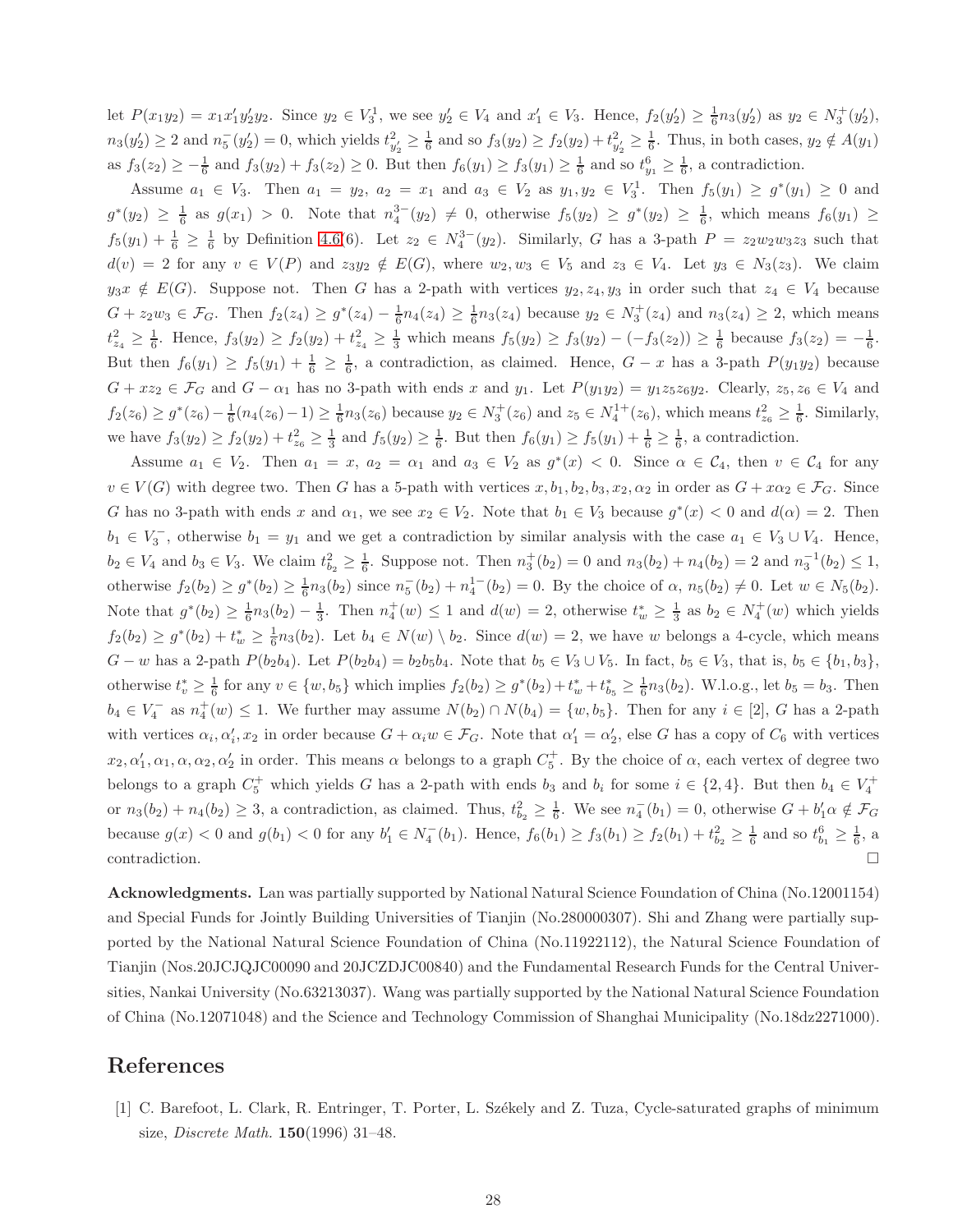let $P(x_1y_2) = x_1x_1'y_2'y_2$. Since $y_2 \in V_3^1$, we see $y_2' \in V_4$ and $x_1' \in V_3$. Hence, $f_2(y_2') \geq \frac{1}{6}n_3(y_2')$ as $y_2 \in N_3^+(y_2')$, $n_3(y_2') \geq 2$ and $n_5^-(y_2') = 0$, which yields $t_{y_2'}^2 \geq \frac{1}{6}$ and so $f_3(y_2) \geq f_2(y_2) + t_{y_2'}^2 \geq \frac{1}{6}$. Thus, in both cases, $y_2 \notin A(y_1)$ as $f_3(z_2) \geq -\frac{1}{6}$ and $f_3(y_2) + f_3(z_2) \geq 0$. But then $f_6(y_1) \geq f_3(y_1) \geq \frac{1}{6}$ and so $t_{y_1}^6 \geq \frac{1}{6}$, a contradiction.

Assume $a_1 \in V_3$. Then $a_1 = y_2$, $a_2 = x_1$ and $a_3 \in V_2$ as $y_1, y_2 \in V_3^1$. Then $f_5(y_1) \geq g^*(y_1) \geq 0$ and $g^*(y_2) \geq \frac{1}{6}$ as $g(x_1) > 0$. Note that $n_4^{3-}(y_2) \neq 0$, otherwise $f_5(y_2) \geq g^*(y_2) \geq \frac{1}{6}$, which means $f_6(y_1) \geq f_5(y_1) + \frac{1}{6} \geq \frac{1}{6}$ by Definition 4.6(6). Let $z_2 \in N_4^{3-}(y_2)$. Similarly, $G$ has a 3-path $P = z_2w_2w_3z_3$ such that $d(v) = 2$ for any $v \in V(P)$ and $z_3y_2 \notin E(G)$, where $w_2, w_3 \in V_5$ and $z_3 \in V_4$. Let $y_3 \in N_3(z_3)$. We claim $y_3x \notin E(G)$. Suppose not. Then $G$ has a 2-path with vertices $y_2, z_4, y_3$ in order such that $z_4 \in V_4$ because $G + z_2w_3 \in \mathcal{F}_G$. Then $f_2(z_4) \geq g^*(z_4) - \frac{1}{6}n_4(z_4) \geq \frac{1}{6}n_3(z_4)$ because $y_2 \in N_3^+(z_4)$ and $n_3(z_4) \geq 2$, which means $t_{z_4}^2 \geq \frac{1}{6}$. Hence, $f_3(y_2) \geq f_2(y_2) + t_{z_4}^2 \geq \frac{1}{3}$ which means $f_5(y_2) \geq f_3(y_2) - (-f_3(z_2)) \geq \frac{1}{6}$ because $f_3(z_2) = -\frac{1}{6}$. But then $f_6(y_1) \geq f_5(y_1) + \frac{1}{6} \geq \frac{1}{6}$, a contradiction, as claimed. Hence, $G - x$ has a 3-path $P(y_1y_2)$ because $G + xz_2 \in \mathcal{F}_G$ and $G - \alpha_1$ has no 3-path with ends $x$ and $y_1$. Let $P(y_1y_2) = y_1z_5z_6y_2$. Clearly, $z_5, z_6 \in V_4$ and $f_2(z_6) \geq g^*(z_6) - \frac{1}{6}(n_4(z_6) - 1) \geq \frac{1}{6}n_3(z_6)$ because $y_2 \in N_3^+(z_6)$ and $z_5 \in N_4^{1+}(z_6)$, which means $t_{z_6}^2 \geq \frac{1}{6}$. Similarly, we have $f_3(y_2) \geq f_2(y_2) + t_{z_6}^2 \geq \frac{1}{3}$ and $f_5(y_2) \geq \frac{1}{6}$. But then $f_6(y_1) \geq f_5(y_1) + \frac{1}{6} \geq \frac{1}{6}$, a contradiction.

Assume $a_1 \in V_2$. Then $a_1 = x$, $a_2 = \alpha_1$ and $a_3 \in V_2$ as $g^*(x) < 0$. Since $\alpha \in \mathcal{C}_4$, then $v \in \mathcal{C}_4$ for any $v \in V(G)$ with degree two. Then $G$ has a 5-path with vertices $x, b_1, b_2, b_3, x_2, \alpha_2$ in order as $G + x\alpha_2 \in \mathcal{F}_G$. Since $G$ has no 3-path with ends $x$ and $\alpha_1$, we see $x_2 \in V_2$. Note that $b_1 \in V_3$ because $g^*(x) < 0$ and $d(\alpha) = 2$. Then $b_1 \in V_3^-$, otherwise $b_1 = y_1$ and we get a contradiction by similar analysis with the case $a_1 \in V_3 \cup V_4$. Hence, $b_2 \in V_4$ and $b_3 \in V_3$. We claim $t_{b_2}^2 \geq \frac{1}{6}$. Suppose not. Then $n_3^+(b_2) = 0$ and $n_3(b_2) + n_4(b_2) = 2$ and $n_3^{-1}(b_2) \leq 1$, otherwise $f_2(b_2) \geq g^*(b_2) \geq \frac{1}{6}n_3(b_2)$ since $n_5^-(b_2) + n_4^{1-}(b_2) = 0$. By the choice of $\alpha$, $n_5(b_2) \neq 0$. Let $w \in N_5(b_2)$. Note that $g^*(b_2) \geq \frac{1}{6}n_3(b_2) - \frac{1}{3}$. Then $n_4^+(w) \leq 1$ and $d(w) = 2$, otherwise $t_w^* \geq \frac{1}{3}$ as $b_2 \in N_4^+(w)$ which yields $f_2(b_2) \geq g^*(b_2) + t_w^* \geq \frac{1}{6}n_3(b_2)$. Let $b_4 \in N(w) \setminus b_2$. Since $d(w) = 2$, we have $w$ belongs a 4-cycle, which means $G - w$ has a 2-path $P(b_2b_4)$. Let $P(b_2b_4) = b_2b_5b_4$. Note that $b_5 \in V_3 \cup V_5$. In fact, $b_5 \in V_3$, that is, $b_5 \in \{b_1, b_3\}$, otherwise $t_v^* \geq \frac{1}{6}$ for any $v \in \{w, b_5\}$ which implies $f_2(b_2) \geq g^*(b_2) + t_w^* + t_{b_5}^* \geq \frac{1}{6}n_3(b_2)$. W.l.o.g., let $b_5 = b_3$. Then $b_4 \in V_4^-$ as $n_4^+(w) \leq 1$. We further may assume $N(b_2) \cap N(b_4) = \{w, b_5\}$. Then for any $i \in [2]$, $G$ has a 2-path with vertices $\alpha_i, \alpha_i', x_2$ in order because $G + \alpha_i w \in \mathcal{F}_G$. Note that $\alpha_1' = \alpha_2'$, else $G$ has a copy of $C_6$ with vertices $x_2, \alpha_1', \alpha_1, \alpha, \alpha_2, \alpha_2'$ in order. This means $\alpha$ belongs to a graph $C_5^+$. By the choice of $\alpha$, each vertex of degree two belongs to a graph $C_5^+$ which yields $G$ has a 2-path with ends $b_3$ and $b_i$ for some $i \in \{2, 4\}$. But then $b_4 \in V_4^+$ or $n_3(b_2) + n_4(b_2) \geq 3$, a contradiction, as claimed. Thus, $t_{b_2}^2 \geq \frac{1}{6}$. We see $n_4^-(b_1) = 0$, otherwise $G + b_1'\alpha \notin \mathcal{F}_G$ because $g(x) < 0$ and $g(b_1) < 0$ for any $b_1' \in N_4^-(b_1)$. Hence, $f_6(b_1) \geq f_3(b_1) \geq f_2(b_1) + t_{b_2}^2 \geq \frac{1}{6}$ and so $t_{b_1}^6 \geq \frac{1}{6}$, a contradiction. $\square$

**Acknowledgments.** Lan was partially supported by National Natural Science Foundation of China (No.12001154) and Special Funds for Jointly Building Universities of Tianjin (No.280000307). Shi and Zhang were partially supported by the National Natural Science Foundation of China (No.11922112), the Natural Science Foundation of Tianjin (Nos.20JCJQJC00090 and 20JCZDJC00840) and the Fundamental Research Funds for the Central Universities, Nankai University (No.63213037). Wang was partially supported by the National Natural Science Foundation of China (No.12071048) and the Science and Technology Commission of Shanghai Municipality (No.18dz2271000).

## References

[1] C. Barefoot, L. Clark, R. Entringer, T. Porter, L. Székely and Z. Tuza, Cycle-saturated graphs of minimum size, *Discrete Math.* **150**(1996) 31–48.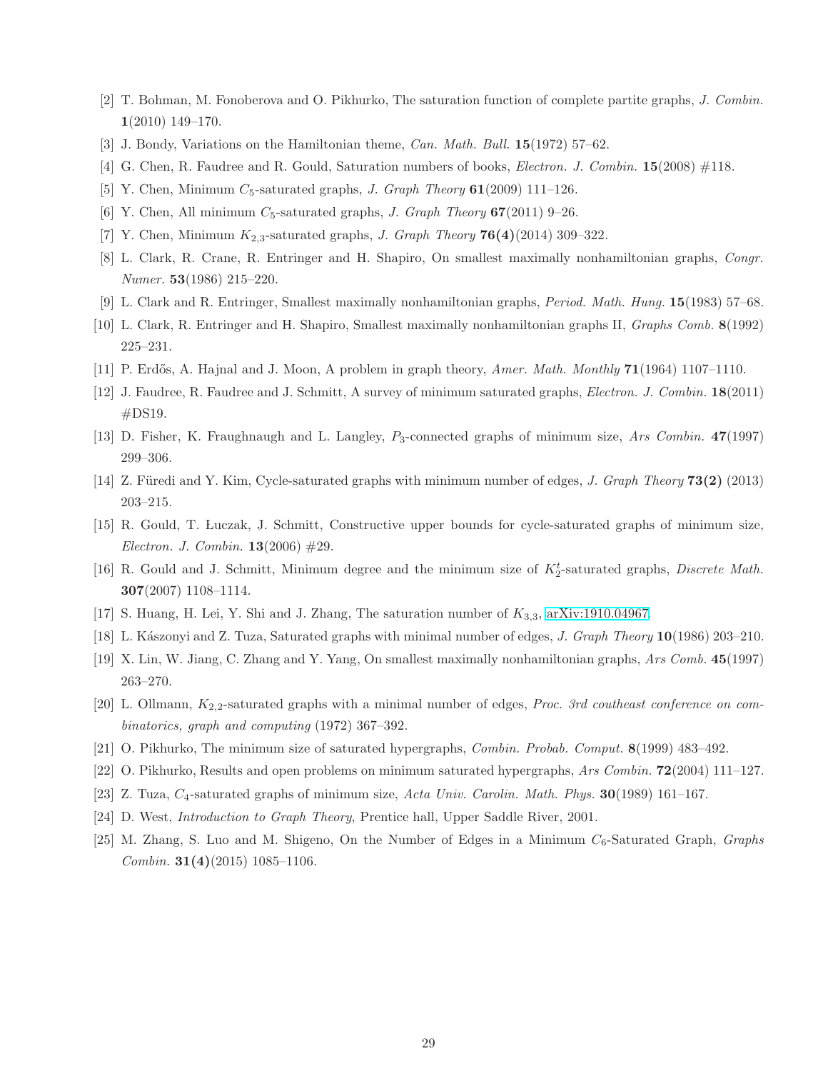[2] T. Bohman, M. Fonoberova and O. Pikhurko, The saturation function of complete partite graphs, *J. Combin.* **1**(2010) 149–170.

[3] J. Bondy, Variations on the Hamiltonian theme, *Can. Math. Bull.* **15**(1972) 57–62.

[4] G. Chen, R. Faudree and R. Gould, Saturation numbers of books, *Electron. J. Combin.* **15**(2008) #118.

[5] Y. Chen, Minimum $C_5$-saturated graphs, *J. Graph Theory* **61**(2009) 111–126.

[6] Y. Chen, All minimum $C_5$-saturated graphs, *J. Graph Theory* **67**(2011) 9–26.

[7] Y. Chen, Minimum $K_{2,3}$-saturated graphs, *J. Graph Theory* **76(4)**(2014) 309–322.

[8] L. Clark, R. Crane, R. Entringer and H. Shapiro, On smallest maximally nonhamiltonian graphs, *Congr. Numer.* **53**(1986) 215–220.

[9] L. Clark and R. Entringer, Smallest maximally nonhamiltonian graphs, *Period. Math. Hung.* **15**(1983) 57–68.

[10] L. Clark, R. Entringer and H. Shapiro, Smallest maximally nonhamiltonian graphs II, *Graphs Comb.* **8**(1992) 225–231.

[11] P. Erdős, A. Hajnal and J. Moon, A problem in graph theory, *Amer. Math. Monthly* **71**(1964) 1107–1110.

[12] J. Faudree, R. Faudree and J. Schmitt, A survey of minimum saturated graphs, *Electron. J. Combin.* **18**(2011) #DS19.

[13] D. Fisher, K. Fraughnaugh and L. Langley, $P_3$-connected graphs of minimum size, *Ars Combin.* **47**(1997) 299–306.

[14] Z. Füredi and Y. Kim, Cycle-saturated graphs with minimum number of edges, *J. Graph Theory* **73(2)** (2013) 203–215.

[15] R. Gould, T. Łuczak, J. Schmitt, Constructive upper bounds for cycle-saturated graphs of minimum size, *Electron. J. Combin.* **13**(2006) #29.

[16] R. Gould and J. Schmitt, Minimum degree and the minimum size of $K_2^t$-saturated graphs, *Discrete Math.* **307**(2007) 1108–1114.

[17] S. Huang, H. Lei, Y. Shi and J. Zhang, The saturation number of $K_{3,3}$, arXiv:1910.04967.

[18] L. Kászonyi and Z. Tuza, Saturated graphs with minimal number of edges, *J. Graph Theory* **10**(1986) 203–210.

[19] X. Lin, W. Jiang, C. Zhang and Y. Yang, On smallest maximally nonhamiltonian graphs, *Ars Comb.* **45**(1997) 263–270.

[20] L. Ollmann, $K_{2,2}$-saturated graphs with a minimal number of edges, *Proc. 3rd coutheast conference on combinatorics, graph and computing* (1972) 367–392.

[21] O. Pikhurko, The minimum size of saturated hypergraphs, *Combin. Probab. Comput.* **8**(1999) 483–492.

[22] O. Pikhurko, Results and open problems on minimum saturated hypergraphs, *Ars Combin.* **72**(2004) 111–127.

[23] Z. Tuza, $C_4$-saturated graphs of minimum size, *Acta Univ. Carolin. Math. Phys.* **30**(1989) 161–167.

[24] D. West, *Introduction to Graph Theory*, Prentice hall, Upper Saddle River, 2001.

[25] M. Zhang, S. Luo and M. Shigeno, On the Number of Edges in a Minimum $C_6$-Saturated Graph, *Graphs Combin.* **31(4)**(2015) 1085–1106.